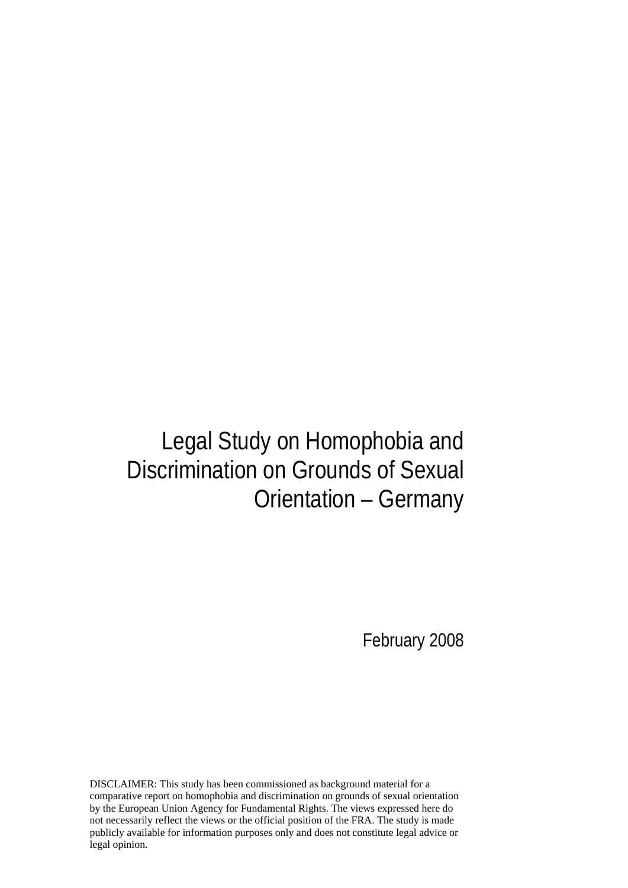# Legal Study on Homophobia and Discrimination on Grounds of Sexual Orientation – Germany

February 2008

DISCLAIMER: This study has been commissioned as background material for a comparative report on homophobia and discrimination on grounds of sexual orientation by the European Union Agency for Fundamental Rights. The views expressed here do not necessarily reflect the views or the official position of the FRA. The study is made publicly available for information purposes only and does not constitute legal advice or legal opinion.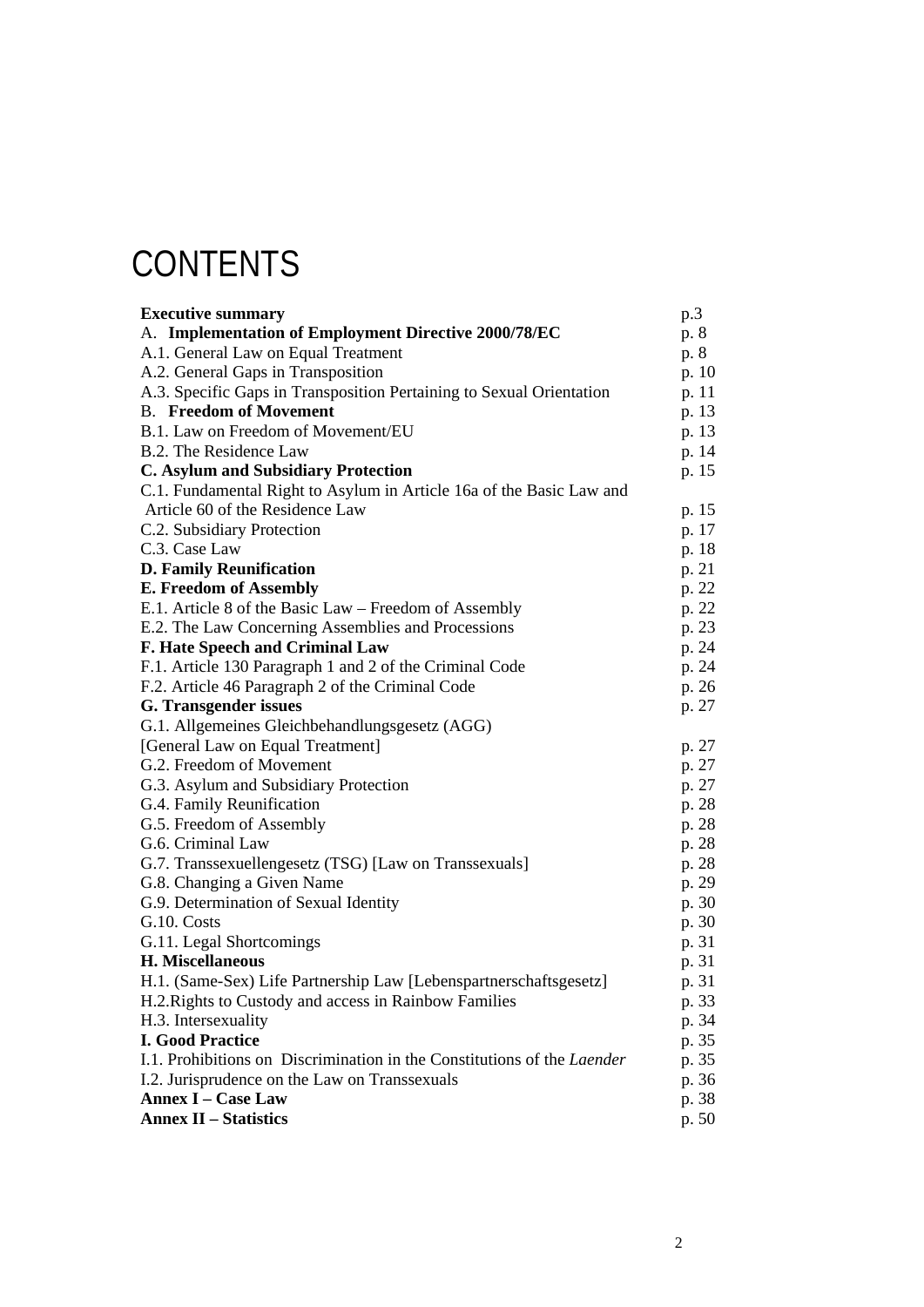# CONTENTS

| | |
|---|---|
| **Executive summary** | p.3 |
| A. **Implementation of Employment Directive 2000/78/EC** | p. 8 |
| A.1. General Law on Equal Treatment | p. 8 |
| A.2. General Gaps in Transposition | p. 10 |
| A.3. Specific Gaps in Transposition Pertaining to Sexual Orientation | p. 11 |
| B. **Freedom of Movement** | p. 13 |
| B.1. Law on Freedom of Movement/EU | p. 13 |
| B.2. The Residence Law | p. 14 |
| **C. Asylum and Subsidiary Protection** | p. 15 |
| C.1. Fundamental Right to Asylum in Article 16a of the Basic Law and Article 60 of the Residence Law | p. 15 |
| C.2. Subsidiary Protection | p. 17 |
| C.3. Case Law | p. 18 |
| **D. Family Reunification** | p. 21 |
| **E. Freedom of Assembly** | p. 22 |
| E.1. Article 8 of the Basic Law – Freedom of Assembly | p. 22 |
| E.2. The Law Concerning Assemblies and Processions | p. 23 |
| **F. Hate Speech and Criminal Law** | p. 24 |
| F.1. Article 130 Paragraph 1 and 2 of the Criminal Code | p. 24 |
| F.2. Article 46 Paragraph 2 of the Criminal Code | p. 26 |
| **G. Transgender issues** | p. 27 |
| G.1. Allgemeines Gleichbehandlungsgesetz (AGG) [General Law on Equal Treatment] | p. 27 |
| G.2. Freedom of Movement | p. 27 |
| G.3. Asylum and Subsidiary Protection | p. 27 |
| G.4. Family Reunification | p. 28 |
| G.5. Freedom of Assembly | p. 28 |
| G.6. Criminal Law | p. 28 |
| G.7. Transsexuellengesetz (TSG) [Law on Transsexuals] | p. 28 |
| G.8. Changing a Given Name | p. 29 |
| G.9. Determination of Sexual Identity | p. 30 |
| G.10. Costs | p. 30 |
| G.11. Legal Shortcomings | p. 31 |
| **H. Miscellaneous** | p. 31 |
| H.1. (Same-Sex) Life Partnership Law [Lebenspartnerschaftsgesetz] | p. 31 |
| H.2.Rights to Custody and access in Rainbow Families | p. 33 |
| H.3. Intersexuality | p. 34 |
| **I. Good Practice** | p. 35 |
| I.1. Prohibitions on Discrimination in the Constitutions of the *Laender* | p. 35 |
| I.2. Jurisprudence on the Law on Transsexuals | p. 36 |
| **Annex I – Case Law** | p. 38 |
| **Annex II – Statistics** | p. 50 |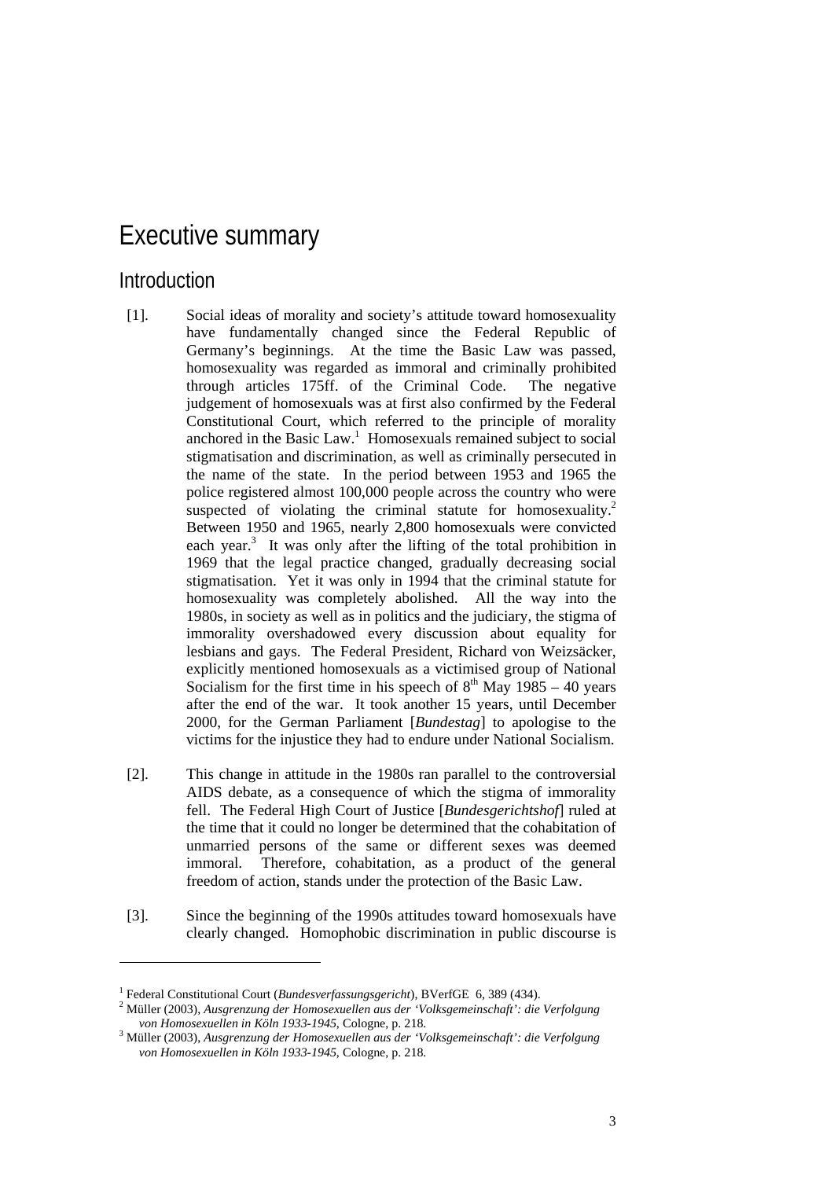# Executive summary

## Introduction

[1]. Social ideas of morality and society's attitude toward homosexuality have fundamentally changed since the Federal Republic of Germany's beginnings. At the time the Basic Law was passed, homosexuality was regarded as immoral and criminally prohibited through articles 175ff. of the Criminal Code. The negative judgement of homosexuals was at first also confirmed by the Federal Constitutional Court, which referred to the principle of morality anchored in the Basic Law.[1] Homosexuals remained subject to social stigmatisation and discrimination, as well as criminally persecuted in the name of the state. In the period between 1953 and 1965 the police registered almost 100,000 people across the country who were suspected of violating the criminal statute for homosexuality.[2] Between 1950 and 1965, nearly 2,800 homosexuals were convicted each year.[3] It was only after the lifting of the total prohibition in 1969 that the legal practice changed, gradually decreasing social stigmatisation. Yet it was only in 1994 that the criminal statute for homosexuality was completely abolished. All the way into the 1980s, in society as well as in politics and the judiciary, the stigma of immorality overshadowed every discussion about equality for lesbians and gays. The Federal President, Richard von Weizsäcker, explicitly mentioned homosexuals as a victimised group of National Socialism for the first time in his speech of 8th May 1985 – 40 years after the end of the war. It took another 15 years, until December 2000, for the German Parliament [*Bundestag*] to apologise to the victims for the injustice they had to endure under National Socialism.

[2]. This change in attitude in the 1980s ran parallel to the controversial AIDS debate, as a consequence of which the stigma of immorality fell. The Federal High Court of Justice [*Bundesgerichtshof*] ruled at the time that it could no longer be determined that the cohabitation of unmarried persons of the same or different sexes was deemed immoral. Therefore, cohabitation, as a product of the general freedom of action, stands under the protection of the Basic Law.

[3]. Since the beginning of the 1990s attitudes toward homosexuals have clearly changed. Homophobic discrimination in public discourse is

---

[1] Federal Constitutional Court (*Bundesverfassungsgericht*), BVerfGE 6, 389 (434).

[2] Müller (2003), *Ausgrenzung der Homosexuellen aus der 'Volksgemeinschaft': die Verfolgung von Homosexuellen in Köln 1933-1945*, Cologne, p. 218.

[3] Müller (2003), *Ausgrenzung der Homosexuellen aus der 'Volksgemeinschaft': die Verfolgung von Homosexuellen in Köln 1933-1945*, Cologne, p. 218.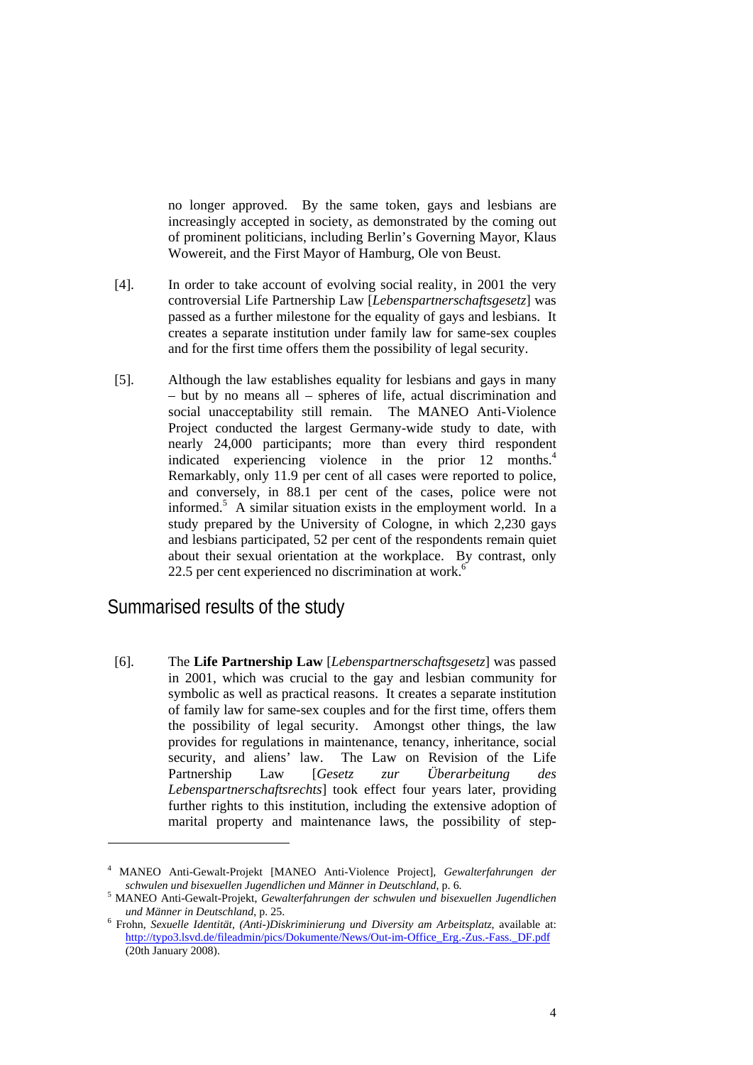no longer approved. By the same token, gays and lesbians are increasingly accepted in society, as demonstrated by the coming out of prominent politicians, including Berlin's Governing Mayor, Klaus Wowereit, and the First Mayor of Hamburg, Ole von Beust.

[4]. In order to take account of evolving social reality, in 2001 the very controversial Life Partnership Law [*Lebenspartnerschaftsgesetz*] was passed as a further milestone for the equality of gays and lesbians. It creates a separate institution under family law for same-sex couples and for the first time offers them the possibility of legal security.

[5]. Although the law establishes equality for lesbians and gays in many – but by no means all – spheres of life, actual discrimination and social unacceptability still remain. The MANEO Anti-Violence Project conducted the largest Germany-wide study to date, with nearly 24,000 participants; more than every third respondent indicated experiencing violence in the prior 12 months.[4] Remarkably, only 11.9 per cent of all cases were reported to police, and conversely, in 88.1 per cent of the cases, police were not informed.[5] A similar situation exists in the employment world. In a study prepared by the University of Cologne, in which 2,230 gays and lesbians participated, 52 per cent of the respondents remain quiet about their sexual orientation at the workplace. By contrast, only 22.5 per cent experienced no discrimination at work.[6]

## Summarised results of the study

[6]. The **Life Partnership Law** [*Lebenspartnerschaftsgesetz*] was passed in 2001, which was crucial to the gay and lesbian community for symbolic as well as practical reasons. It creates a separate institution of family law for same-sex couples and for the first time, offers them the possibility of legal security. Amongst other things, the law provides for regulations in maintenance, tenancy, inheritance, social security, and aliens' law. The Law on Revision of the Life Partnership Law [*Gesetz zur Überarbeitung des Lebenspartnerschaftsrechts*] took effect four years later, providing further rights to this institution, including the extensive adoption of marital property and maintenance laws, the possibility of step-

---

[4] MANEO Anti-Gewalt-Projekt [MANEO Anti-Violence Project], *Gewalterfahrungen der schwulen und bisexuellen Jugendlichen und Männer in Deutschland*, p. 6.

[5] MANEO Anti-Gewalt-Projekt, *Gewalterfahrungen der schwulen und bisexuellen Jugendlichen und Männer in Deutschland*, p. 25.

[6] Frohn, *Sexuelle Identität, (Anti-)Diskriminierung und Diversity am Arbeitsplatz*, available at: http://typo3.lsvd.de/fileadmin/pics/Dokumente/News/Out-im-Office_Erg.-Zus.-Fass._DF.pdf (20th January 2008).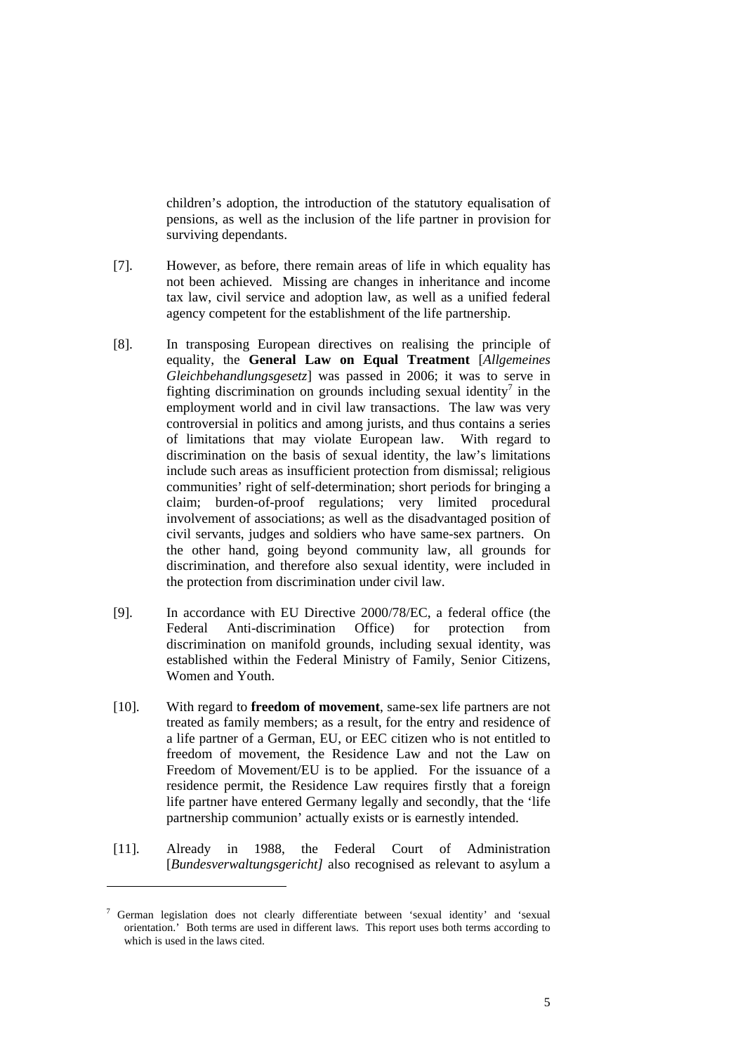children's adoption, the introduction of the statutory equalisation of pensions, as well as the inclusion of the life partner in provision for surviving dependants.

[7]. However, as before, there remain areas of life in which equality has not been achieved. Missing are changes in inheritance and income tax law, civil service and adoption law, as well as a unified federal agency competent for the establishment of the life partnership.

[8]. In transposing European directives on realising the principle of equality, the **General Law on Equal Treatment** [*Allgemeines Gleichbehandlungsgesetz*] was passed in 2006; it was to serve in fighting discrimination on grounds including sexual identity[7] in the employment world and in civil law transactions. The law was very controversial in politics and among jurists, and thus contains a series of limitations that may violate European law. With regard to discrimination on the basis of sexual identity, the law's limitations include such areas as insufficient protection from dismissal; religious communities' right of self-determination; short periods for bringing a claim; burden-of-proof regulations; very limited procedural involvement of associations; as well as the disadvantaged position of civil servants, judges and soldiers who have same-sex partners. On the other hand, going beyond community law, all grounds for discrimination, and therefore also sexual identity, were included in the protection from discrimination under civil law.

[9]. In accordance with EU Directive 2000/78/EC, a federal office (the Federal Anti-discrimination Office) for protection from discrimination on manifold grounds, including sexual identity, was established within the Federal Ministry of Family, Senior Citizens, Women and Youth.

[10]. With regard to **freedom of movement**, same-sex life partners are not treated as family members; as a result, for the entry and residence of a life partner of a German, EU, or EEC citizen who is not entitled to freedom of movement, the Residence Law and not the Law on Freedom of Movement/EU is to be applied. For the issuance of a residence permit, the Residence Law requires firstly that a foreign life partner have entered Germany legally and secondly, that the 'life partnership communion' actually exists or is earnestly intended.

[11]. Already in 1988, the Federal Court of Administration [*Bundesverwaltungsgericht]* also recognised as relevant to asylum a

---

[7] German legislation does not clearly differentiate between 'sexual identity' and 'sexual orientation.' Both terms are used in different laws. This report uses both terms according to which is used in the laws cited.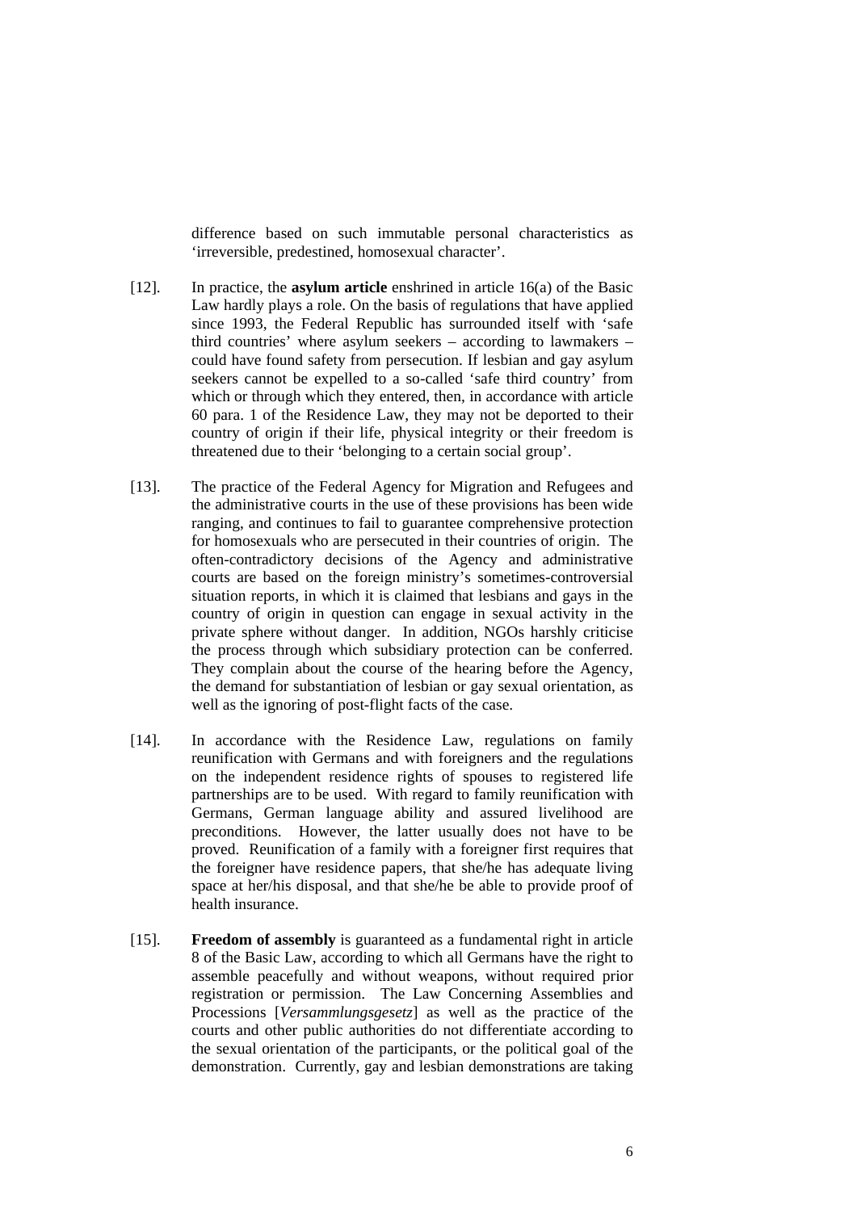difference based on such immutable personal characteristics as 'irreversible, predestined, homosexual character'.

[12]. In practice, the **asylum article** enshrined in article 16(a) of the Basic Law hardly plays a role. On the basis of regulations that have applied since 1993, the Federal Republic has surrounded itself with 'safe third countries' where asylum seekers – according to lawmakers – could have found safety from persecution. If lesbian and gay asylum seekers cannot be expelled to a so-called 'safe third country' from which or through which they entered, then, in accordance with article 60 para. 1 of the Residence Law, they may not be deported to their country of origin if their life, physical integrity or their freedom is threatened due to their 'belonging to a certain social group'.

[13]. The practice of the Federal Agency for Migration and Refugees and the administrative courts in the use of these provisions has been wide ranging, and continues to fail to guarantee comprehensive protection for homosexuals who are persecuted in their countries of origin. The often-contradictory decisions of the Agency and administrative courts are based on the foreign ministry's sometimes-controversial situation reports, in which it is claimed that lesbians and gays in the country of origin in question can engage in sexual activity in the private sphere without danger. In addition, NGOs harshly criticise the process through which subsidiary protection can be conferred. They complain about the course of the hearing before the Agency, the demand for substantiation of lesbian or gay sexual orientation, as well as the ignoring of post-flight facts of the case.

[14]. In accordance with the Residence Law, regulations on family reunification with Germans and with foreigners and the regulations on the independent residence rights of spouses to registered life partnerships are to be used. With regard to family reunification with Germans, German language ability and assured livelihood are preconditions. However, the latter usually does not have to be proved. Reunification of a family with a foreigner first requires that the foreigner have residence papers, that she/he has adequate living space at her/his disposal, and that she/he be able to provide proof of health insurance.

[15]. **Freedom of assembly** is guaranteed as a fundamental right in article 8 of the Basic Law, according to which all Germans have the right to assemble peacefully and without weapons, without required prior registration or permission. The Law Concerning Assemblies and Processions [*Versammlungsgesetz*] as well as the practice of the courts and other public authorities do not differentiate according to the sexual orientation of the participants, or the political goal of the demonstration. Currently, gay and lesbian demonstrations are taking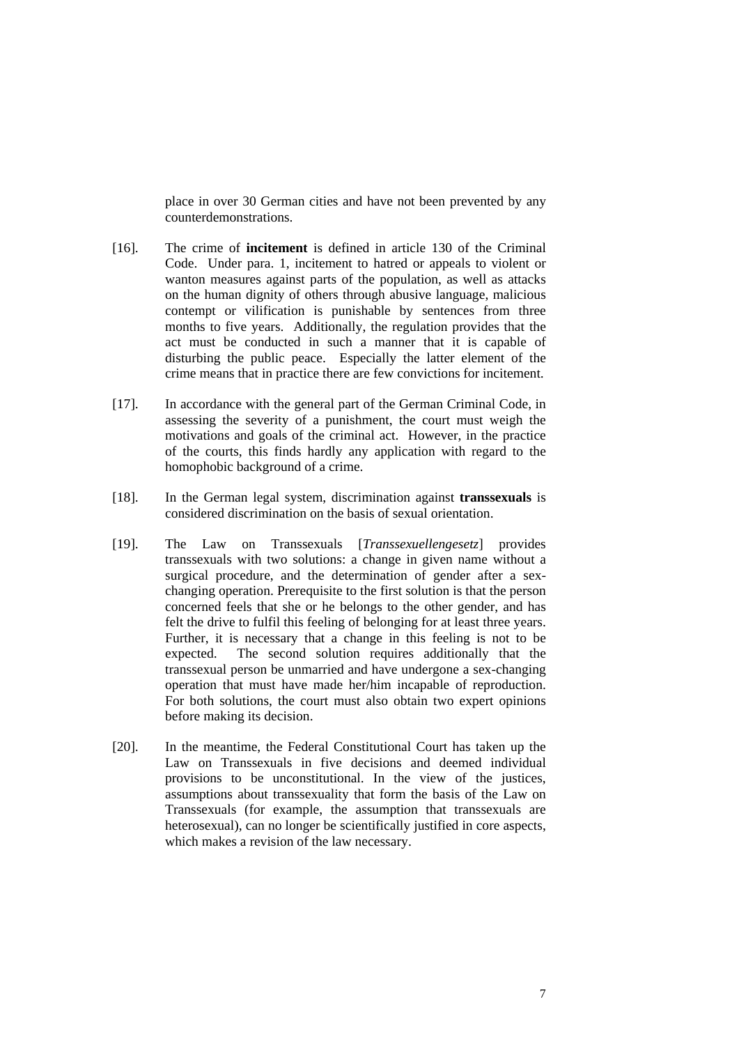place in over 30 German cities and have not been prevented by any counterdemonstrations.

[16]. The crime of **incitement** is defined in article 130 of the Criminal Code. Under para. 1, incitement to hatred or appeals to violent or wanton measures against parts of the population, as well as attacks on the human dignity of others through abusive language, malicious contempt or vilification is punishable by sentences from three months to five years. Additionally, the regulation provides that the act must be conducted in such a manner that it is capable of disturbing the public peace. Especially the latter element of the crime means that in practice there are few convictions for incitement.

[17]. In accordance with the general part of the German Criminal Code, in assessing the severity of a punishment, the court must weigh the motivations and goals of the criminal act. However, in the practice of the courts, this finds hardly any application with regard to the homophobic background of a crime.

[18]. In the German legal system, discrimination against **transsexuals** is considered discrimination on the basis of sexual orientation.

[19]. The Law on Transsexuals [*Transsexuellengesetz*] provides transsexuals with two solutions: a change in given name without a surgical procedure, and the determination of gender after a sex-changing operation. Prerequisite to the first solution is that the person concerned feels that she or he belongs to the other gender, and has felt the drive to fulfil this feeling of belonging for at least three years. Further, it is necessary that a change in this feeling is not to be expected. The second solution requires additionally that the transsexual person be unmarried and have undergone a sex-changing operation that must have made her/him incapable of reproduction. For both solutions, the court must also obtain two expert opinions before making its decision.

[20]. In the meantime, the Federal Constitutional Court has taken up the Law on Transsexuals in five decisions and deemed individual provisions to be unconstitutional. In the view of the justices, assumptions about transsexuality that form the basis of the Law on Transsexuals (for example, the assumption that transsexuals are heterosexual), can no longer be scientifically justified in core aspects, which makes a revision of the law necessary.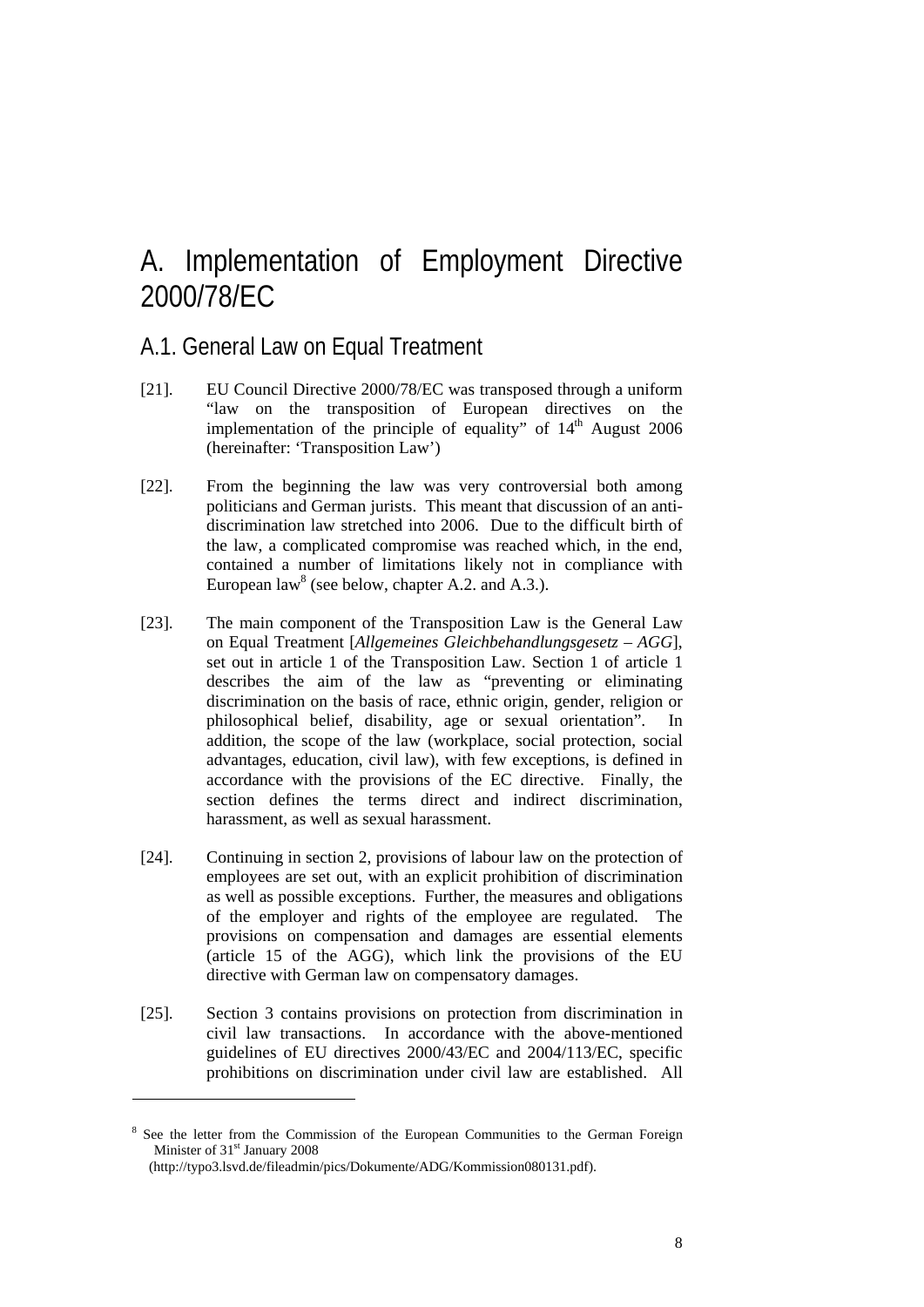# A. Implementation of Employment Directive 2000/78/EC

## A.1. General Law on Equal Treatment

[21]. EU Council Directive 2000/78/EC was transposed through a uniform "law on the transposition of European directives on the implementation of the principle of equality" of 14th August 2006 (hereinafter: 'Transposition Law')

[22]. From the beginning the law was very controversial both among politicians and German jurists. This meant that discussion of an anti-discrimination law stretched into 2006. Due to the difficult birth of the law, a complicated compromise was reached which, in the end, contained a number of limitations likely not in compliance with European law[8] (see below, chapter A.2. and A.3.).

[23]. The main component of the Transposition Law is the General Law on Equal Treatment [*Allgemeines Gleichbehandlungsgesetz – AGG*], set out in article 1 of the Transposition Law. Section 1 of article 1 describes the aim of the law as "preventing or eliminating discrimination on the basis of race, ethnic origin, gender, religion or philosophical belief, disability, age or sexual orientation". In addition, the scope of the law (workplace, social protection, social advantages, education, civil law), with few exceptions, is defined in accordance with the provisions of the EC directive. Finally, the section defines the terms direct and indirect discrimination, harassment, as well as sexual harassment.

[24]. Continuing in section 2, provisions of labour law on the protection of employees are set out, with an explicit prohibition of discrimination as well as possible exceptions. Further, the measures and obligations of the employer and rights of the employee are regulated. The provisions on compensation and damages are essential elements (article 15 of the AGG), which link the provisions of the EU directive with German law on compensatory damages.

[25]. Section 3 contains provisions on protection from discrimination in civil law transactions. In accordance with the above-mentioned guidelines of EU directives 2000/43/EC and 2004/113/EC, specific prohibitions on discrimination under civil law are established. All

[8] See the letter from the Commission of the European Communities to the German Foreign Minister of 31st January 2008 (http://typo3.lsvd.de/fileadmin/pics/Dokumente/ADG/Kommission080131.pdf).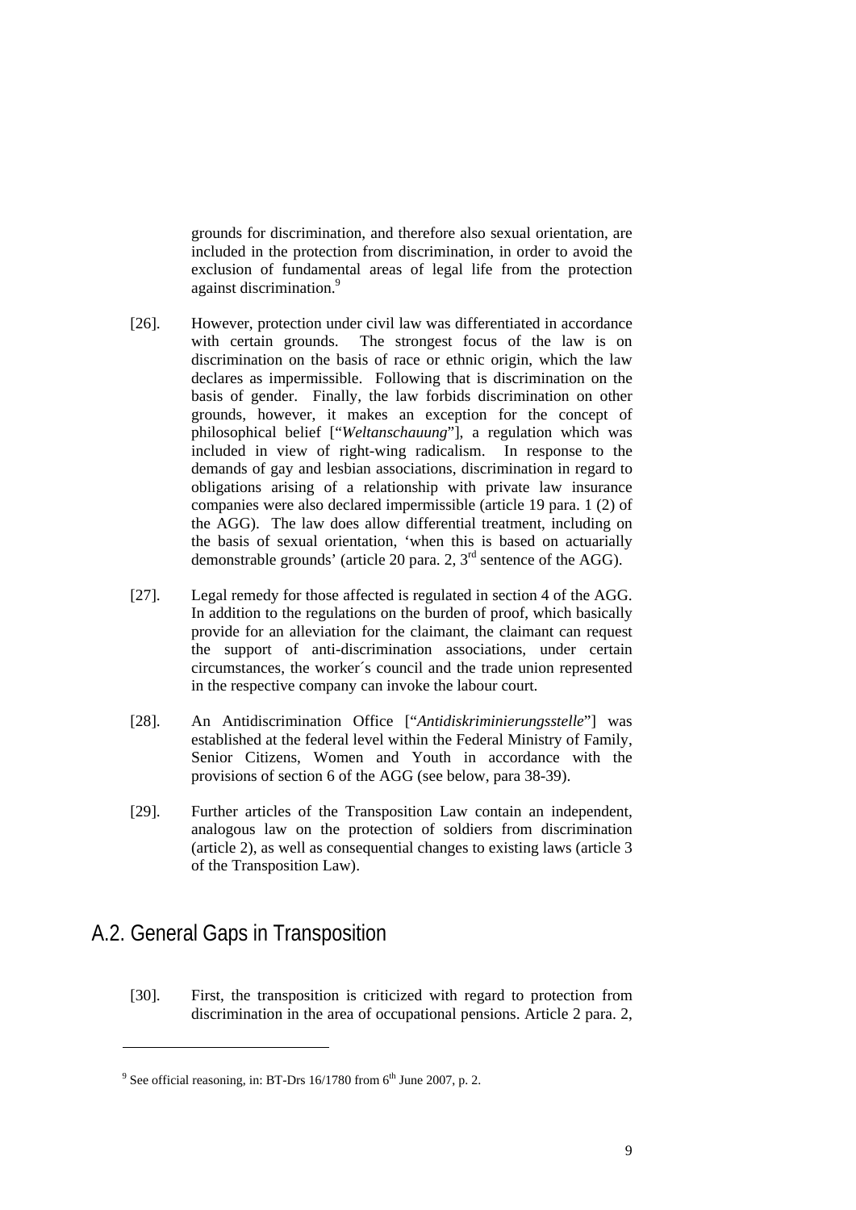grounds for discrimination, and therefore also sexual orientation, are included in the protection from discrimination, in order to avoid the exclusion of fundamental areas of legal life from the protection against discrimination.[9]

[26]. However, protection under civil law was differentiated in accordance with certain grounds. The strongest focus of the law is on discrimination on the basis of race or ethnic origin, which the law declares as impermissible. Following that is discrimination on the basis of gender. Finally, the law forbids discrimination on other grounds, however, it makes an exception for the concept of philosophical belief ["*Weltanschauung*"], a regulation which was included in view of right-wing radicalism. In response to the demands of gay and lesbian associations, discrimination in regard to obligations arising of a relationship with private law insurance companies were also declared impermissible (article 19 para. 1 (2) of the AGG). The law does allow differential treatment, including on the basis of sexual orientation, 'when this is based on actuarially demonstrable grounds' (article 20 para. 2, 3rd sentence of the AGG).

[27]. Legal remedy for those affected is regulated in section 4 of the AGG. In addition to the regulations on the burden of proof, which basically provide for an alleviation for the claimant, the claimant can request the support of anti-discrimination associations, under certain circumstances, the worker´s council and the trade union represented in the respective company can invoke the labour court.

[28]. An Antidiscrimination Office ["*Antidiskriminierungsstelle*"] was established at the federal level within the Federal Ministry of Family, Senior Citizens, Women and Youth in accordance with the provisions of section 6 of the AGG (see below, para 38-39).

[29]. Further articles of the Transposition Law contain an independent, analogous law on the protection of soldiers from discrimination (article 2), as well as consequential changes to existing laws (article 3 of the Transposition Law).

## A.2. General Gaps in Transposition

[30]. First, the transposition is criticized with regard to protection from discrimination in the area of occupational pensions. Article 2 para. 2,

[9] See official reasoning, in: BT-Drs 16/1780 from 6th June 2007, p. 2.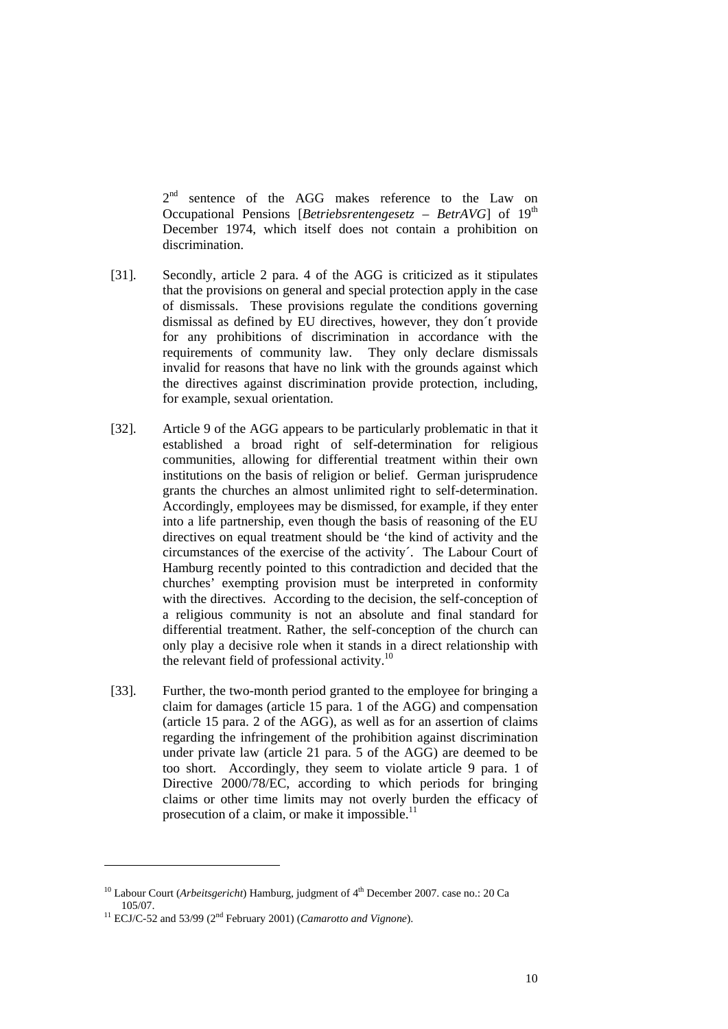2nd sentence of the AGG makes reference to the Law on Occupational Pensions [*Betriebsrentengesetz – BetrAVG*] of 19th December 1974, which itself does not contain a prohibition on discrimination.

[31]. Secondly, article 2 para. 4 of the AGG is criticized as it stipulates that the provisions on general and special protection apply in the case of dismissals. These provisions regulate the conditions governing dismissal as defined by EU directives, however, they don´t provide for any prohibitions of discrimination in accordance with the requirements of community law. They only declare dismissals invalid for reasons that have no link with the grounds against which the directives against discrimination provide protection, including, for example, sexual orientation.

[32]. Article 9 of the AGG appears to be particularly problematic in that it established a broad right of self-determination for religious communities, allowing for differential treatment within their own institutions on the basis of religion or belief. German jurisprudence grants the churches an almost unlimited right to self-determination. Accordingly, employees may be dismissed, for example, if they enter into a life partnership, even though the basis of reasoning of the EU directives on equal treatment should be 'the kind of activity and the circumstances of the exercise of the activity´. The Labour Court of Hamburg recently pointed to this contradiction and decided that the churches' exempting provision must be interpreted in conformity with the directives. According to the decision, the self-conception of a religious community is not an absolute and final standard for differential treatment. Rather, the self-conception of the church can only play a decisive role when it stands in a direct relationship with the relevant field of professional activity.[10]

[33]. Further, the two-month period granted to the employee for bringing a claim for damages (article 15 para. 1 of the AGG) and compensation (article 15 para. 2 of the AGG), as well as for an assertion of claims regarding the infringement of the prohibition against discrimination under private law (article 21 para. 5 of the AGG) are deemed to be too short. Accordingly, they seem to violate article 9 para. 1 of Directive 2000/78/EC, according to which periods for bringing claims or other time limits may not overly burden the efficacy of prosecution of a claim, or make it impossible.[11]

---

[10] Labour Court (*Arbeitsgericht*) Hamburg, judgment of 4th December 2007. case no.: 20 Ca 105/07.

[11] ECJ/C-52 and 53/99 (2nd February 2001) (*Camarotto and Vignone*).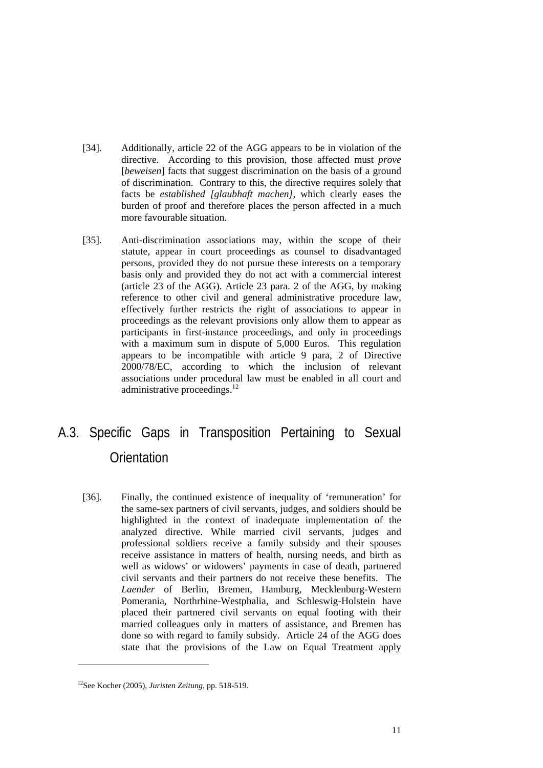[34]. Additionally, article 22 of the AGG appears to be in violation of the directive. According to this provision, those affected must *prove* [*beweisen*] facts that suggest discrimination on the basis of a ground of discrimination. Contrary to this, the directive requires solely that facts be *established [glaubhaft machen],* which clearly eases the burden of proof and therefore places the person affected in a much more favourable situation.

[35]. Anti-discrimination associations may, within the scope of their statute, appear in court proceedings as counsel to disadvantaged persons, provided they do not pursue these interests on a temporary basis only and provided they do not act with a commercial interest (article 23 of the AGG). Article 23 para. 2 of the AGG, by making reference to other civil and general administrative procedure law, effectively further restricts the right of associations to appear in proceedings as the relevant provisions only allow them to appear as participants in first-instance proceedings, and only in proceedings with a maximum sum in dispute of 5,000 Euros. This regulation appears to be incompatible with article 9 para, 2 of Directive 2000/78/EC, according to which the inclusion of relevant associations under procedural law must be enabled in all court and administrative proceedings.[12]

## A.3. Specific Gaps in Transposition Pertaining to Sexual Orientation

[36]. Finally, the continued existence of inequality of 'remuneration' for the same-sex partners of civil servants, judges, and soldiers should be highlighted in the context of inadequate implementation of the analyzed directive. While married civil servants, judges and professional soldiers receive a family subsidy and their spouses receive assistance in matters of health, nursing needs, and birth as well as widows' or widowers' payments in case of death, partnered civil servants and their partners do not receive these benefits. The *Laender* of Berlin, Bremen, Hamburg, Mecklenburg-Western Pomerania, Northrhine-Westphalia, and Schleswig-Holstein have placed their partnered civil servants on equal footing with their married colleagues only in matters of assistance, and Bremen has done so with regard to family subsidy. Article 24 of the AGG does state that the provisions of the Law on Equal Treatment apply

---

[12] See Kocher (2005), *Juristen Zeitung*, pp. 518-519.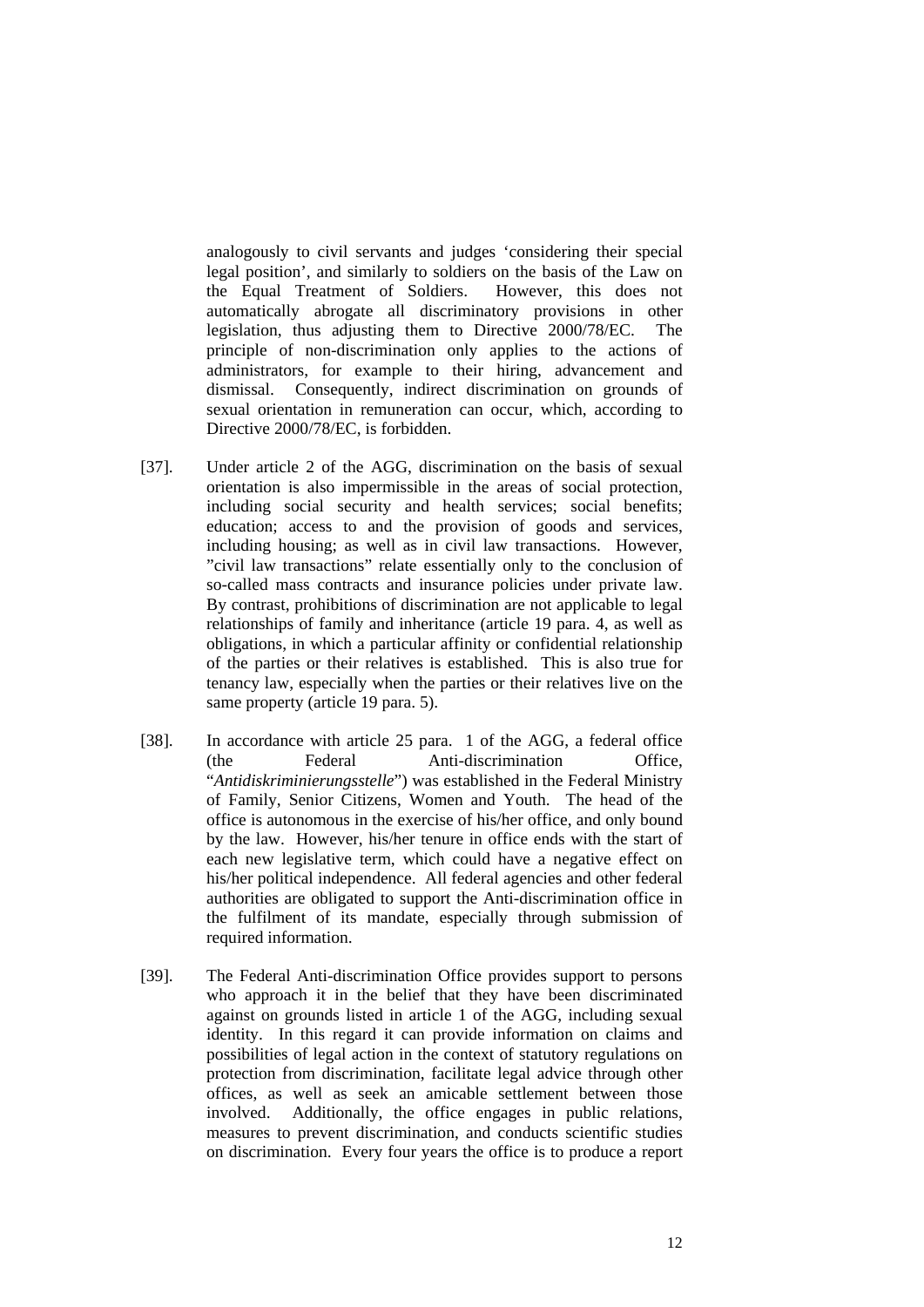analogously to civil servants and judges 'considering their special legal position', and similarly to soldiers on the basis of the Law on the Equal Treatment of Soldiers. However, this does not automatically abrogate all discriminatory provisions in other legislation, thus adjusting them to Directive 2000/78/EC. The principle of non-discrimination only applies to the actions of administrators, for example to their hiring, advancement and dismissal. Consequently, indirect discrimination on grounds of sexual orientation in remuneration can occur, which, according to Directive 2000/78/EC, is forbidden.

[37]. Under article 2 of the AGG, discrimination on the basis of sexual orientation is also impermissible in the areas of social protection, including social security and health services; social benefits; education; access to and the provision of goods and services, including housing; as well as in civil law transactions. However, "civil law transactions" relate essentially only to the conclusion of so-called mass contracts and insurance policies under private law. By contrast, prohibitions of discrimination are not applicable to legal relationships of family and inheritance (article 19 para. 4, as well as obligations, in which a particular affinity or confidential relationship of the parties or their relatives is established. This is also true for tenancy law, especially when the parties or their relatives live on the same property (article 19 para. 5).

[38]. In accordance with article 25 para. 1 of the AGG, a federal office (the Federal Anti-discrimination Office, "*Antidiskriminierungsstelle*") was established in the Federal Ministry of Family, Senior Citizens, Women and Youth. The head of the office is autonomous in the exercise of his/her office, and only bound by the law. However, his/her tenure in office ends with the start of each new legislative term, which could have a negative effect on his/her political independence. All federal agencies and other federal authorities are obligated to support the Anti-discrimination office in the fulfilment of its mandate, especially through submission of required information.

[39]. The Federal Anti-discrimination Office provides support to persons who approach it in the belief that they have been discriminated against on grounds listed in article 1 of the AGG, including sexual identity. In this regard it can provide information on claims and possibilities of legal action in the context of statutory regulations on protection from discrimination, facilitate legal advice through other offices, as well as seek an amicable settlement between those involved. Additionally, the office engages in public relations, measures to prevent discrimination, and conducts scientific studies on discrimination. Every four years the office is to produce a report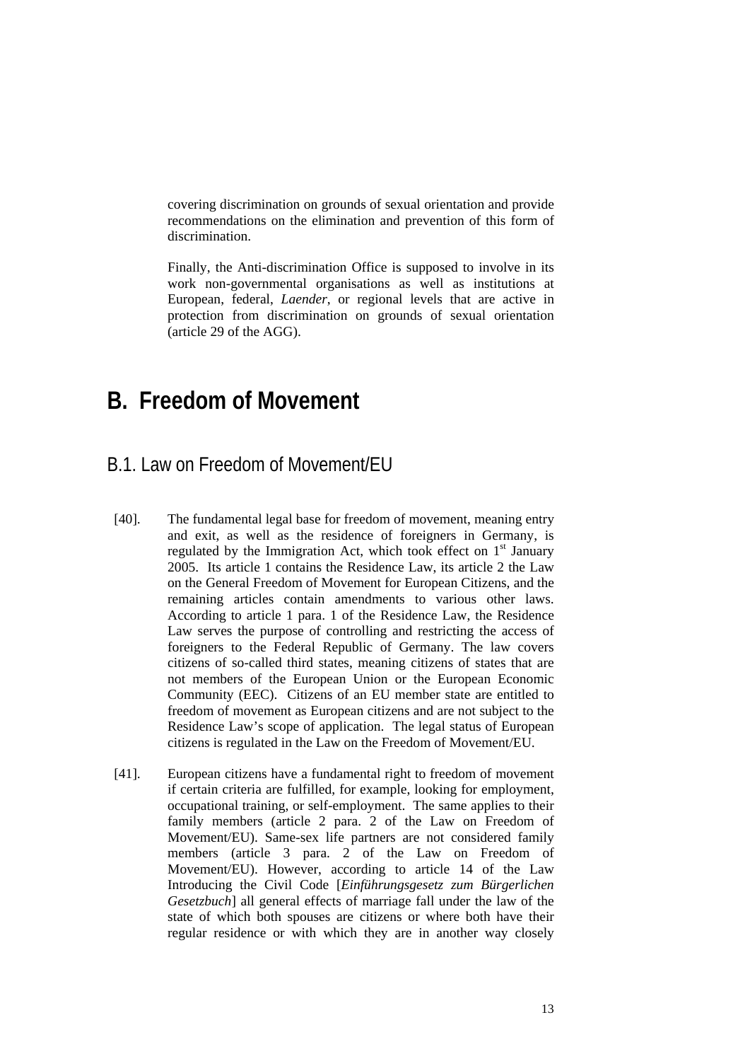covering discrimination on grounds of sexual orientation and provide recommendations on the elimination and prevention of this form of discrimination.

Finally, the Anti-discrimination Office is supposed to involve in its work non-governmental organisations as well as institutions at European, federal, *Laender*, or regional levels that are active in protection from discrimination on grounds of sexual orientation (article 29 of the AGG).

# B. Freedom of Movement

## B.1. Law on Freedom of Movement/EU

[40]. The fundamental legal base for freedom of movement, meaning entry and exit, as well as the residence of foreigners in Germany, is regulated by the Immigration Act, which took effect on 1st January 2005. Its article 1 contains the Residence Law, its article 2 the Law on the General Freedom of Movement for European Citizens, and the remaining articles contain amendments to various other laws. According to article 1 para. 1 of the Residence Law, the Residence Law serves the purpose of controlling and restricting the access of foreigners to the Federal Republic of Germany. The law covers citizens of so-called third states, meaning citizens of states that are not members of the European Union or the European Economic Community (EEC). Citizens of an EU member state are entitled to freedom of movement as European citizens and are not subject to the Residence Law's scope of application. The legal status of European citizens is regulated in the Law on the Freedom of Movement/EU.

[41]. European citizens have a fundamental right to freedom of movement if certain criteria are fulfilled, for example, looking for employment, occupational training, or self-employment. The same applies to their family members (article 2 para. 2 of the Law on Freedom of Movement/EU). Same-sex life partners are not considered family members (article 3 para. 2 of the Law on Freedom of Movement/EU). However, according to article 14 of the Law Introducing the Civil Code [*Einführungsgesetz zum Bürgerlichen Gesetzbuch*] all general effects of marriage fall under the law of the state of which both spouses are citizens or where both have their regular residence or with which they are in another way closely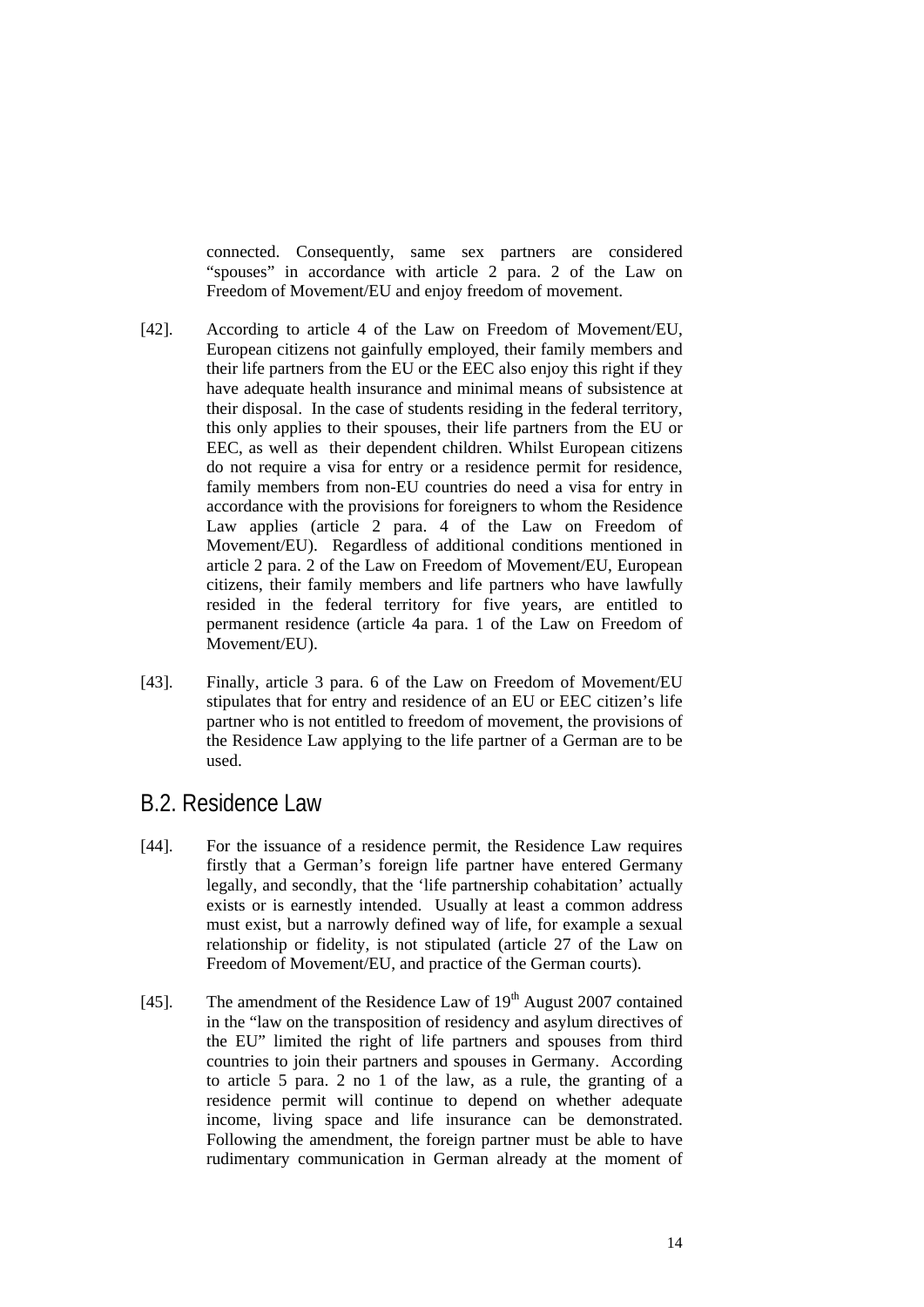connected. Consequently, same sex partners are considered "spouses" in accordance with article 2 para. 2 of the Law on Freedom of Movement/EU and enjoy freedom of movement.

[42]. According to article 4 of the Law on Freedom of Movement/EU, European citizens not gainfully employed, their family members and their life partners from the EU or the EEC also enjoy this right if they have adequate health insurance and minimal means of subsistence at their disposal. In the case of students residing in the federal territory, this only applies to their spouses, their life partners from the EU or EEC, as well as their dependent children. Whilst European citizens do not require a visa for entry or a residence permit for residence, family members from non-EU countries do need a visa for entry in accordance with the provisions for foreigners to whom the Residence Law applies (article 2 para. 4 of the Law on Freedom of Movement/EU). Regardless of additional conditions mentioned in article 2 para. 2 of the Law on Freedom of Movement/EU, European citizens, their family members and life partners who have lawfully resided in the federal territory for five years, are entitled to permanent residence (article 4a para. 1 of the Law on Freedom of Movement/EU).

[43]. Finally, article 3 para. 6 of the Law on Freedom of Movement/EU stipulates that for entry and residence of an EU or EEC citizen's life partner who is not entitled to freedom of movement, the provisions of the Residence Law applying to the life partner of a German are to be used.

## B.2. Residence Law

[44]. For the issuance of a residence permit, the Residence Law requires firstly that a German's foreign life partner have entered Germany legally, and secondly, that the 'life partnership cohabitation' actually exists or is earnestly intended. Usually at least a common address must exist, but a narrowly defined way of life, for example a sexual relationship or fidelity, is not stipulated (article 27 of the Law on Freedom of Movement/EU, and practice of the German courts).

[45]. The amendment of the Residence Law of 19th August 2007 contained in the "law on the transposition of residency and asylum directives of the EU" limited the right of life partners and spouses from third countries to join their partners and spouses in Germany. According to article 5 para. 2 no 1 of the law, as a rule, the granting of a residence permit will continue to depend on whether adequate income, living space and life insurance can be demonstrated. Following the amendment, the foreign partner must be able to have rudimentary communication in German already at the moment of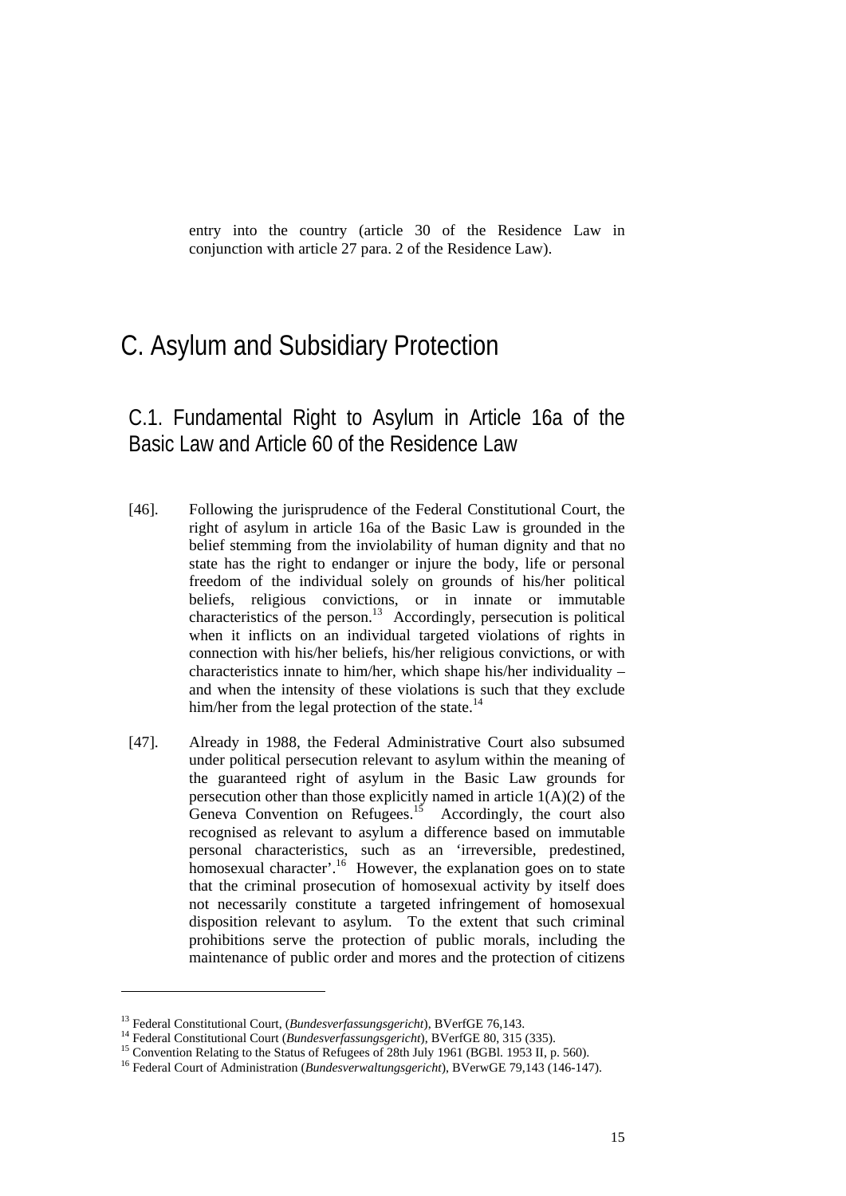entry into the country (article 30 of the Residence Law in conjunction with article 27 para. 2 of the Residence Law).

# C. Asylum and Subsidiary Protection

## C.1. Fundamental Right to Asylum in Article 16a of the Basic Law and Article 60 of the Residence Law

[46]. Following the jurisprudence of the Federal Constitutional Court, the right of asylum in article 16a of the Basic Law is grounded in the belief stemming from the inviolability of human dignity and that no state has the right to endanger or injure the body, life or personal freedom of the individual solely on grounds of his/her political beliefs, religious convictions, or in innate or immutable characteristics of the person.[13] Accordingly, persecution is political when it inflicts on an individual targeted violations of rights in connection with his/her beliefs, his/her religious convictions, or with characteristics innate to him/her, which shape his/her individuality – and when the intensity of these violations is such that they exclude him/her from the legal protection of the state.[14]

[47]. Already in 1988, the Federal Administrative Court also subsumed under political persecution relevant to asylum within the meaning of the guaranteed right of asylum in the Basic Law grounds for persecution other than those explicitly named in article 1(A)(2) of the Geneva Convention on Refugees.[15] Accordingly, the court also recognised as relevant to asylum a difference based on immutable personal characteristics, such as an 'irreversible, predestined, homosexual character'.[16] However, the explanation goes on to state that the criminal prosecution of homosexual activity by itself does not necessarily constitute a targeted infringement of homosexual disposition relevant to asylum. To the extent that such criminal prohibitions serve the protection of public morals, including the maintenance of public order and mores and the protection of citizens

---

[13] Federal Constitutional Court, (*Bundesverfassungsgericht*), BVerfGE 76,143.

[14] Federal Constitutional Court (*Bundesverfassungsgericht*), BVerfGE 80, 315 (335).

[15] Convention Relating to the Status of Refugees of 28th July 1961 (BGBl. 1953 II, p. 560).

[16] Federal Court of Administration (*Bundesverwaltungsgericht*), BVerwGE 79,143 (146-147).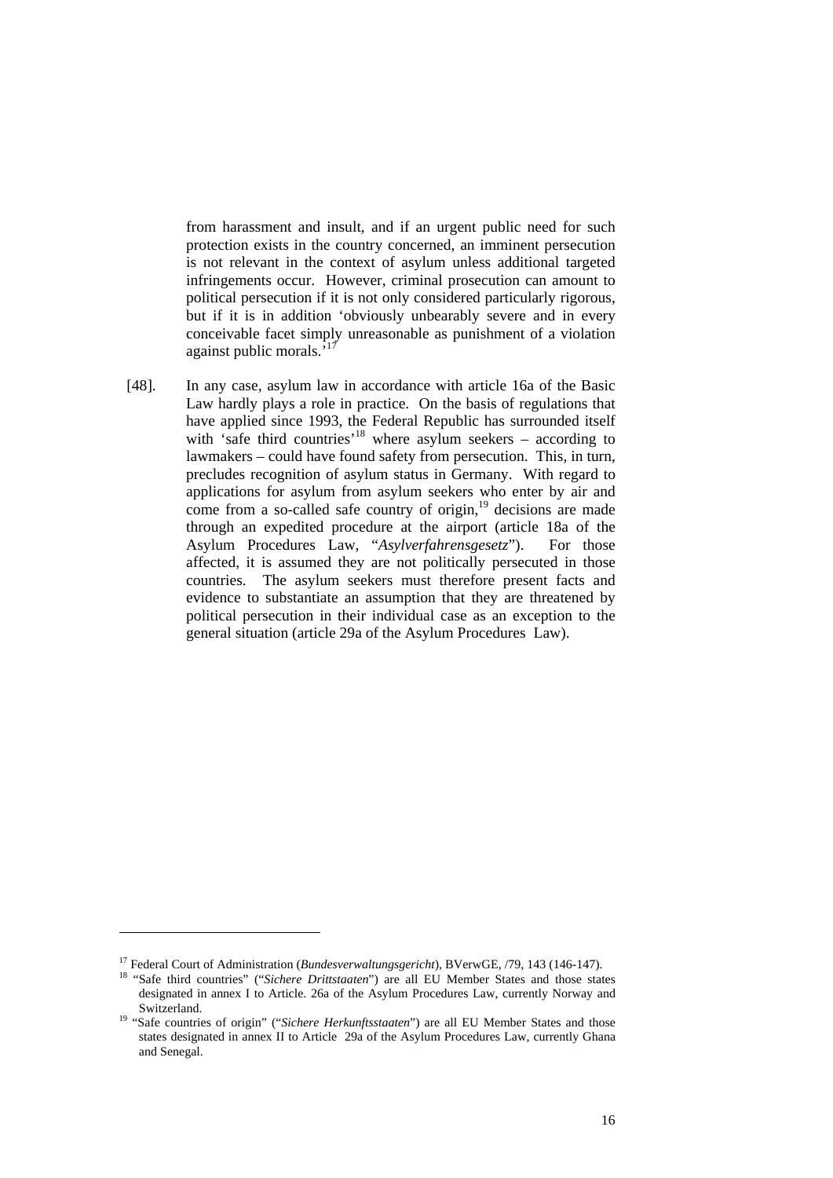from harassment and insult, and if an urgent public need for such protection exists in the country concerned, an imminent persecution is not relevant in the context of asylum unless additional targeted infringements occur. However, criminal prosecution can amount to political persecution if it is not only considered particularly rigorous, but if it is in addition 'obviously unbearably severe and in every conceivable facet simply unreasonable as punishment of a violation against public morals.'[17]

[48]. In any case, asylum law in accordance with article 16a of the Basic Law hardly plays a role in practice. On the basis of regulations that have applied since 1993, the Federal Republic has surrounded itself with 'safe third countries'[18] where asylum seekers – according to lawmakers – could have found safety from persecution. This, in turn, precludes recognition of asylum status in Germany. With regard to applications for asylum from asylum seekers who enter by air and come from a so-called safe country of origin,[19] decisions are made through an expedited procedure at the airport (article 18a of the Asylum Procedures Law, "*Asylverfahrensgesetz*"). For those affected, it is assumed they are not politically persecuted in those countries. The asylum seekers must therefore present facts and evidence to substantiate an assumption that they are threatened by political persecution in their individual case as an exception to the general situation (article 29a of the Asylum Procedures Law).

---

[17] Federal Court of Administration (*Bundesverwaltungsgericht*), BVerwGE, /79, 143 (146-147).

[18] "Safe third countries" ("*Sichere Drittstaaten*") are all EU Member States and those states designated in annex I to Article. 26a of the Asylum Procedures Law, currently Norway and Switzerland.

[19] "Safe countries of origin" ("*Sichere Herkunftsstaaten*") are all EU Member States and those states designated in annex II to Article 29a of the Asylum Procedures Law, currently Ghana and Senegal.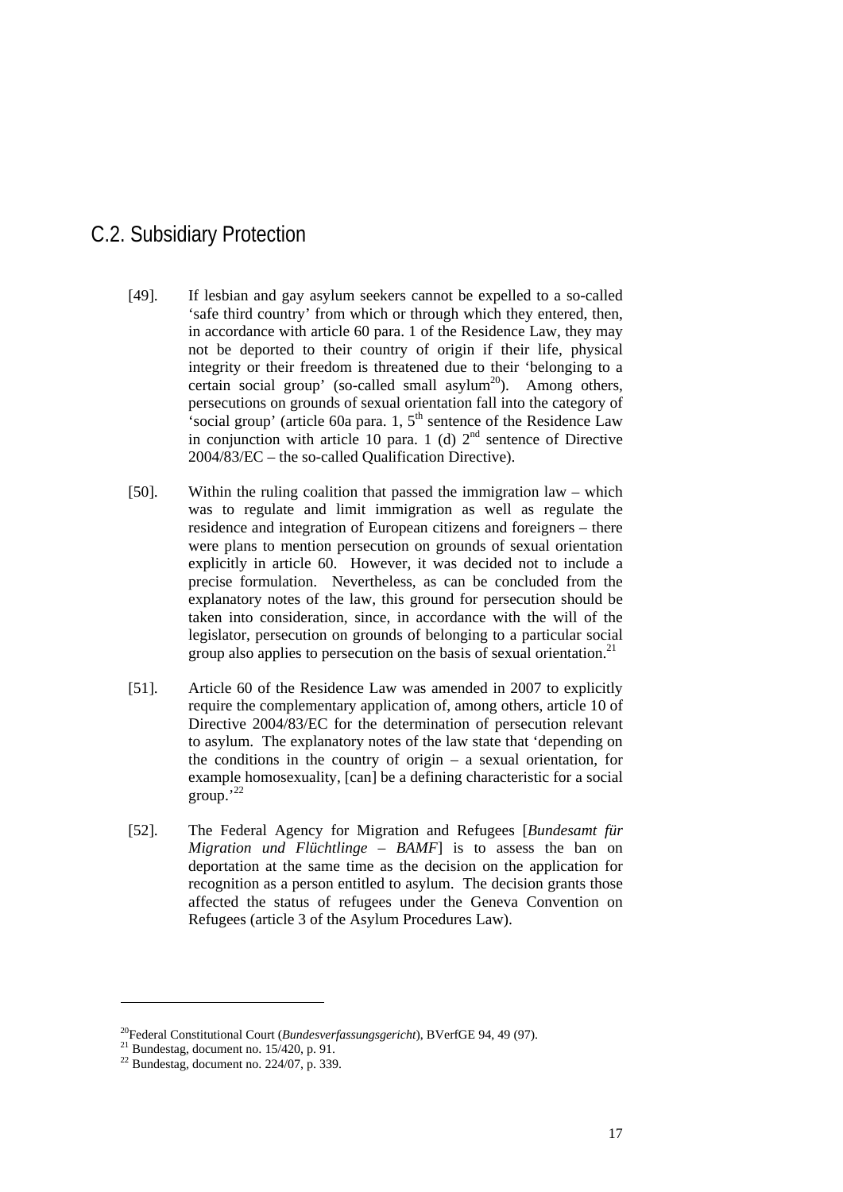## C.2. Subsidiary Protection

[49]. If lesbian and gay asylum seekers cannot be expelled to a so-called 'safe third country' from which or through which they entered, then, in accordance with article 60 para. 1 of the Residence Law, they may not be deported to their country of origin if their life, physical integrity or their freedom is threatened due to their 'belonging to a certain social group' (so-called small asylum[20]). Among others, persecutions on grounds of sexual orientation fall into the category of 'social group' (article 60a para. 1, 5th sentence of the Residence Law in conjunction with article 10 para. 1 (d) 2nd sentence of Directive 2004/83/EC – the so-called Qualification Directive).

[50]. Within the ruling coalition that passed the immigration law – which was to regulate and limit immigration as well as regulate the residence and integration of European citizens and foreigners – there were plans to mention persecution on grounds of sexual orientation explicitly in article 60. However, it was decided not to include a precise formulation. Nevertheless, as can be concluded from the explanatory notes of the law, this ground for persecution should be taken into consideration, since, in accordance with the will of the legislator, persecution on grounds of belonging to a particular social group also applies to persecution on the basis of sexual orientation.[21]

[51]. Article 60 of the Residence Law was amended in 2007 to explicitly require the complementary application of, among others, article 10 of Directive 2004/83/EC for the determination of persecution relevant to asylum. The explanatory notes of the law state that 'depending on the conditions in the country of origin – a sexual orientation, for example homosexuality, [can] be a defining characteristic for a social group.'[22]

[52]. The Federal Agency for Migration and Refugees [*Bundesamt für Migration und Flüchtlinge – BAMF*] is to assess the ban on deportation at the same time as the decision on the application for recognition as a person entitled to asylum. The decision grants those affected the status of refugees under the Geneva Convention on Refugees (article 3 of the Asylum Procedures Law).

---

[20] Federal Constitutional Court (*Bundesverfassungsgericht*), BVerfGE 94, 49 (97).

[21] Bundestag, document no. 15/420, p. 91.

[22] Bundestag, document no. 224/07, p. 339.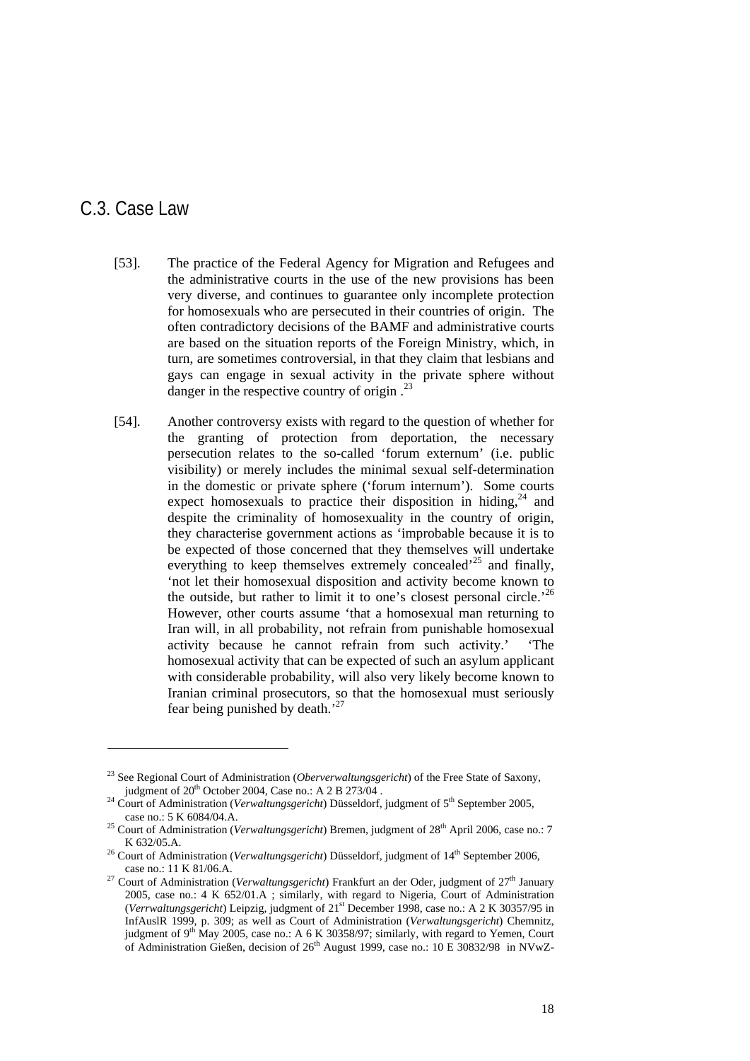## C.3. Case Law

[53]. The practice of the Federal Agency for Migration and Refugees and the administrative courts in the use of the new provisions has been very diverse, and continues to guarantee only incomplete protection for homosexuals who are persecuted in their countries of origin. The often contradictory decisions of the BAMF and administrative courts are based on the situation reports of the Foreign Ministry, which, in turn, are sometimes controversial, in that they claim that lesbians and gays can engage in sexual activity in the private sphere without danger in the respective country of origin .[23]

[54]. Another controversy exists with regard to the question of whether for the granting of protection from deportation, the necessary persecution relates to the so-called 'forum externum' (i.e. public visibility) or merely includes the minimal sexual self-determination in the domestic or private sphere ('forum internum'). Some courts expect homosexuals to practice their disposition in hiding,[24] and despite the criminality of homosexuality in the country of origin, they characterise government actions as 'improbable because it is to be expected of those concerned that they themselves will undertake everything to keep themselves extremely concealed'[25] and finally, 'not let their homosexual disposition and activity become known to the outside, but rather to limit it to one's closest personal circle.'[26] However, other courts assume 'that a homosexual man returning to Iran will, in all probability, not refrain from punishable homosexual activity because he cannot refrain from such activity.' 'The homosexual activity that can be expected of such an asylum applicant with considerable probability, will also very likely become known to Iranian criminal prosecutors, so that the homosexual must seriously fear being punished by death.'[27]

---

[23] See Regional Court of Administration (*Oberverwaltungsgericht*) of the Free State of Saxony, judgment of 20th October 2004, Case no.: A 2 B 273/04 .

[24] Court of Administration (*Verwaltungsgericht*) Düsseldorf, judgment of 5th September 2005, case no.: 5 K 6084/04.A.

[25] Court of Administration (*Verwaltungsgericht*) Bremen, judgment of 28th April 2006, case no.: 7 K 632/05.A.

[26] Court of Administration (*Verwaltungsgericht*) Düsseldorf, judgment of 14th September 2006, case no.: 11 K 81/06.A.

[27] Court of Administration (*Verwaltungsgericht*) Frankfurt an der Oder, judgment of 27th January 2005, case no.: 4 K 652/01.A ; similarly, with regard to Nigeria, Court of Administration (*Verrwaltungsgericht*) Leipzig, judgment of 21st December 1998, case no.: A 2 K 30357/95 in InfAuslR 1999, p. 309; as well as Court of Administration (*Verwaltungsgericht*) Chemnitz, judgment of 9th May 2005, case no.: A 6 K 30358/97; similarly, with regard to Yemen, Court of Administration Gießen, decision of 26th August 1999, case no.: 10 E 30832/98 in NVwZ-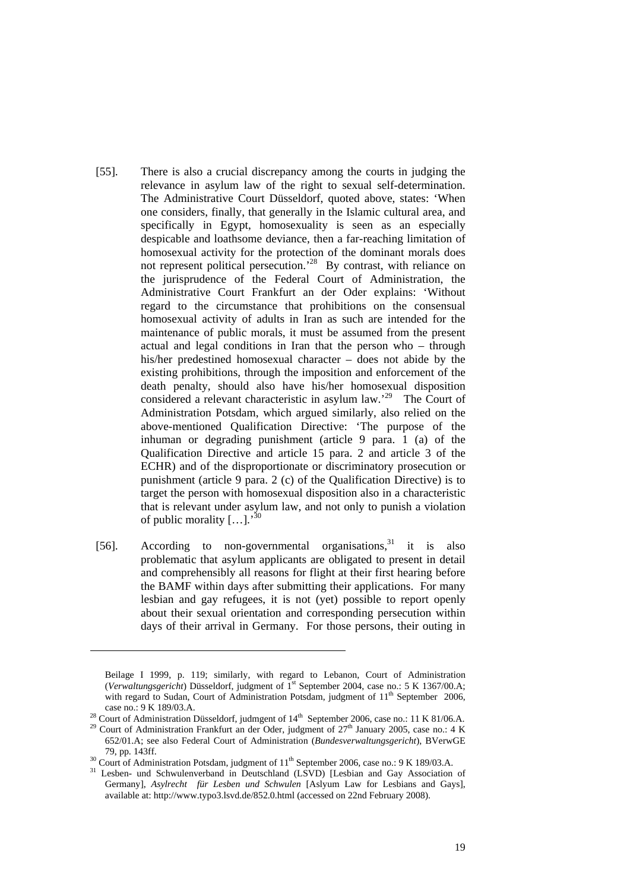[55]. There is also a crucial discrepancy among the courts in judging the relevance in asylum law of the right to sexual self-determination. The Administrative Court Düsseldorf, quoted above, states: 'When one considers, finally, that generally in the Islamic cultural area, and specifically in Egypt, homosexuality is seen as an especially despicable and loathsome deviance, then a far-reaching limitation of homosexual activity for the protection of the dominant morals does not represent political persecution.'[28] By contrast, with reliance on the jurisprudence of the Federal Court of Administration, the Administrative Court Frankfurt an der Oder explains: 'Without regard to the circumstance that prohibitions on the consensual homosexual activity of adults in Iran as such are intended for the maintenance of public morals, it must be assumed from the present actual and legal conditions in Iran that the person who – through his/her predestined homosexual character – does not abide by the existing prohibitions, through the imposition and enforcement of the death penalty, should also have his/her homosexual disposition considered a relevant characteristic in asylum law.'[29] The Court of Administration Potsdam, which argued similarly, also relied on the above-mentioned Qualification Directive: 'The purpose of the inhuman or degrading punishment (article 9 para. 1 (a) of the Qualification Directive and article 15 para. 2 and article 3 of the ECHR) and of the disproportionate or discriminatory prosecution or punishment (article 9 para. 2 (c) of the Qualification Directive) is to target the person with homosexual disposition also in a characteristic that is relevant under asylum law, and not only to punish a violation of public morality […].'[30]

[56]. According to non-governmental organisations,[31] it is also problematic that asylum applicants are obligated to present in detail and comprehensibly all reasons for flight at their first hearing before the BAMF within days after submitting their applications. For many lesbian and gay refugees, it is not (yet) possible to report openly about their sexual orientation and corresponding persecution within days of their arrival in Germany. For those persons, their outing in

---

Beilage I 1999, p. 119; similarly, with regard to Lebanon, Court of Administration (*Verwaltungsgericht*) Düsseldorf, judgment of 1st September 2004, case no.: 5 K 1367/00.A; with regard to Sudan, Court of Administration Potsdam, judgment of 11th September 2006, case no.: 9 K 189/03.A.

[28] Court of Administration Düsseldorf, judmgent of 14th September 2006, case no.: 11 K 81/06.A.

[29] Court of Administration Frankfurt an der Oder, judgment of 27th January 2005, case no.: 4 K 652/01.A; see also Federal Court of Administration (*Bundesverwaltungsgericht*), BVerwGE 79, pp. 143ff.

[30] Court of Administration Potsdam, judgment of 11th September 2006, case no.: 9 K 189/03.A.

[31] Lesben- und Schwulenverband in Deutschland (LSVD) [Lesbian and Gay Association of Germany], *Asylrecht für Lesben und Schwulen* [Aslyum Law for Lesbians and Gays], available at: http://www.typo3.lsvd.de/852.0.html (accessed on 22nd February 2008).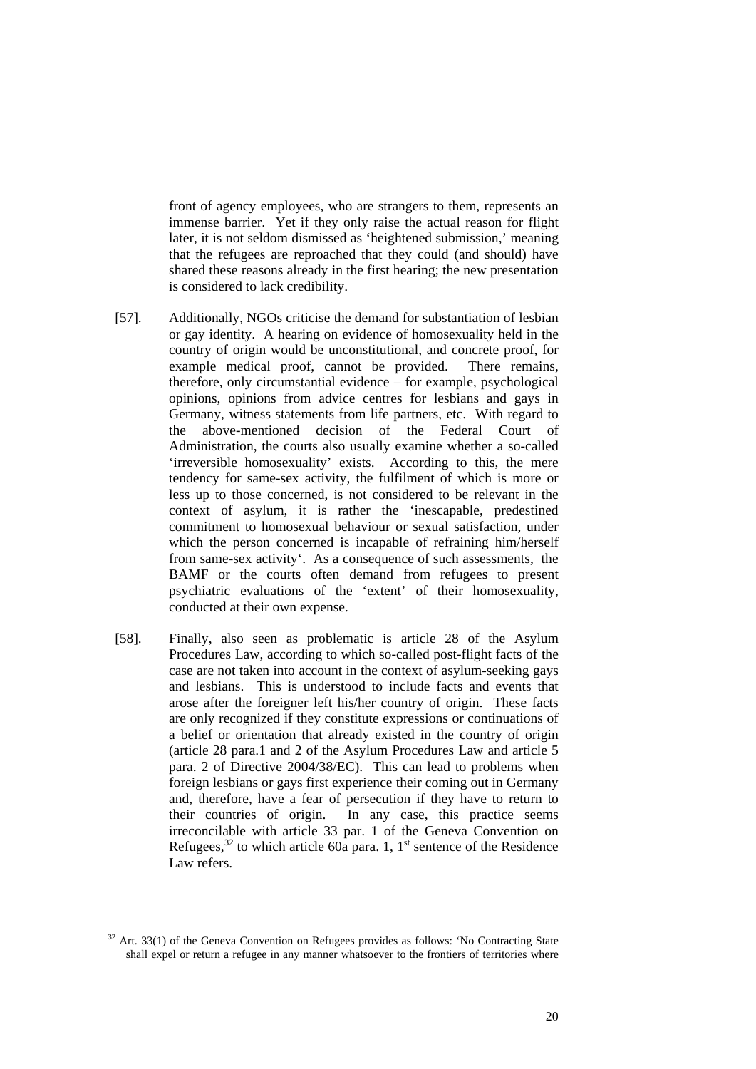front of agency employees, who are strangers to them, represents an immense barrier. Yet if they only raise the actual reason for flight later, it is not seldom dismissed as 'heightened submission,' meaning that the refugees are reproached that they could (and should) have shared these reasons already in the first hearing; the new presentation is considered to lack credibility.

[57]. Additionally, NGOs criticise the demand for substantiation of lesbian or gay identity. A hearing on evidence of homosexuality held in the country of origin would be unconstitutional, and concrete proof, for example medical proof, cannot be provided. There remains, therefore, only circumstantial evidence – for example, psychological opinions, opinions from advice centres for lesbians and gays in Germany, witness statements from life partners, etc. With regard to the above-mentioned decision of the Federal Court of Administration, the courts also usually examine whether a so-called 'irreversible homosexuality' exists. According to this, the mere tendency for same-sex activity, the fulfilment of which is more or less up to those concerned, is not considered to be relevant in the context of asylum, it is rather the 'inescapable, predestined commitment to homosexual behaviour or sexual satisfaction, under which the person concerned is incapable of refraining him/herself from same-sex activity'. As a consequence of such assessments, the BAMF or the courts often demand from refugees to present psychiatric evaluations of the 'extent' of their homosexuality, conducted at their own expense.

[58]. Finally, also seen as problematic is article 28 of the Asylum Procedures Law, according to which so-called post-flight facts of the case are not taken into account in the context of asylum-seeking gays and lesbians. This is understood to include facts and events that arose after the foreigner left his/her country of origin. These facts are only recognized if they constitute expressions or continuations of a belief or orientation that already existed in the country of origin (article 28 para.1 and 2 of the Asylum Procedures Law and article 5 para. 2 of Directive 2004/38/EC). This can lead to problems when foreign lesbians or gays first experience their coming out in Germany and, therefore, have a fear of persecution if they have to return to their countries of origin. In any case, this practice seems irreconcilable with article 33 par. 1 of the Geneva Convention on Refugees,[32] to which article 60a para. 1, 1st sentence of the Residence Law refers.

---

[32] Art. 33(1) of the Geneva Convention on Refugees provides as follows: 'No Contracting State shall expel or return a refugee in any manner whatsoever to the frontiers of territories where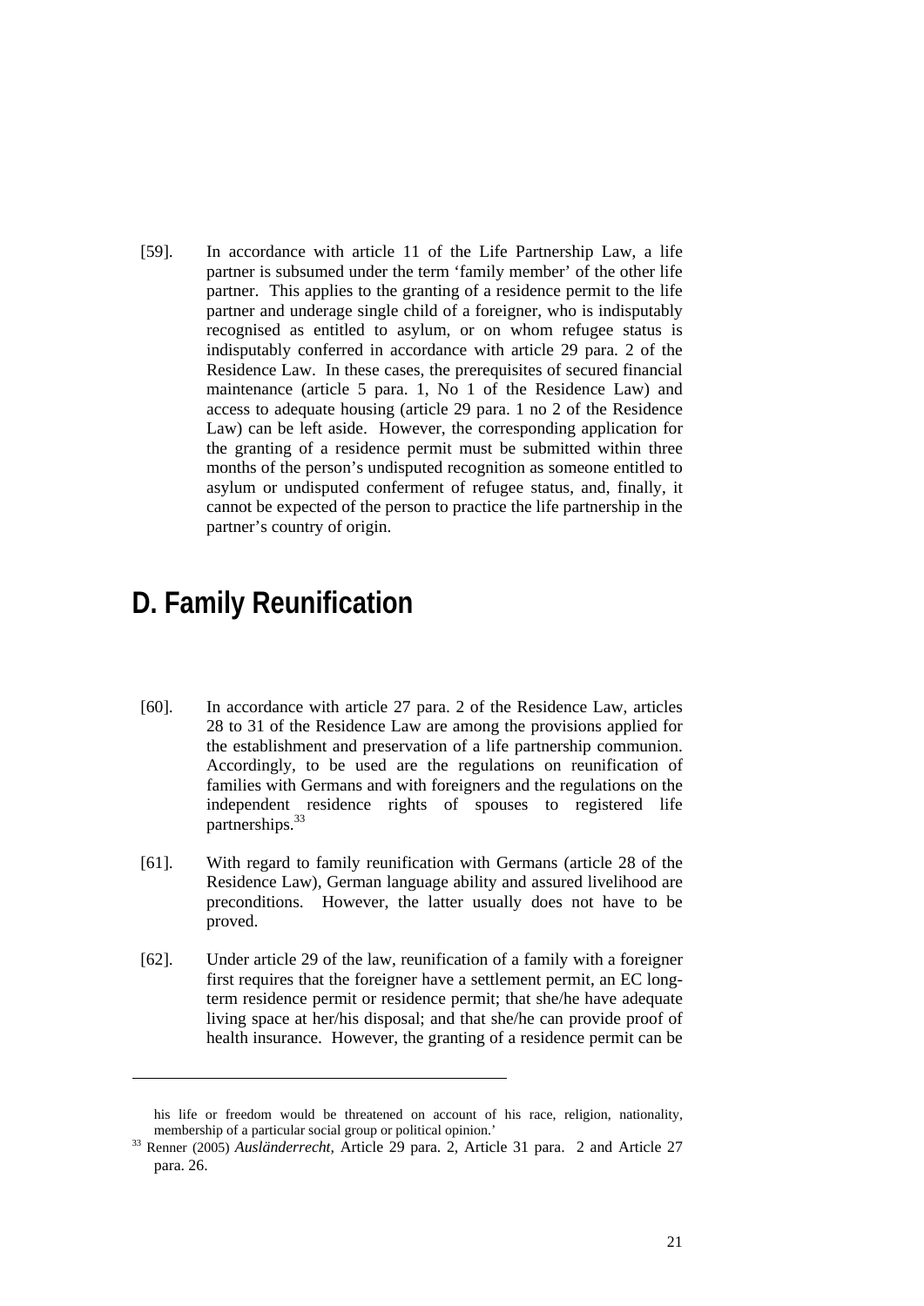[59]. In accordance with article 11 of the Life Partnership Law, a life partner is subsumed under the term 'family member' of the other life partner. This applies to the granting of a residence permit to the life partner and underage single child of a foreigner, who is indisputably recognised as entitled to asylum, or on whom refugee status is indisputably conferred in accordance with article 29 para. 2 of the Residence Law. In these cases, the prerequisites of secured financial maintenance (article 5 para. 1, No 1 of the Residence Law) and access to adequate housing (article 29 para. 1 no 2 of the Residence Law) can be left aside. However, the corresponding application for the granting of a residence permit must be submitted within three months of the person's undisputed recognition as someone entitled to asylum or undisputed conferment of refugee status, and, finally, it cannot be expected of the person to practice the life partnership in the partner's country of origin.

# D. Family Reunification

[60]. In accordance with article 27 para. 2 of the Residence Law, articles 28 to 31 of the Residence Law are among the provisions applied for the establishment and preservation of a life partnership communion. Accordingly, to be used are the regulations on reunification of families with Germans and with foreigners and the regulations on the independent residence rights of spouses to registered life partnerships.[33]

[61]. With regard to family reunification with Germans (article 28 of the Residence Law), German language ability and assured livelihood are preconditions. However, the latter usually does not have to be proved.

[62]. Under article 29 of the law, reunification of a family with a foreigner first requires that the foreigner have a settlement permit, an EC long-term residence permit or residence permit; that she/he have adequate living space at her/his disposal; and that she/he can provide proof of health insurance. However, the granting of a residence permit can be

---

his life or freedom would be threatened on account of his race, religion, nationality, membership of a particular social group or political opinion.'

[33] Renner (2005) *Ausländerrecht,* Article 29 para. 2, Article 31 para. 2 and Article 27 para. 26.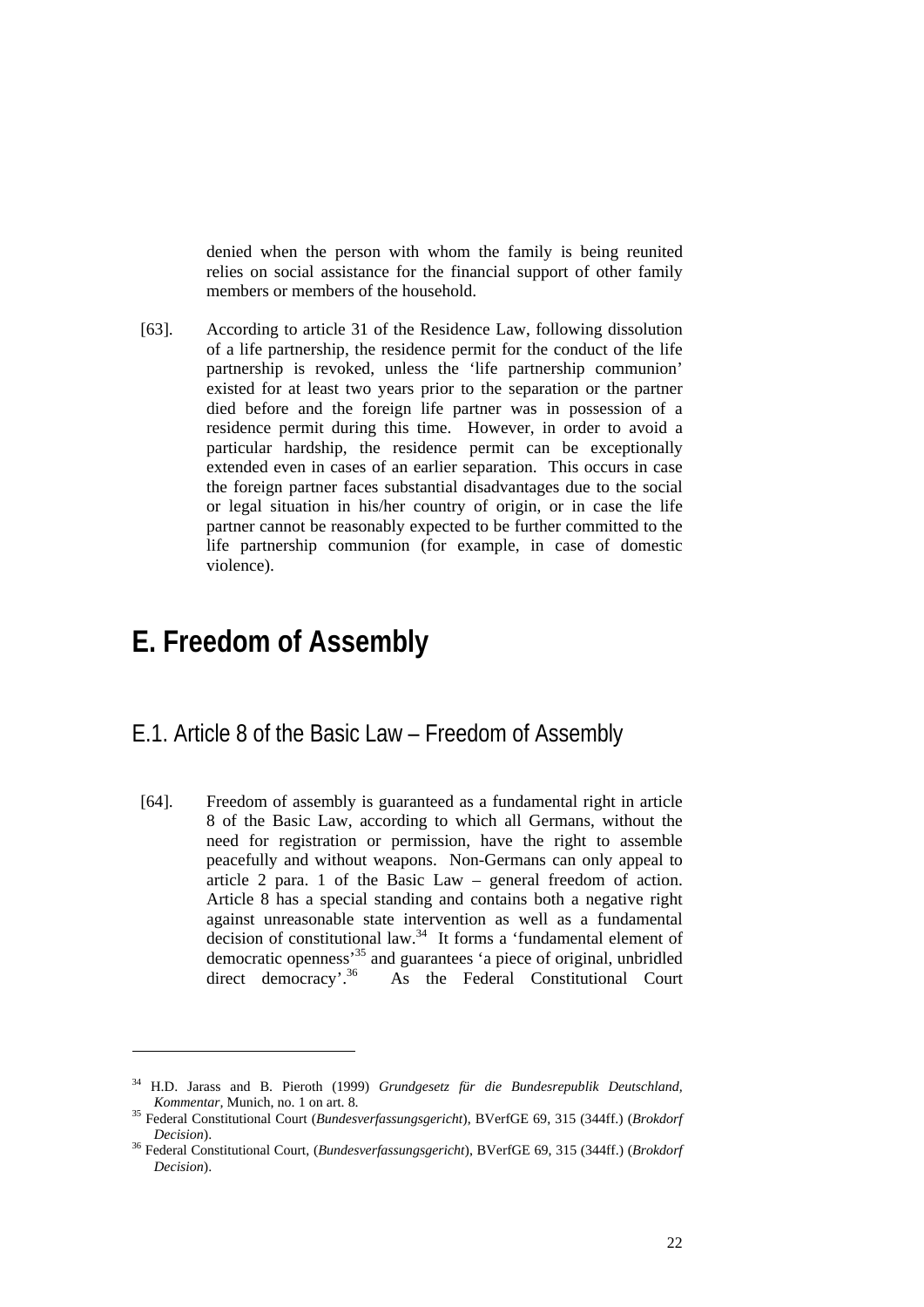denied when the person with whom the family is being reunited relies on social assistance for the financial support of other family members or members of the household.

[63]. According to article 31 of the Residence Law, following dissolution of a life partnership, the residence permit for the conduct of the life partnership is revoked, unless the 'life partnership communion' existed for at least two years prior to the separation or the partner died before and the foreign life partner was in possession of a residence permit during this time. However, in order to avoid a particular hardship, the residence permit can be exceptionally extended even in cases of an earlier separation. This occurs in case the foreign partner faces substantial disadvantages due to the social or legal situation in his/her country of origin, or in case the life partner cannot be reasonably expected to be further committed to the life partnership communion (for example, in case of domestic violence).

# E. Freedom of Assembly

## E.1. Article 8 of the Basic Law – Freedom of Assembly

[64]. Freedom of assembly is guaranteed as a fundamental right in article 8 of the Basic Law, according to which all Germans, without the need for registration or permission, have the right to assemble peacefully and without weapons. Non-Germans can only appeal to article 2 para. 1 of the Basic Law – general freedom of action. Article 8 has a special standing and contains both a negative right against unreasonable state intervention as well as a fundamental decision of constitutional law.[34] It forms a 'fundamental element of democratic openness'[35] and guarantees 'a piece of original, unbridled direct democracy'.[36] As the Federal Constitutional Court

---

[34] H.D. Jarass and B. Pieroth (1999) *Grundgesetz für die Bundesrepublik Deutschland, Kommentar*, Munich, no. 1 on art. 8.

[35] Federal Constitutional Court (*Bundesverfassungsgericht*), BVerfGE 69, 315 (344ff.) (*Brokdorf Decision*).

[36] Federal Constitutional Court, (*Bundesverfassungsgericht*), BVerfGE 69, 315 (344ff.) (*Brokdorf Decision*).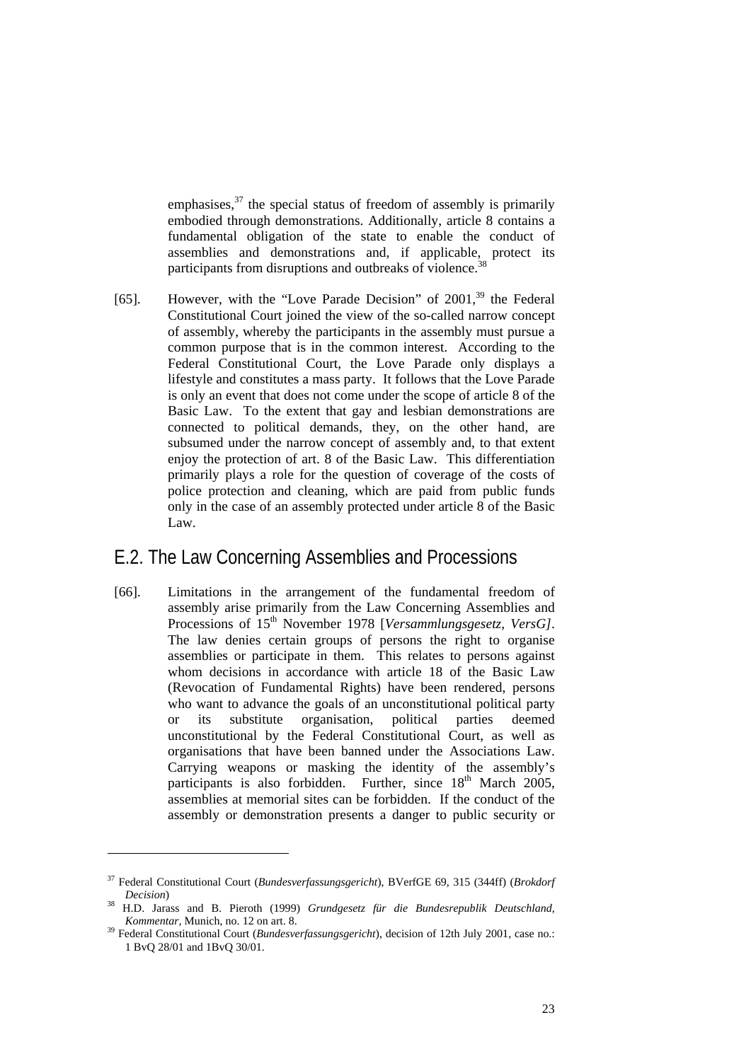emphasises,[37] the special status of freedom of assembly is primarily embodied through demonstrations. Additionally, article 8 contains a fundamental obligation of the state to enable the conduct of assemblies and demonstrations and, if applicable, protect its participants from disruptions and outbreaks of violence.[38]

[65]. However, with the "Love Parade Decision" of 2001,[39] the Federal Constitutional Court joined the view of the so-called narrow concept of assembly, whereby the participants in the assembly must pursue a common purpose that is in the common interest. According to the Federal Constitutional Court, the Love Parade only displays a lifestyle and constitutes a mass party. It follows that the Love Parade is only an event that does not come under the scope of article 8 of the Basic Law. To the extent that gay and lesbian demonstrations are connected to political demands, they, on the other hand, are subsumed under the narrow concept of assembly and, to that extent enjoy the protection of art. 8 of the Basic Law. This differentiation primarily plays a role for the question of coverage of the costs of police protection and cleaning, which are paid from public funds only in the case of an assembly protected under article 8 of the Basic Law.

## E.2. The Law Concerning Assemblies and Processions

[66]. Limitations in the arrangement of the fundamental freedom of assembly arise primarily from the Law Concerning Assemblies and Processions of 15th November 1978 [*Versammlungsgesetz, VersG]*. The law denies certain groups of persons the right to organise assemblies or participate in them. This relates to persons against whom decisions in accordance with article 18 of the Basic Law (Revocation of Fundamental Rights) have been rendered, persons who want to advance the goals of an unconstitutional political party or its substitute organisation, political parties deemed unconstitutional by the Federal Constitutional Court, as well as organisations that have been banned under the Associations Law. Carrying weapons or masking the identity of the assembly's participants is also forbidden. Further, since 18th March 2005, assemblies at memorial sites can be forbidden. If the conduct of the assembly or demonstration presents a danger to public security or

---

[37] Federal Constitutional Court (*Bundesverfassungsgericht*), BVerfGE 69, 315 (344ff) (*Brokdorf Decision*)

[38] H.D. Jarass and B. Pieroth (1999) *Grundgesetz für die Bundesrepublik Deutschland, Kommentar,* Munich, no. 12 on art. 8.

[39] Federal Constitutional Court (*Bundesverfassungsgericht*), decision of 12th July 2001, case no.: 1 BvQ 28/01 and 1BvQ 30/01.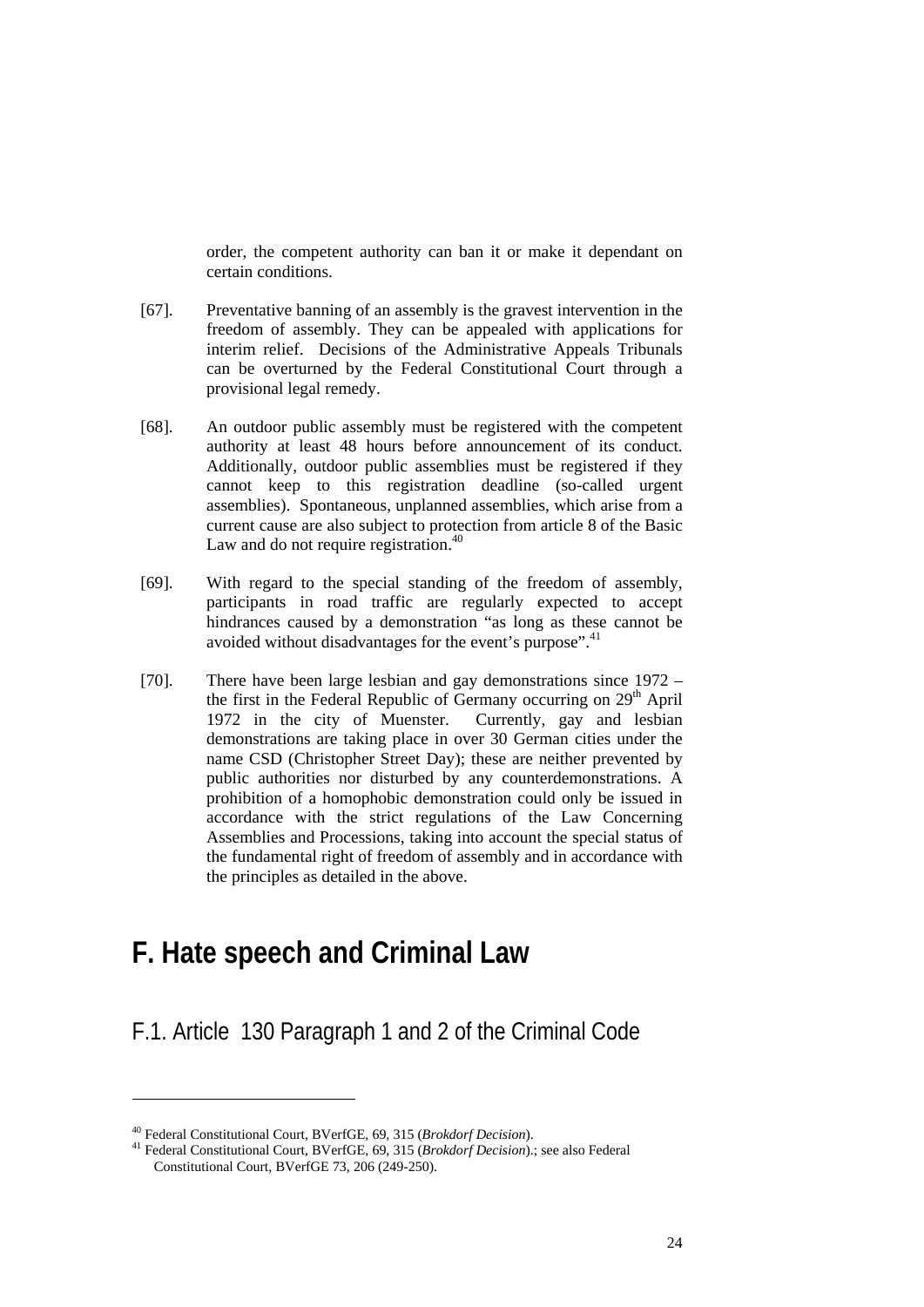order, the competent authority can ban it or make it dependant on certain conditions.

[67]. Preventative banning of an assembly is the gravest intervention in the freedom of assembly. They can be appealed with applications for interim relief. Decisions of the Administrative Appeals Tribunals can be overturned by the Federal Constitutional Court through a provisional legal remedy.

[68]. An outdoor public assembly must be registered with the competent authority at least 48 hours before announcement of its conduct. Additionally, outdoor public assemblies must be registered if they cannot keep to this registration deadline (so-called urgent assemblies). Spontaneous, unplanned assemblies, which arise from a current cause are also subject to protection from article 8 of the Basic Law and do not require registration.[40]

[69]. With regard to the special standing of the freedom of assembly, participants in road traffic are regularly expected to accept hindrances caused by a demonstration "as long as these cannot be avoided without disadvantages for the event's purpose".[41]

[70]. There have been large lesbian and gay demonstrations since 1972 – the first in the Federal Republic of Germany occurring on 29th April 1972 in the city of Muenster. Currently, gay and lesbian demonstrations are taking place in over 30 German cities under the name CSD (Christopher Street Day); these are neither prevented by public authorities nor disturbed by any counterdemonstrations. A prohibition of a homophobic demonstration could only be issued in accordance with the strict regulations of the Law Concerning Assemblies and Processions, taking into account the special status of the fundamental right of freedom of assembly and in accordance with the principles as detailed in the above.

# F. Hate speech and Criminal Law

## F.1. Article 130 Paragraph 1 and 2 of the Criminal Code

---

[40] Federal Constitutional Court, BVerfGE, 69, 315 (*Brokdorf Decision*).

[41] Federal Constitutional Court, BVerfGE, 69, 315 (*Brokdorf Decision*).; see also Federal Constitutional Court, BVerfGE 73, 206 (249-250).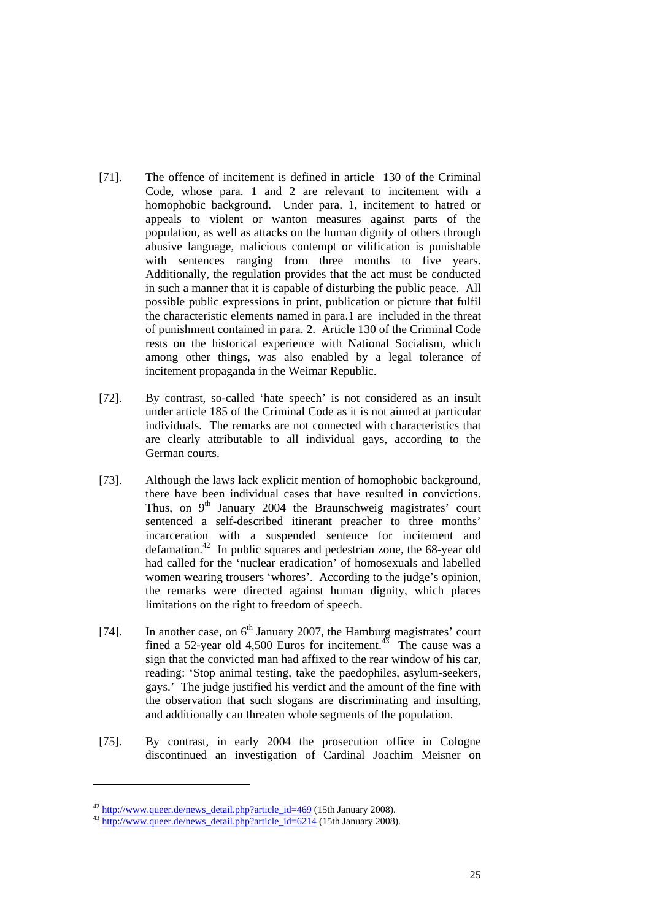[71]. The offence of incitement is defined in article 130 of the Criminal Code, whose para. 1 and 2 are relevant to incitement with a homophobic background. Under para. 1, incitement to hatred or appeals to violent or wanton measures against parts of the population, as well as attacks on the human dignity of others through abusive language, malicious contempt or vilification is punishable with sentences ranging from three months to five years. Additionally, the regulation provides that the act must be conducted in such a manner that it is capable of disturbing the public peace. All possible public expressions in print, publication or picture that fulfil the characteristic elements named in para.1 are included in the threat of punishment contained in para. 2. Article 130 of the Criminal Code rests on the historical experience with National Socialism, which among other things, was also enabled by a legal tolerance of incitement propaganda in the Weimar Republic.

[72]. By contrast, so-called 'hate speech' is not considered as an insult under article 185 of the Criminal Code as it is not aimed at particular individuals. The remarks are not connected with characteristics that are clearly attributable to all individual gays, according to the German courts.

[73]. Although the laws lack explicit mention of homophobic background, there have been individual cases that have resulted in convictions. Thus, on 9th January 2004 the Braunschweig magistrates' court sentenced a self-described itinerant preacher to three months' incarceration with a suspended sentence for incitement and defamation.[42] In public squares and pedestrian zone, the 68-year old had called for the 'nuclear eradication' of homosexuals and labelled women wearing trousers 'whores'. According to the judge's opinion, the remarks were directed against human dignity, which places limitations on the right to freedom of speech.

[74]. In another case, on 6th January 2007, the Hamburg magistrates' court fined a 52-year old 4,500 Euros for incitement.[43] The cause was a sign that the convicted man had affixed to the rear window of his car, reading: 'Stop animal testing, take the paedophiles, asylum-seekers, gays.' The judge justified his verdict and the amount of the fine with the observation that such slogans are discriminating and insulting, and additionally can threaten whole segments of the population.

[75]. By contrast, in early 2004 the prosecution office in Cologne discontinued an investigation of Cardinal Joachim Meisner on

---

[42] http://www.queer.de/news_detail.php?article_id=469 (15th January 2008).

[43] http://www.queer.de/news_detail.php?article_id=6214 (15th January 2008).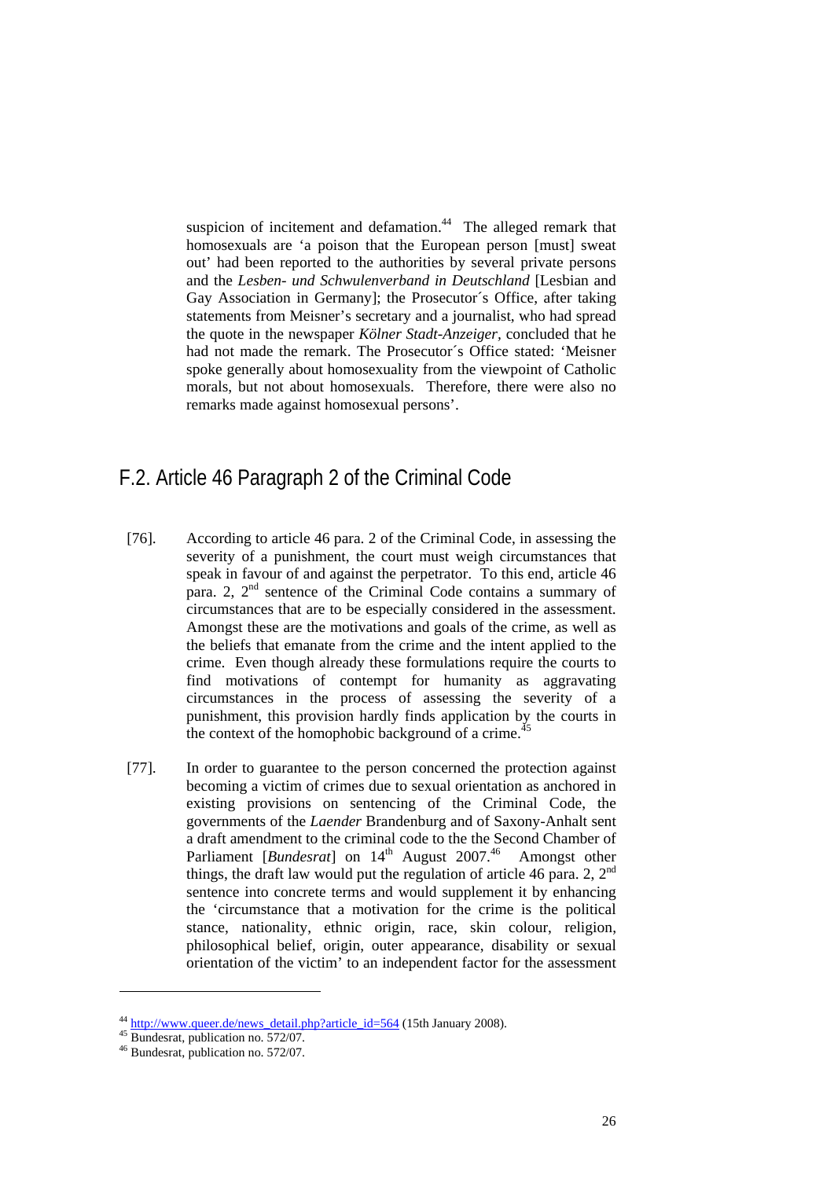suspicion of incitement and defamation.[44] The alleged remark that homosexuals are 'a poison that the European person [must] sweat out' had been reported to the authorities by several private persons and the *Lesben- und Schwulenverband in Deutschland* [Lesbian and Gay Association in Germany]; the Prosecutor´s Office, after taking statements from Meisner's secretary and a journalist, who had spread the quote in the newspaper *Kölner Stadt-Anzeiger*, concluded that he had not made the remark. The Prosecutor´s Office stated: 'Meisner spoke generally about homosexuality from the viewpoint of Catholic morals, but not about homosexuals. Therefore, there were also no remarks made against homosexual persons'.

## F.2. Article 46 Paragraph 2 of the Criminal Code

[76]. According to article 46 para. 2 of the Criminal Code, in assessing the severity of a punishment, the court must weigh circumstances that speak in favour of and against the perpetrator. To this end, article 46 para. 2, 2nd sentence of the Criminal Code contains a summary of circumstances that are to be especially considered in the assessment. Amongst these are the motivations and goals of the crime, as well as the beliefs that emanate from the crime and the intent applied to the crime. Even though already these formulations require the courts to find motivations of contempt for humanity as aggravating circumstances in the process of assessing the severity of a punishment, this provision hardly finds application by the courts in the context of the homophobic background of a crime.[45]

[77]. In order to guarantee to the person concerned the protection against becoming a victim of crimes due to sexual orientation as anchored in existing provisions on sentencing of the Criminal Code, the governments of the *Laender* Brandenburg and of Saxony-Anhalt sent a draft amendment to the criminal code to the the Second Chamber of Parliament [*Bundesrat*] on 14th August 2007.[46] Amongst other things, the draft law would put the regulation of article 46 para. 2, 2nd sentence into concrete terms and would supplement it by enhancing the 'circumstance that a motivation for the crime is the political stance, nationality, ethnic origin, race, skin colour, religion, philosophical belief, origin, outer appearance, disability or sexual orientation of the victim' to an independent factor for the assessment

---

[44] http://www.queer.de/news_detail.php?article_id=564 (15th January 2008).

[45] Bundesrat, publication no. 572/07.

[46] Bundesrat, publication no. 572/07.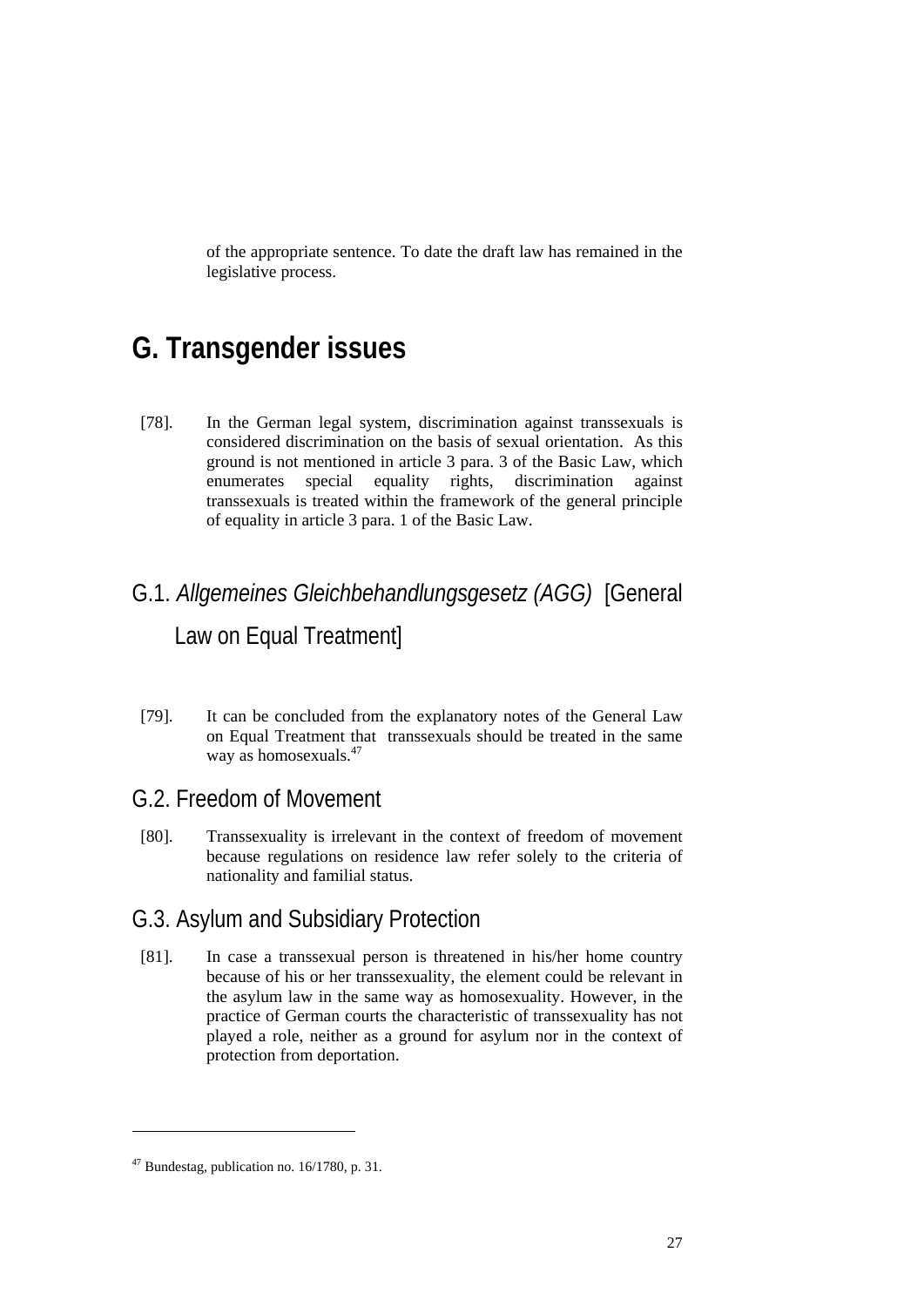of the appropriate sentence. To date the draft law has remained in the legislative process.

# G. Transgender issues

[78]. In the German legal system, discrimination against transsexuals is considered discrimination on the basis of sexual orientation. As this ground is not mentioned in article 3 para. 3 of the Basic Law, which enumerates special equality rights, discrimination against transsexuals is treated within the framework of the general principle of equality in article 3 para. 1 of the Basic Law.

## G.1. *Allgemeines Gleichbehandlungsgesetz (AGG)* [General Law on Equal Treatment]

[79]. It can be concluded from the explanatory notes of the General Law on Equal Treatment that transsexuals should be treated in the same way as homosexuals.[47]

## G.2. Freedom of Movement

[80]. Transsexuality is irrelevant in the context of freedom of movement because regulations on residence law refer solely to the criteria of nationality and familial status.

## G.3. Asylum and Subsidiary Protection

[81]. In case a transsexual person is threatened in his/her home country because of his or her transsexuality, the element could be relevant in the asylum law in the same way as homosexuality. However, in the practice of German courts the characteristic of transsexuality has not played a role, neither as a ground for asylum nor in the context of protection from deportation.

---

[47] Bundestag, publication no. 16/1780, p. 31.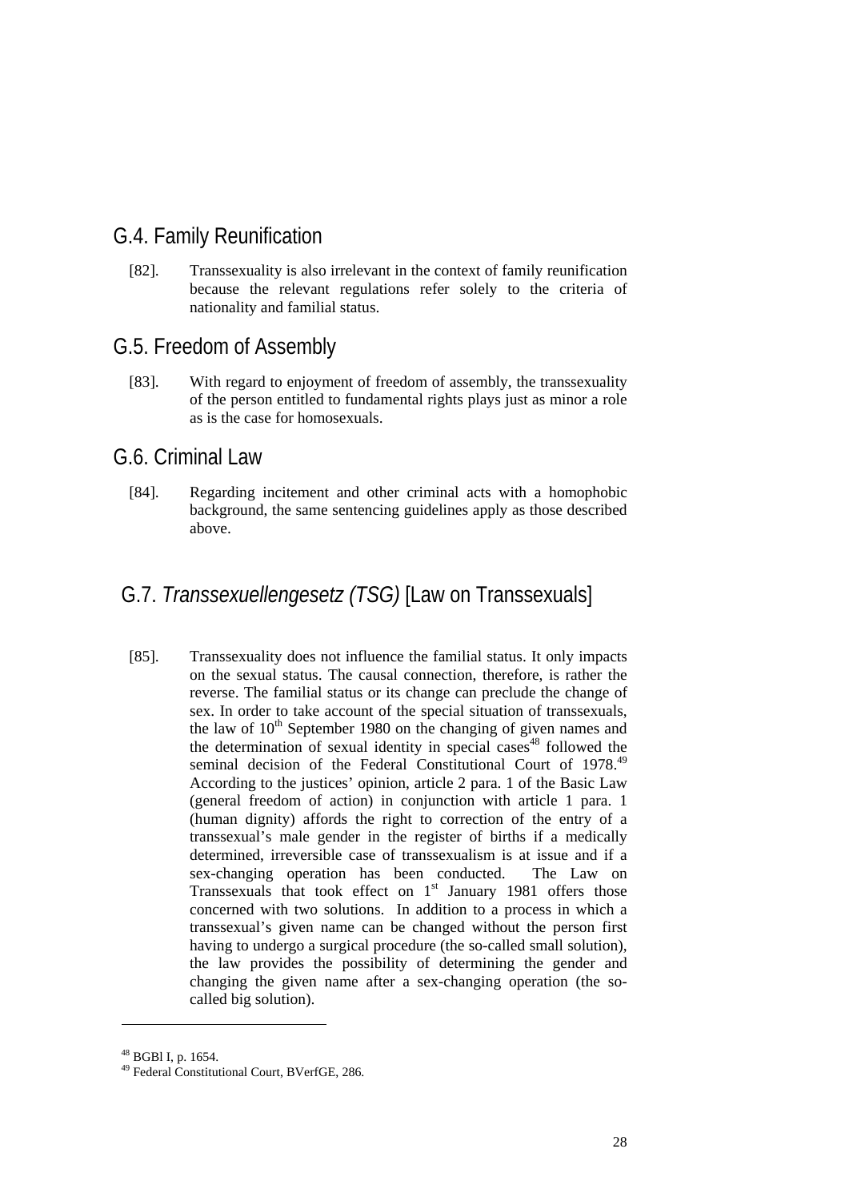## G.4. Family Reunification

[82]. Transsexuality is also irrelevant in the context of family reunification because the relevant regulations refer solely to the criteria of nationality and familial status.

## G.5. Freedom of Assembly

[83]. With regard to enjoyment of freedom of assembly, the transsexuality of the person entitled to fundamental rights plays just as minor a role as is the case for homosexuals.

## G.6. Criminal Law

[84]. Regarding incitement and other criminal acts with a homophobic background, the same sentencing guidelines apply as those described above.

## G.7. *Transsexuellengesetz (TSG)* [Law on Transsexuals]

[85]. Transsexuality does not influence the familial status. It only impacts on the sexual status. The causal connection, therefore, is rather the reverse. The familial status or its change can preclude the change of sex. In order to take account of the special situation of transsexuals, the law of 10th September 1980 on the changing of given names and the determination of sexual identity in special cases[48] followed the seminal decision of the Federal Constitutional Court of 1978.[49] According to the justices' opinion, article 2 para. 1 of the Basic Law (general freedom of action) in conjunction with article 1 para. 1 (human dignity) affords the right to correction of the entry of a transsexual's male gender in the register of births if a medically determined, irreversible case of transsexualism is at issue and if a sex-changing operation has been conducted. The Law on Transsexuals that took effect on 1st January 1981 offers those concerned with two solutions. In addition to a process in which a transsexual's given name can be changed without the person first having to undergo a surgical procedure (the so-called small solution), the law provides the possibility of determining the gender and changing the given name after a sex-changing operation (the so-called big solution).

---

[48] BGBl I, p. 1654.

[49] Federal Constitutional Court, BVerfGE, 286.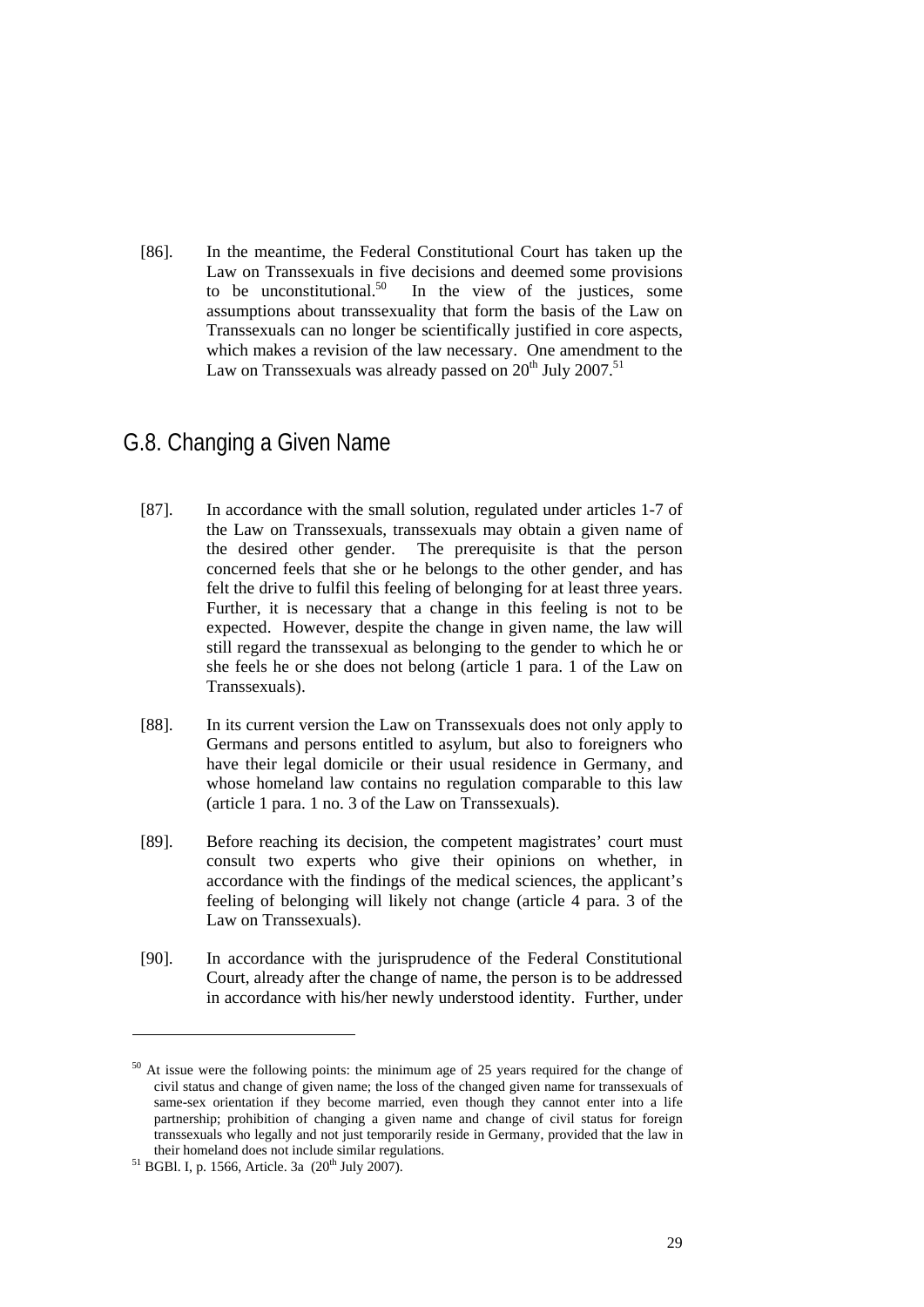[86]. In the meantime, the Federal Constitutional Court has taken up the Law on Transsexuals in five decisions and deemed some provisions to be unconstitutional.[50] In the view of the justices, some assumptions about transsexuality that form the basis of the Law on Transsexuals can no longer be scientifically justified in core aspects, which makes a revision of the law necessary. One amendment to the Law on Transsexuals was already passed on 20th July 2007.[51]

## G.8. Changing a Given Name

[87]. In accordance with the small solution, regulated under articles 1-7 of the Law on Transsexuals, transsexuals may obtain a given name of the desired other gender. The prerequisite is that the person concerned feels that she or he belongs to the other gender, and has felt the drive to fulfil this feeling of belonging for at least three years. Further, it is necessary that a change in this feeling is not to be expected. However, despite the change in given name, the law will still regard the transsexual as belonging to the gender to which he or she feels he or she does not belong (article 1 para. 1 of the Law on Transsexuals).

[88]. In its current version the Law on Transsexuals does not only apply to Germans and persons entitled to asylum, but also to foreigners who have their legal domicile or their usual residence in Germany, and whose homeland law contains no regulation comparable to this law (article 1 para. 1 no. 3 of the Law on Transsexuals).

[89]. Before reaching its decision, the competent magistrates' court must consult two experts who give their opinions on whether, in accordance with the findings of the medical sciences, the applicant's feeling of belonging will likely not change (article 4 para. 3 of the Law on Transsexuals).

[90]. In accordance with the jurisprudence of the Federal Constitutional Court, already after the change of name, the person is to be addressed in accordance with his/her newly understood identity. Further, under

---

[50] At issue were the following points: the minimum age of 25 years required for the change of civil status and change of given name; the loss of the changed given name for transsexuals of same-sex orientation if they become married, even though they cannot enter into a life partnership; prohibition of changing a given name and change of civil status for foreign transsexuals who legally and not just temporarily reside in Germany, provided that the law in their homeland does not include similar regulations.

[51] BGBl. I, p. 1566, Article. 3a (20th July 2007).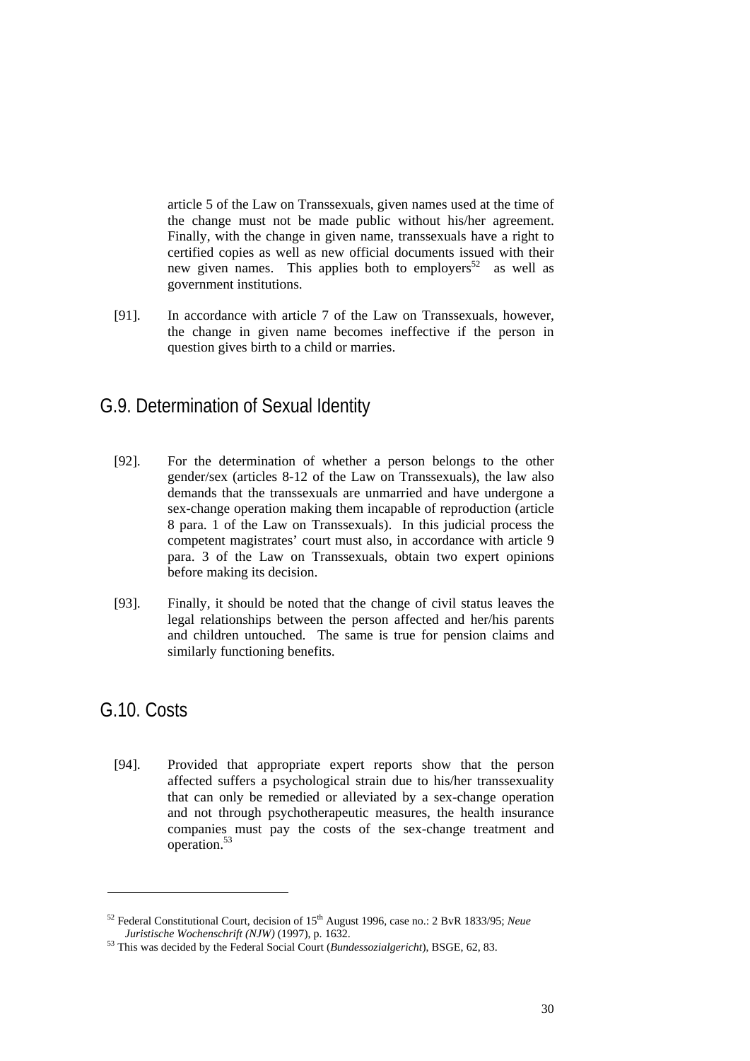article 5 of the Law on Transsexuals, given names used at the time of the change must not be made public without his/her agreement. Finally, with the change in given name, transsexuals have a right to certified copies as well as new official documents issued with their new given names. This applies both to employers[52] as well as government institutions.

[91]. In accordance with article 7 of the Law on Transsexuals, however, the change in given name becomes ineffective if the person in question gives birth to a child or marries.

## G.9. Determination of Sexual Identity

[92]. For the determination of whether a person belongs to the other gender/sex (articles 8-12 of the Law on Transsexuals), the law also demands that the transsexuals are unmarried and have undergone a sex-change operation making them incapable of reproduction (article 8 para. 1 of the Law on Transsexuals). In this judicial process the competent magistrates' court must also, in accordance with article 9 para. 3 of the Law on Transsexuals, obtain two expert opinions before making its decision.

[93]. Finally, it should be noted that the change of civil status leaves the legal relationships between the person affected and her/his parents and children untouched. The same is true for pension claims and similarly functioning benefits.

## G.10. Costs

[94]. Provided that appropriate expert reports show that the person affected suffers a psychological strain due to his/her transsexuality that can only be remedied or alleviated by a sex-change operation and not through psychotherapeutic measures, the health insurance companies must pay the costs of the sex-change treatment and operation.[53]

---

[52] Federal Constitutional Court, decision of 15th August 1996, case no.: 2 BvR 1833/95; *Neue Juristische Wochenschrift (NJW)* (1997), p. 1632.

[53] This was decided by the Federal Social Court (*Bundessozialgericht*), BSGE, 62, 83.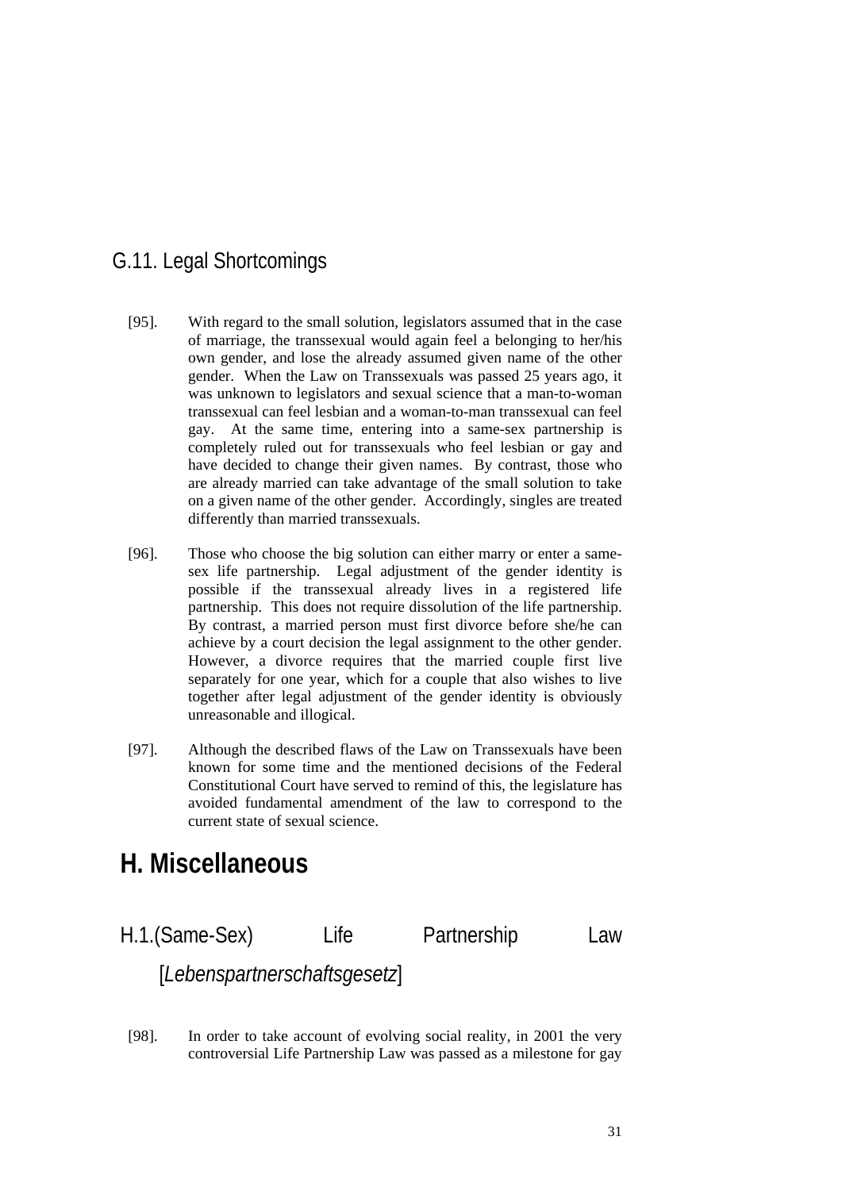## G.11. Legal Shortcomings

[95]. With regard to the small solution, legislators assumed that in the case of marriage, the transsexual would again feel a belonging to her/his own gender, and lose the already assumed given name of the other gender. When the Law on Transsexuals was passed 25 years ago, it was unknown to legislators and sexual science that a man-to-woman transsexual can feel lesbian and a woman-to-man transsexual can feel gay. At the same time, entering into a same-sex partnership is completely ruled out for transsexuals who feel lesbian or gay and have decided to change their given names. By contrast, those who are already married can take advantage of the small solution to take on a given name of the other gender. Accordingly, singles are treated differently than married transsexuals.

[96]. Those who choose the big solution can either marry or enter a same-sex life partnership. Legal adjustment of the gender identity is possible if the transsexual already lives in a registered life partnership. This does not require dissolution of the life partnership. By contrast, a married person must first divorce before she/he can achieve by a court decision the legal assignment to the other gender. However, a divorce requires that the married couple first live separately for one year, which for a couple that also wishes to live together after legal adjustment of the gender identity is obviously unreasonable and illogical.

[97]. Although the described flaws of the Law on Transsexuals have been known for some time and the mentioned decisions of the Federal Constitutional Court have served to remind of this, the legislature has avoided fundamental amendment of the law to correspond to the current state of sexual science.

# H. Miscellaneous

## H.1.(Same-Sex) Life Partnership Law [*Lebenspartnerschaftsgesetz*]

[98]. In order to take account of evolving social reality, in 2001 the very controversial Life Partnership Law was passed as a milestone for gay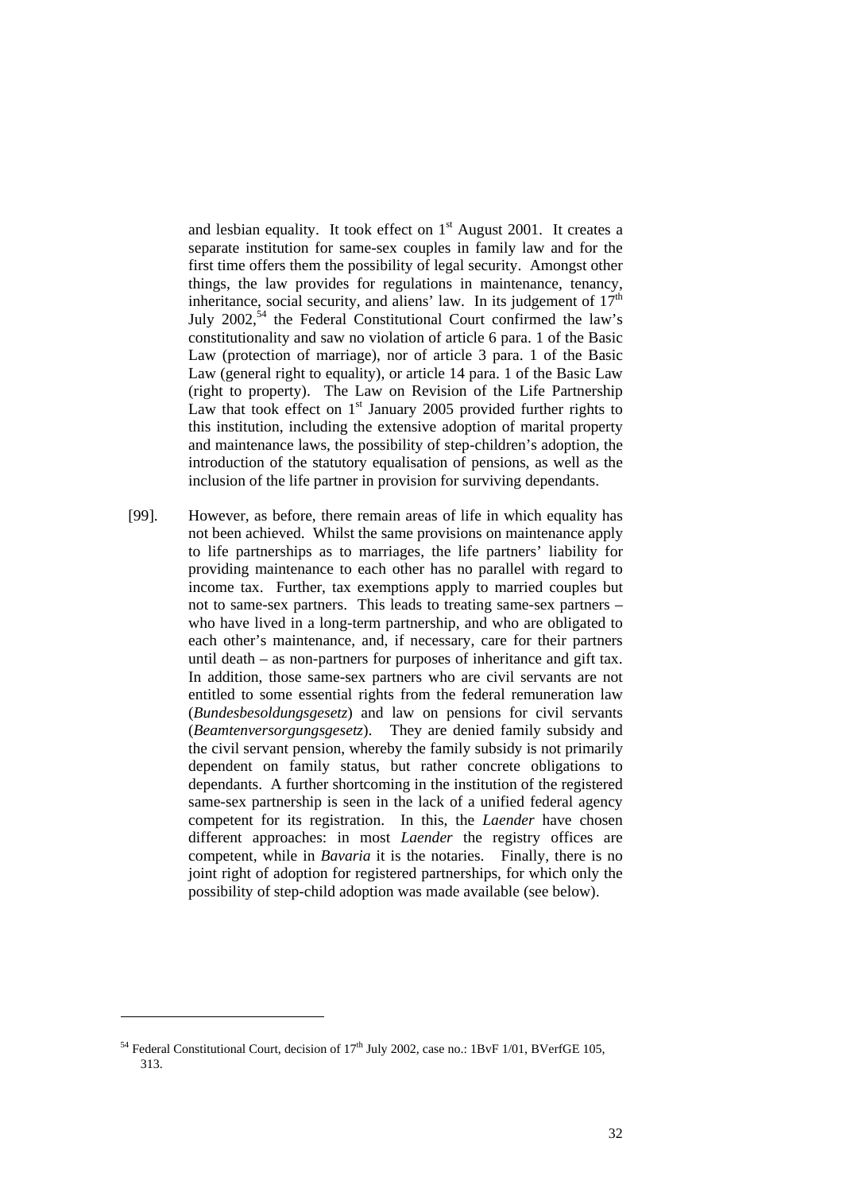and lesbian equality. It took effect on 1st August 2001. It creates a separate institution for same-sex couples in family law and for the first time offers them the possibility of legal security. Amongst other things, the law provides for regulations in maintenance, tenancy, inheritance, social security, and aliens' law. In its judgement of 17th July 2002,[54] the Federal Constitutional Court confirmed the law's constitutionality and saw no violation of article 6 para. 1 of the Basic Law (protection of marriage), nor of article 3 para. 1 of the Basic Law (general right to equality), or article 14 para. 1 of the Basic Law (right to property). The Law on Revision of the Life Partnership Law that took effect on 1st January 2005 provided further rights to this institution, including the extensive adoption of marital property and maintenance laws, the possibility of step-children's adoption, the introduction of the statutory equalisation of pensions, as well as the inclusion of the life partner in provision for surviving dependants.

[99]. However, as before, there remain areas of life in which equality has not been achieved. Whilst the same provisions on maintenance apply to life partnerships as to marriages, the life partners' liability for providing maintenance to each other has no parallel with regard to income tax. Further, tax exemptions apply to married couples but not to same-sex partners. This leads to treating same-sex partners – who have lived in a long-term partnership, and who are obligated to each other's maintenance, and, if necessary, care for their partners until death – as non-partners for purposes of inheritance and gift tax. In addition, those same-sex partners who are civil servants are not entitled to some essential rights from the federal remuneration law (*Bundesbesoldungsgesetz*) and law on pensions for civil servants (*Beamtenversorgungsgesetz*). They are denied family subsidy and the civil servant pension, whereby the family subsidy is not primarily dependent on family status, but rather concrete obligations to dependants. A further shortcoming in the institution of the registered same-sex partnership is seen in the lack of a unified federal agency competent for its registration. In this, the *Laender* have chosen different approaches: in most *Laender* the registry offices are competent, while in *Bavaria* it is the notaries. Finally, there is no joint right of adoption for registered partnerships, for which only the possibility of step-child adoption was made available (see below).

---

[54] Federal Constitutional Court, decision of 17th July 2002, case no.: 1BvF 1/01, BVerfGE 105, 313.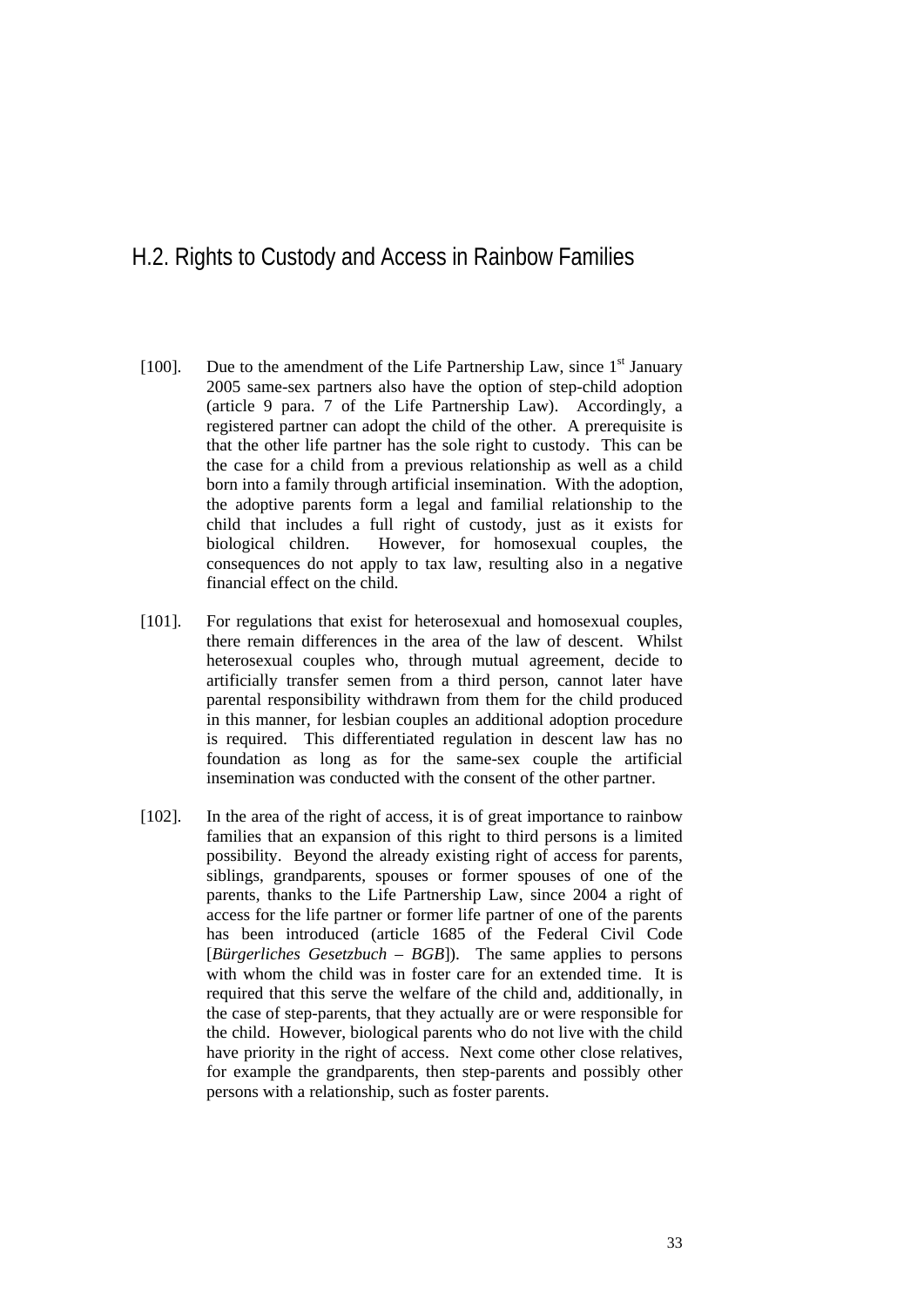## H.2. Rights to Custody and Access in Rainbow Families

[100]. Due to the amendment of the Life Partnership Law, since 1st January 2005 same-sex partners also have the option of step-child adoption (article 9 para. 7 of the Life Partnership Law). Accordingly, a registered partner can adopt the child of the other. A prerequisite is that the other life partner has the sole right to custody. This can be the case for a child from a previous relationship as well as a child born into a family through artificial insemination. With the adoption, the adoptive parents form a legal and familial relationship to the child that includes a full right of custody, just as it exists for biological children. However, for homosexual couples, the consequences do not apply to tax law, resulting also in a negative financial effect on the child.

[101]. For regulations that exist for heterosexual and homosexual couples, there remain differences in the area of the law of descent. Whilst heterosexual couples who, through mutual agreement, decide to artificially transfer semen from a third person, cannot later have parental responsibility withdrawn from them for the child produced in this manner, for lesbian couples an additional adoption procedure is required. This differentiated regulation in descent law has no foundation as long as for the same-sex couple the artificial insemination was conducted with the consent of the other partner.

[102]. In the area of the right of access, it is of great importance to rainbow families that an expansion of this right to third persons is a limited possibility. Beyond the already existing right of access for parents, siblings, grandparents, spouses or former spouses of one of the parents, thanks to the Life Partnership Law, since 2004 a right of access for the life partner or former life partner of one of the parents has been introduced (article 1685 of the Federal Civil Code [*Bürgerliches Gesetzbuch – BGB*]). The same applies to persons with whom the child was in foster care for an extended time. It is required that this serve the welfare of the child and, additionally, in the case of step-parents, that they actually are or were responsible for the child. However, biological parents who do not live with the child have priority in the right of access. Next come other close relatives, for example the grandparents, then step-parents and possibly other persons with a relationship, such as foster parents.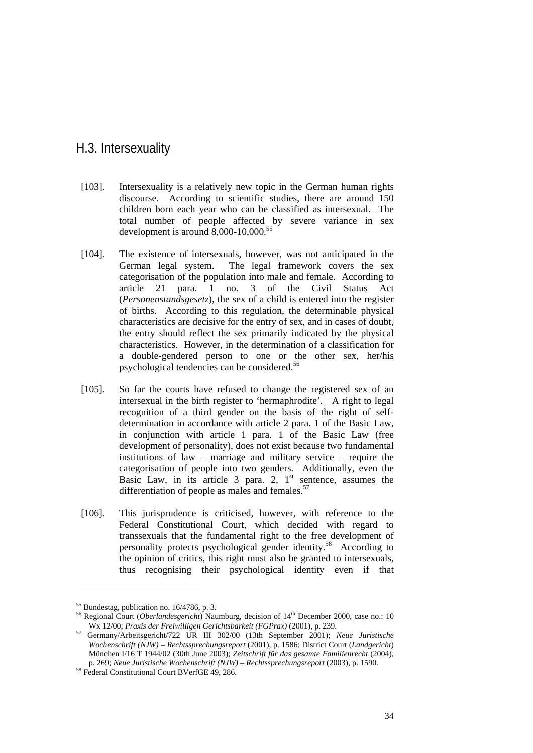## H.3. Intersexuality

[103]. Intersexuality is a relatively new topic in the German human rights discourse. According to scientific studies, there are around 150 children born each year who can be classified as intersexual. The total number of people affected by severe variance in sex development is around 8,000-10,000.[55]

[104]. The existence of intersexuals, however, was not anticipated in the German legal system. The legal framework covers the sex categorisation of the population into male and female. According to article 21 para. 1 no. 3 of the Civil Status Act (*Personenstandsgesetz*), the sex of a child is entered into the register of births. According to this regulation, the determinable physical characteristics are decisive for the entry of sex, and in cases of doubt, the entry should reflect the sex primarily indicated by the physical characteristics. However, in the determination of a classification for a double-gendered person to one or the other sex, her/his psychological tendencies can be considered.[56]

[105]. So far the courts have refused to change the registered sex of an intersexual in the birth register to 'hermaphrodite'. A right to legal recognition of a third gender on the basis of the right of self-determination in accordance with article 2 para. 1 of the Basic Law, in conjunction with article 1 para. 1 of the Basic Law (free development of personality), does not exist because two fundamental institutions of law – marriage and military service – require the categorisation of people into two genders. Additionally, even the Basic Law, in its article 3 para. 2, 1st sentence, assumes the differentiation of people as males and females.[57]

[106]. This jurisprudence is criticised, however, with reference to the Federal Constitutional Court, which decided with regard to transsexuals that the fundamental right to the free development of personality protects psychological gender identity.[58] According to the opinion of critics, this right must also be granted to intersexuals, thus recognising their psychological identity even if that

---

[55] Bundestag, publication no. 16/4786, p. 3.

[56] Regional Court (*Oberlandesgericht*) Naumburg, decision of 14th December 2000, case no.: 10 Wx 12/00; *Praxis der Freiwilligen Gerichtsbarkeit (FGPrax)* (2001), p. 239.

[57] Germany/Arbeitsgericht/722 UR III 302/00 (13th September 2001); *Neue Juristische Wochenschrift (NJW) – Rechtssprechungsreport* (2001), p. 1586; District Court (*Landgericht*) München I/16 T 1944/02 (30th June 2003); *Zeitschrift für das gesamte Familienrecht* (2004), p. 269; *Neue Juristische Wochenschrift (NJW) – Rechtssprechungsreport* (2003), p. 1590.

[58] Federal Constitutional Court BVerfGE 49, 286.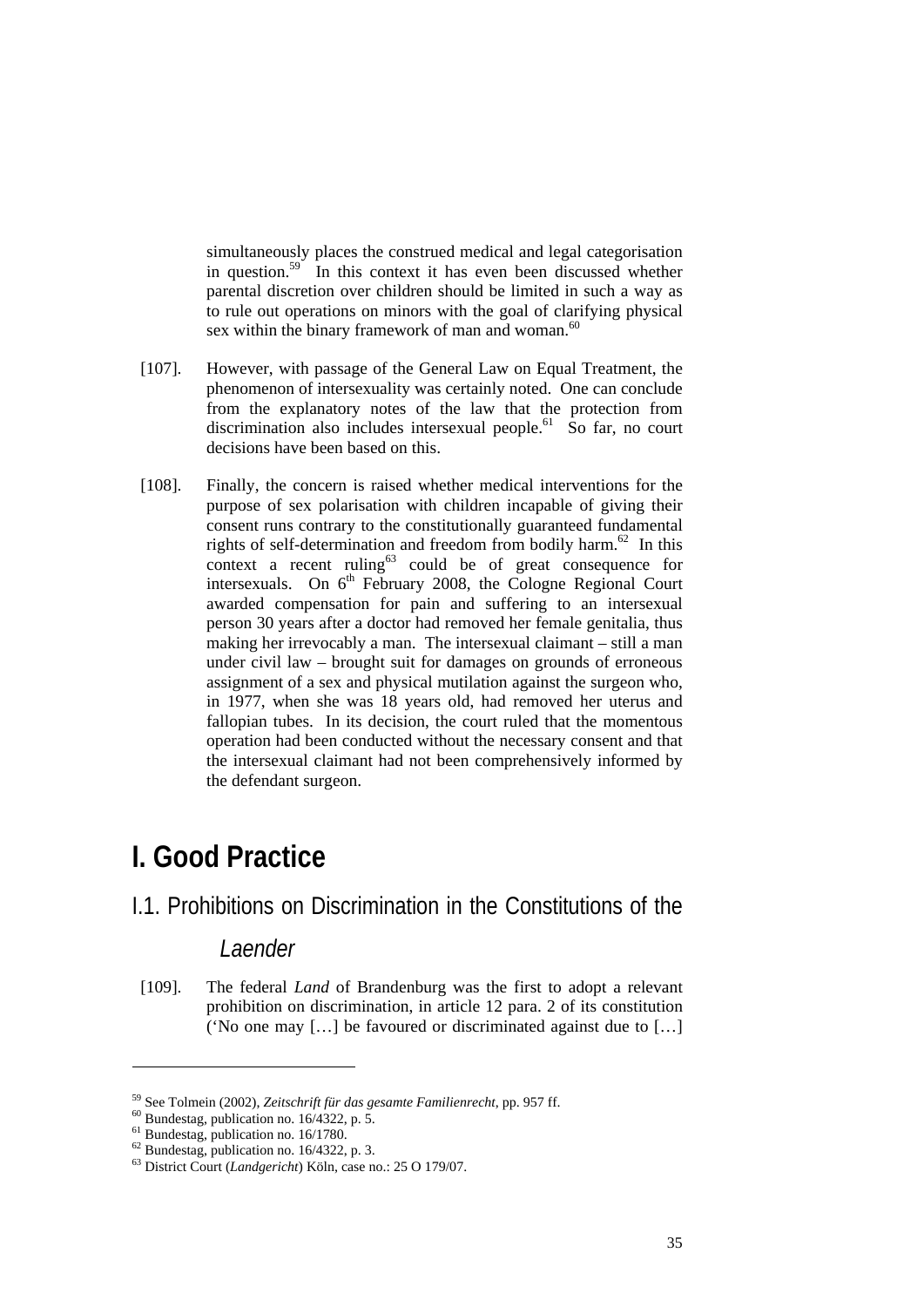simultaneously places the construed medical and legal categorisation in question.[59] In this context it has even been discussed whether parental discretion over children should be limited in such a way as to rule out operations on minors with the goal of clarifying physical sex within the binary framework of man and woman.[60]

[107]. However, with passage of the General Law on Equal Treatment, the phenomenon of intersexuality was certainly noted. One can conclude from the explanatory notes of the law that the protection from discrimination also includes intersexual people.[61] So far, no court decisions have been based on this.

[108]. Finally, the concern is raised whether medical interventions for the purpose of sex polarisation with children incapable of giving their consent runs contrary to the constitutionally guaranteed fundamental rights of self-determination and freedom from bodily harm.[62] In this context a recent ruling[63] could be of great consequence for intersexuals. On 6th February 2008, the Cologne Regional Court awarded compensation for pain and suffering to an intersexual person 30 years after a doctor had removed her female genitalia, thus making her irrevocably a man. The intersexual claimant – still a man under civil law – brought suit for damages on grounds of erroneous assignment of a sex and physical mutilation against the surgeon who, in 1977, when she was 18 years old, had removed her uterus and fallopian tubes. In its decision, the court ruled that the momentous operation had been conducted without the necessary consent and that the intersexual claimant had not been comprehensively informed by the defendant surgeon.

# I. Good Practice

## I.1. Prohibitions on Discrimination in the Constitutions of the *Laender*

[109]. The federal *Land* of Brandenburg was the first to adopt a relevant prohibition on discrimination, in article 12 para. 2 of its constitution ('No one may […] be favoured or discriminated against due to […]

---

[59] See Tolmein (2002), *Zeitschrift für das gesamte Familienrecht*, pp. 957 ff.

[60] Bundestag, publication no. 16/4322, p. 5.

[61] Bundestag, publication no. 16/1780.

[62] Bundestag, publication no. 16/4322, p. 3.

[63] District Court (*Landgericht*) Köln, case no.: 25 O 179/07.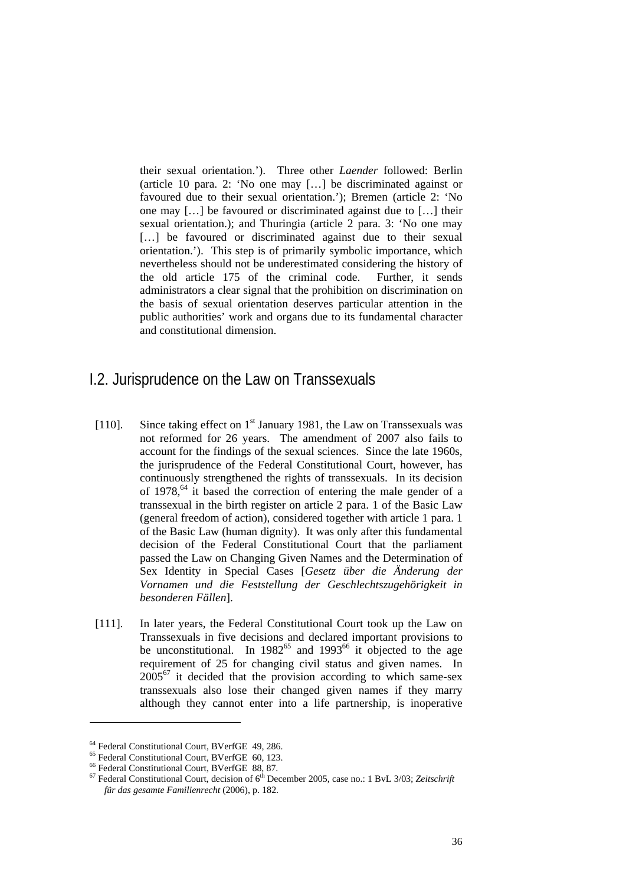their sexual orientation.'). Three other *Laender* followed: Berlin (article 10 para. 2: 'No one may […] be discriminated against or favoured due to their sexual orientation.'); Bremen (article 2: 'No one may […] be favoured or discriminated against due to […] their sexual orientation.); and Thuringia (article 2 para. 3: 'No one may […] be favoured or discriminated against due to their sexual orientation.'). This step is of primarily symbolic importance, which nevertheless should not be underestimated considering the history of the old article 175 of the criminal code. Further, it sends administrators a clear signal that the prohibition on discrimination on the basis of sexual orientation deserves particular attention in the public authorities' work and organs due to its fundamental character and constitutional dimension.

## I.2. Jurisprudence on the Law on Transsexuals

[110]. Since taking effect on 1st January 1981, the Law on Transsexuals was not reformed for 26 years. The amendment of 2007 also fails to account for the findings of the sexual sciences. Since the late 1960s, the jurisprudence of the Federal Constitutional Court, however, has continuously strengthened the rights of transsexuals. In its decision of 1978,[64] it based the correction of entering the male gender of a transsexual in the birth register on article 2 para. 1 of the Basic Law (general freedom of action), considered together with article 1 para. 1 of the Basic Law (human dignity). It was only after this fundamental decision of the Federal Constitutional Court that the parliament passed the Law on Changing Given Names and the Determination of Sex Identity in Special Cases [*Gesetz über die Änderung der Vornamen und die Feststellung der Geschlechtszugehörigkeit in besonderen Fällen*].

[111]. In later years, the Federal Constitutional Court took up the Law on Transsexuals in five decisions and declared important provisions to be unconstitutional. In 1982[65] and 1993[66] it objected to the age requirement of 25 for changing civil status and given names. In 2005[67] it decided that the provision according to which same-sex transsexuals also lose their changed given names if they marry although they cannot enter into a life partnership, is inoperative

---

[64] Federal Constitutional Court, BVerfGE 49, 286.

[65] Federal Constitutional Court, BVerfGE 60, 123.

[66] Federal Constitutional Court, BVerfGE 88, 87.

[67] Federal Constitutional Court, decision of 6th December 2005, case no.: 1 BvL 3/03; *Zeitschrift für das gesamte Familienrecht* (2006), p. 182.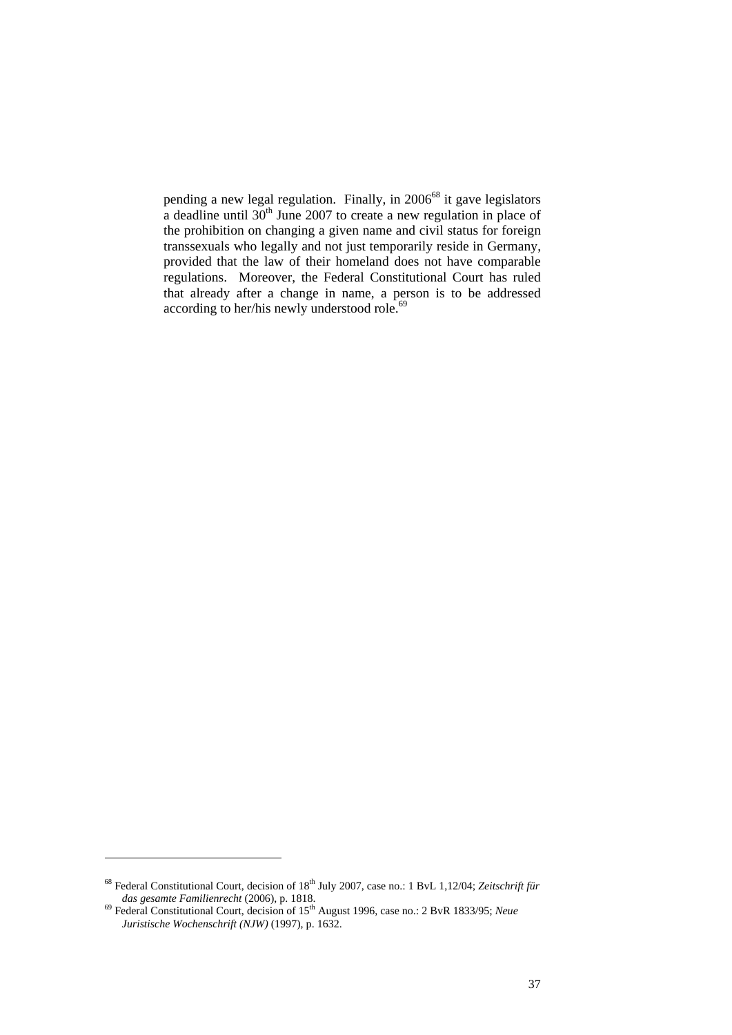pending a new legal regulation. Finally, in 2006[68] it gave legislators a deadline until 30th June 2007 to create a new regulation in place of the prohibition on changing a given name and civil status for foreign transsexuals who legally and not just temporarily reside in Germany, provided that the law of their homeland does not have comparable regulations. Moreover, the Federal Constitutional Court has ruled that already after a change in name, a person is to be addressed according to her/his newly understood role.[69]

---

[68] Federal Constitutional Court, decision of 18th July 2007, case no.: 1 BvL 1,12/04; *Zeitschrift für das gesamte Familienrecht* (2006), p. 1818.

[69] Federal Constitutional Court, decision of 15th August 1996, case no.: 2 BvR 1833/95; *Neue Juristische Wochenschrift (NJW)* (1997), p. 1632.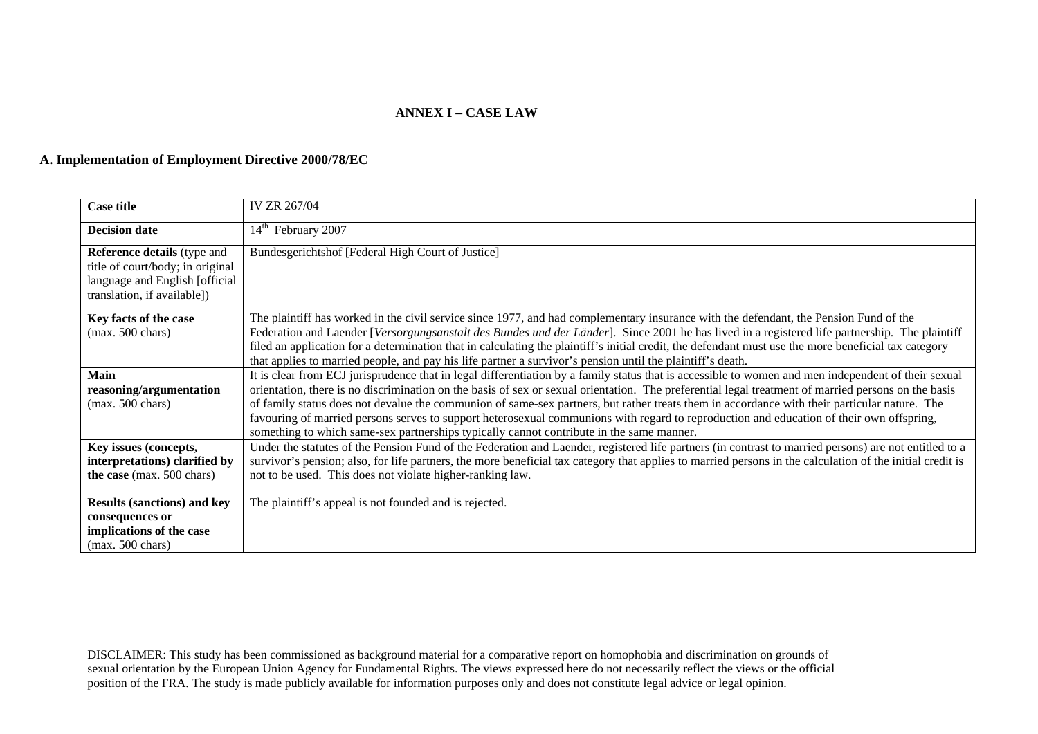# ANNEX I – CASE LAW

## A. Implementation of Employment Directive 2000/78/EC

| **Case title** | IV ZR 267/04 |
|---|---|
| **Decision date** | 14th February 2007 |
| **Reference details** (type and title of court/body; in original language and English [official translation, if available]) | Bundesgerichtshof [Federal High Court of Justice] |
| **Key facts of the case** (max. 500 chars) | The plaintiff has worked in the civil service since 1977, and had complementary insurance with the defendant, the Pension Fund of the Federation and Laender [*Versorgungsanstalt des Bundes und der Länder*]. Since 2001 he has lived in a registered life partnership. The plaintiff filed an application for a determination that in calculating the plaintiff's initial credit, the defendant must use the more beneficial tax category that applies to married people, and pay his life partner a survivor's pension until the plaintiff's death. |
| **Main reasoning/argumentation** (max. 500 chars) | It is clear from ECJ jurisprudence that in legal differentiation by a family status that is accessible to women and men independent of their sexual orientation, there is no discrimination on the basis of sex or sexual orientation. The preferential legal treatment of married persons on the basis of family status does not devalue the communion of same-sex partners, but rather treats them in accordance with their particular nature. The favouring of married persons serves to support heterosexual communions with regard to reproduction and education of their own offspring, something to which same-sex partnerships typically cannot contribute in the same manner. |
| **Key issues (concepts, interpretations) clarified by the case** (max. 500 chars) | Under the statutes of the Pension Fund of the Federation and Laender, registered life partners (in contrast to married persons) are not entitled to a survivor's pension; also, for life partners, the more beneficial tax category that applies to married persons in the calculation of the initial credit is not to be used. This does not violate higher-ranking law. |
| **Results (sanctions) and key consequences or implications of the case** (max. 500 chars) | The plaintiff's appeal is not founded and is rejected. |

DISCLAIMER: This study has been commissioned as background material for a comparative report on homophobia and discrimination on grounds of sexual orientation by the European Union Agency for Fundamental Rights. The views expressed here do not necessarily reflect the views or the official position of the FRA. The study is made publicly available for information purposes only and does not constitute legal advice or legal opinion.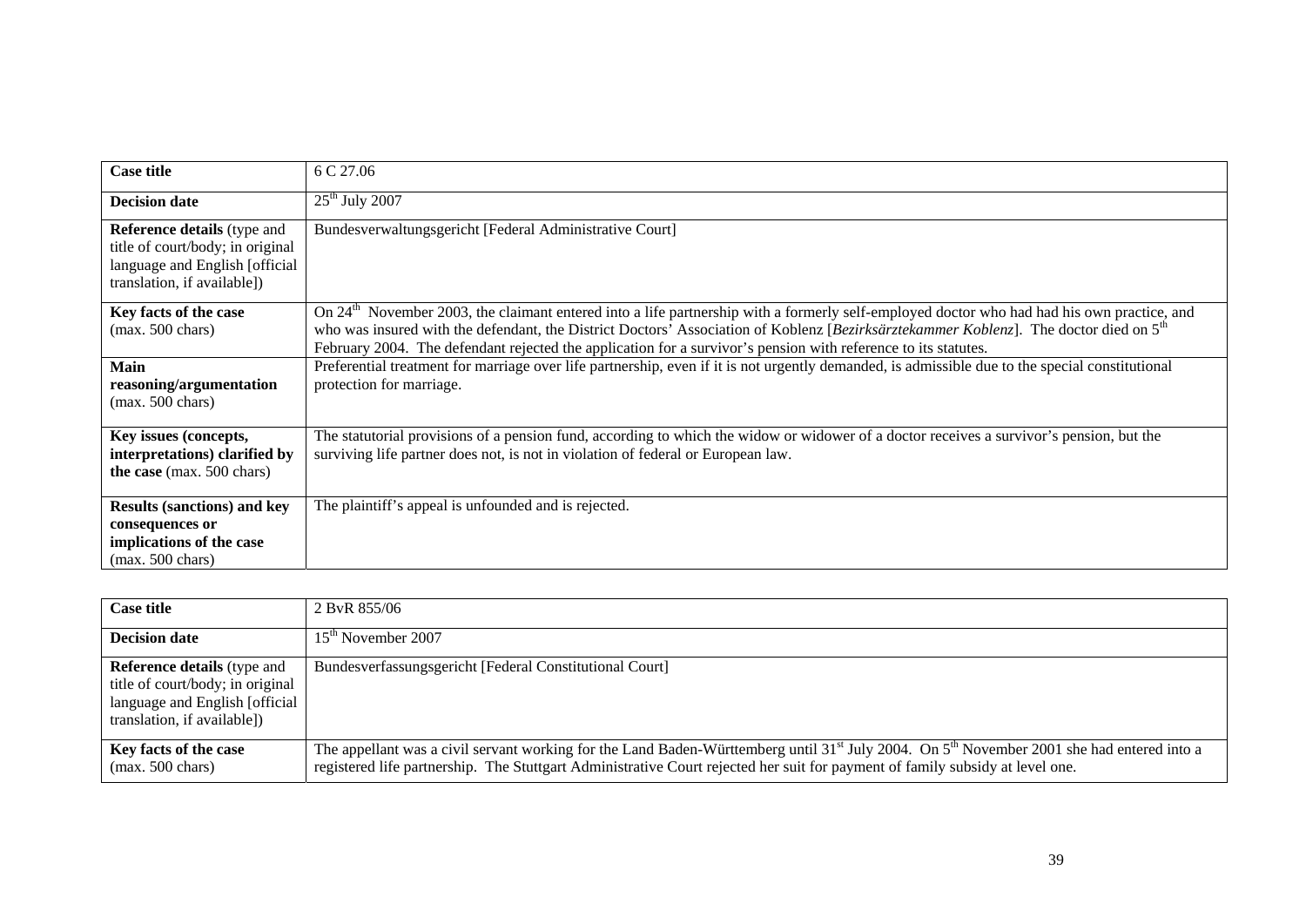| Case title | 6 C 27.06 |
|---|---|
| **Decision date** | 25th July 2007 |
| **Reference details** (type and title of court/body; in original language and English [official translation, if available]) | Bundesverwaltungsgericht [Federal Administrative Court] |
| **Key facts of the case** (max. 500 chars) | On 24th November 2003, the claimant entered into a life partnership with a formerly self-employed doctor who had had his own practice, and who was insured with the defendant, the District Doctors' Association of Koblenz [*Bezirksärztekammer Koblenz*]. The doctor died on 5th February 2004. The defendant rejected the application for a survivor's pension with reference to its statutes. |
| **Main reasoning/argumentation** (max. 500 chars) | Preferential treatment for marriage over life partnership, even if it is not urgently demanded, is admissible due to the special constitutional protection for marriage. |
| **Key issues (concepts, interpretations) clarified by the case** (max. 500 chars) | The statutorial provisions of a pension fund, according to which the widow or widower of a doctor receives a survivor's pension, but the surviving life partner does not, is not in violation of federal or European law. |
| **Results (sanctions) and key consequences or implications of the case** (max. 500 chars) | The plaintiff's appeal is unfounded and is rejected. |

| Case title | 2 BvR 855/06 |
|---|---|
| **Decision date** | 15th November 2007 |
| **Reference details** (type and title of court/body; in original language and English [official translation, if available]) | Bundesverfassungsgericht [Federal Constitutional Court] |
| **Key facts of the case** (max. 500 chars) | The appellant was a civil servant working for the Land Baden-Württemberg until 31st July 2004. On 5th November 2001 she had entered into a registered life partnership. The Stuttgart Administrative Court rejected her suit for payment of family subsidy at level one. |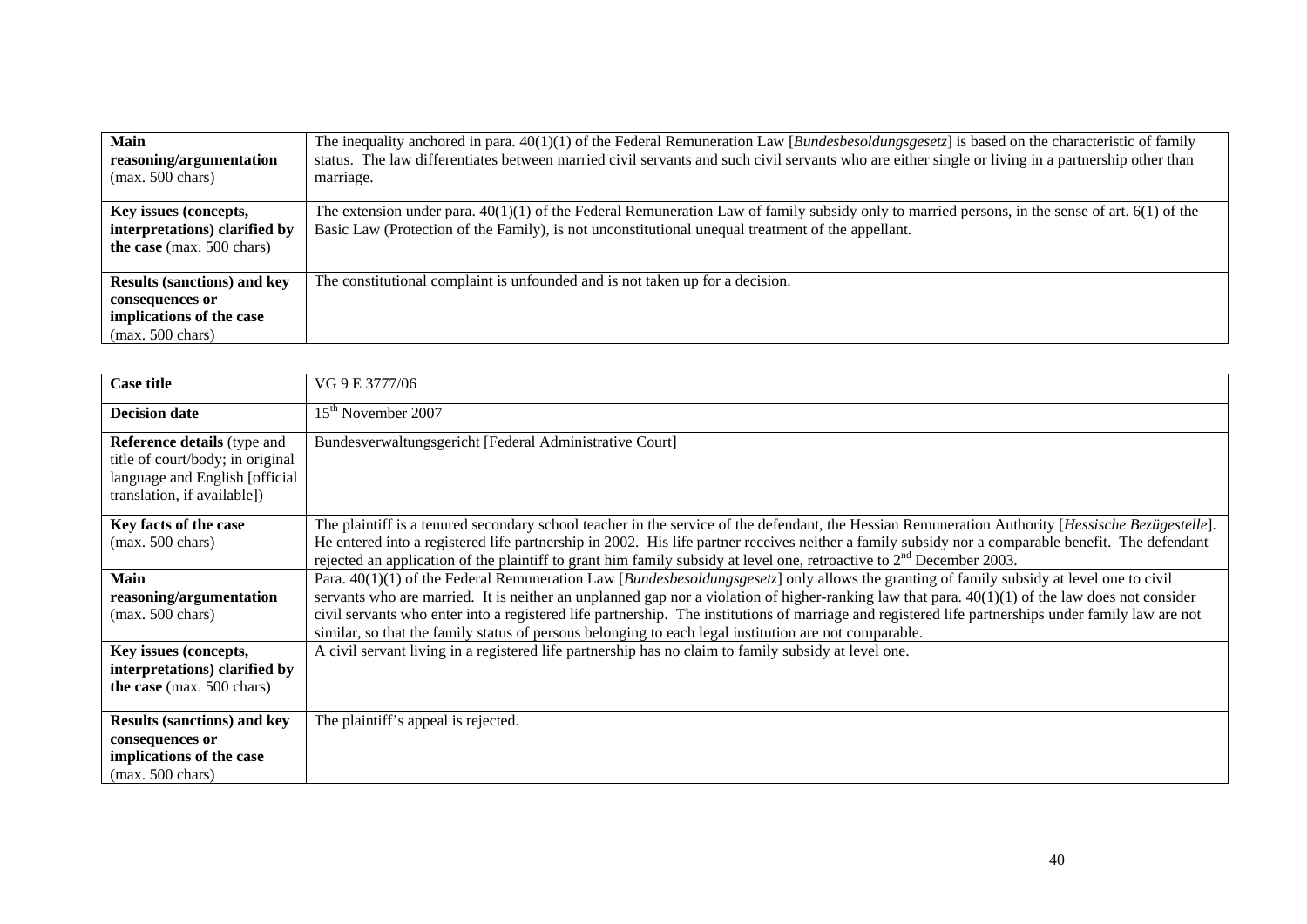| | |
|---|---|
| **Main reasoning/argumentation** (max. 500 chars) | The inequality anchored in para. 40(1)(1) of the Federal Remuneration Law [*Bundesbesoldungsgesetz*] is based on the characteristic of family status. The law differentiates between married civil servants and such civil servants who are either single or living in a partnership other than marriage. |
| **Key issues (concepts, interpretations) clarified by the case** (max. 500 chars) | The extension under para. 40(1)(1) of the Federal Remuneration Law of family subsidy only to married persons, in the sense of art. 6(1) of the Basic Law (Protection of the Family), is not unconstitutional unequal treatment of the appellant. |
| **Results (sanctions) and key consequences or implications of the case** (max. 500 chars) | The constitutional complaint is unfounded and is not taken up for a decision. |

| | |
|---|---|
| **Case title** | VG 9 E 3777/06 |
| **Decision date** | 15th November 2007 |
| **Reference details** (type and title of court/body; in original language and English [official translation, if available]) | Bundesverwaltungsgericht [Federal Administrative Court] |
| **Key facts of the case** (max. 500 chars) | The plaintiff is a tenured secondary school teacher in the service of the defendant, the Hessian Remuneration Authority [*Hessische Bezügestelle*]. He entered into a registered life partnership in 2002. His life partner receives neither a family subsidy nor a comparable benefit. The defendant rejected an application of the plaintiff to grant him family subsidy at level one, retroactive to 2nd December 2003. |
| **Main reasoning/argumentation** (max. 500 chars) | Para. 40(1)(1) of the Federal Remuneration Law [*Bundesbesoldungsgesetz*] only allows the granting of family subsidy at level one to civil servants who are married. It is neither an unplanned gap nor a violation of higher-ranking law that para. 40(1)(1) of the law does not consider civil servants who enter into a registered life partnership. The institutions of marriage and registered life partnerships under family law are not similar, so that the family status of persons belonging to each legal institution are not comparable. |
| **Key issues (concepts, interpretations) clarified by the case** (max. 500 chars) | A civil servant living in a registered life partnership has no claim to family subsidy at level one. |
| **Results (sanctions) and key consequences or implications of the case** (max. 500 chars) | The plaintiff's appeal is rejected. |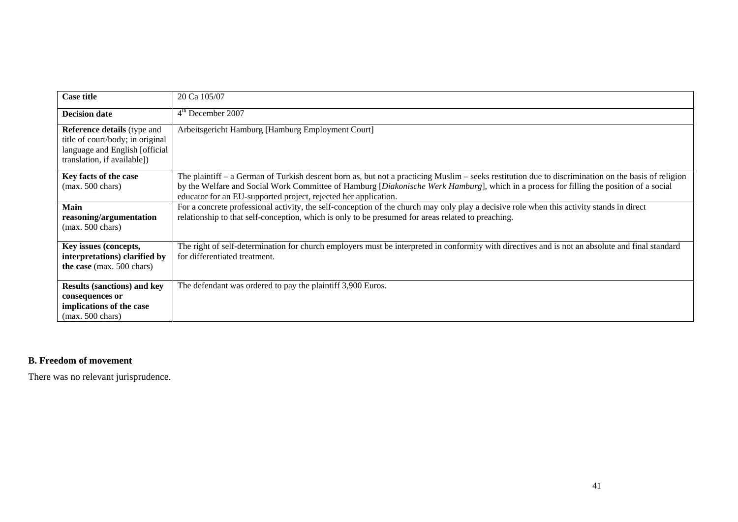| **Case title** | 20 Ca 105/07 |
|---|---|
| **Decision date** | 4th December 2007 |
| **Reference details** (type and title of court/body; in original language and English [official translation, if available]) | Arbeitsgericht Hamburg [Hamburg Employment Court] |
| **Key facts of the case** (max. 500 chars) | The plaintiff – a German of Turkish descent born as, but not a practicing Muslim – seeks restitution due to discrimination on the basis of religion by the Welfare and Social Work Committee of Hamburg [*Diakonische Werk Hamburg*], which in a process for filling the position of a social educator for an EU-supported project, rejected her application. |
| **Main reasoning/argumentation** (max. 500 chars) | For a concrete professional activity, the self-conception of the church may only play a decisive role when this activity stands in direct relationship to that self-conception, which is only to be presumed for areas related to preaching. |
| **Key issues (concepts, interpretations) clarified by the case** (max. 500 chars) | The right of self-determination for church employers must be interpreted in conformity with directives and is not an absolute and final standard for differentiated treatment. |
| **Results (sanctions) and key consequences or implications of the case** (max. 500 chars) | The defendant was ordered to pay the plaintiff 3,900 Euros. |

## B. Freedom of movement

There was no relevant jurisprudence.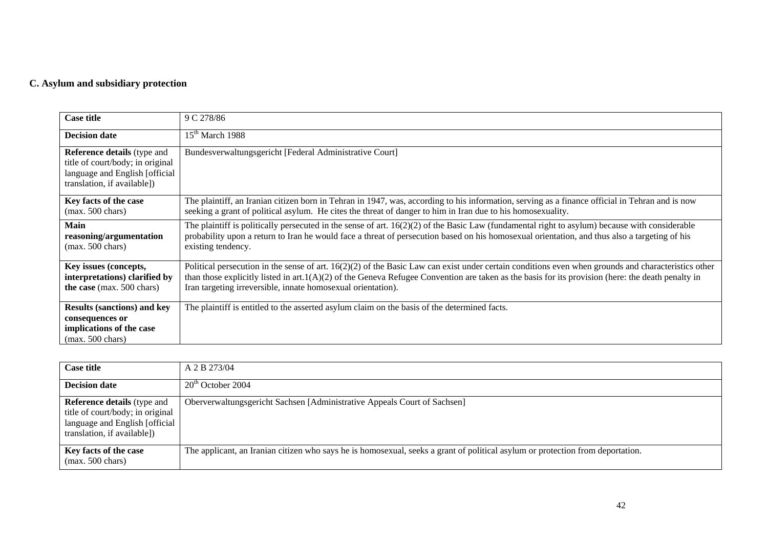## C. Asylum and subsidiary protection

| Case title | 9 C 278/86 |
|---|---|
| **Decision date** | 15th March 1988 |
| **Reference details** (type and title of court/body; in original language and English [official translation, if available]) | Bundesverwaltungsgericht [Federal Administrative Court] |
| **Key facts of the case** (max. 500 chars) | The plaintiff, an Iranian citizen born in Tehran in 1947, was, according to his information, serving as a finance official in Tehran and is now seeking a grant of political asylum. He cites the threat of danger to him in Iran due to his homosexuality. |
| **Main reasoning/argumentation** (max. 500 chars) | The plaintiff is politically persecuted in the sense of art. 16(2)(2) of the Basic Law (fundamental right to asylum) because with considerable probability upon a return to Iran he would face a threat of persecution based on his homosexual orientation, and thus also a targeting of his existing tendency. |
| **Key issues (concepts, interpretations) clarified by the case** (max. 500 chars) | Political persecution in the sense of art. 16(2)(2) of the Basic Law can exist under certain conditions even when grounds and characteristics other than those explicitly listed in art.1(A)(2) of the Geneva Refugee Convention are taken as the basis for its provision (here: the death penalty in Iran targeting irreversible, innate homosexual orientation). |
| **Results (sanctions) and key consequences or implications of the case** (max. 500 chars) | The plaintiff is entitled to the asserted asylum claim on the basis of the determined facts. |

| Case title | A 2 B 273/04 |
|---|---|
| **Decision date** | 20th October 2004 |
| **Reference details** (type and title of court/body; in original language and English [official translation, if available]) | Oberverwaltungsgericht Sachsen [Administrative Appeals Court of Sachsen] |
| **Key facts of the case** (max. 500 chars) | The applicant, an Iranian citizen who says he is homosexual, seeks a grant of political asylum or protection from deportation. |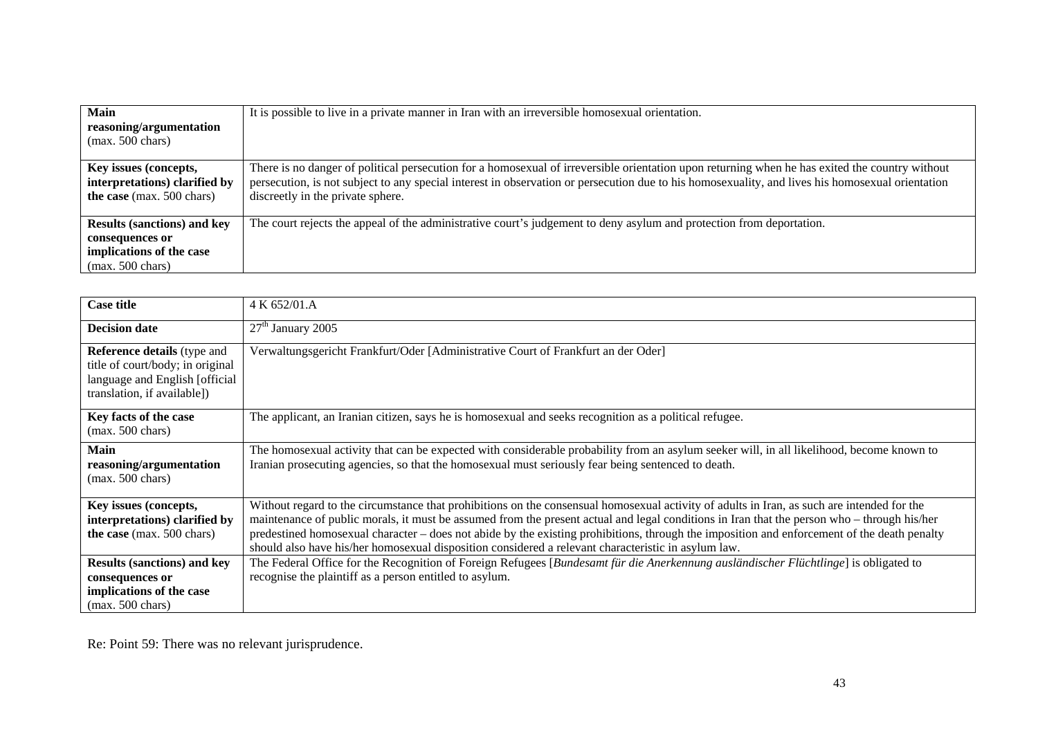| | |
|---|---|
| **Main reasoning/argumentation** (max. 500 chars) | It is possible to live in a private manner in Iran with an irreversible homosexual orientation. |
| **Key issues (concepts, interpretations) clarified by the case** (max. 500 chars) | There is no danger of political persecution for a homosexual of irreversible orientation upon returning when he has exited the country without persecution, is not subject to any special interest in observation or persecution due to his homosexuality, and lives his homosexual orientation discreetly in the private sphere. |
| **Results (sanctions) and key consequences or implications of the case** (max. 500 chars) | The court rejects the appeal of the administrative court's judgement to deny asylum and protection from deportation. |

| | |
|---|---|
| **Case title** | 4 K 652/01.A |
| **Decision date** | 27th January 2005 |
| **Reference details** (type and title of court/body; in original language and English [official translation, if available]) | Verwaltungsgericht Frankfurt/Oder [Administrative Court of Frankfurt an der Oder] |
| **Key facts of the case** (max. 500 chars) | The applicant, an Iranian citizen, says he is homosexual and seeks recognition as a political refugee. |
| **Main reasoning/argumentation** (max. 500 chars) | The homosexual activity that can be expected with considerable probability from an asylum seeker will, in all likelihood, become known to Iranian prosecuting agencies, so that the homosexual must seriously fear being sentenced to death. |
| **Key issues (concepts, interpretations) clarified by the case** (max. 500 chars) | Without regard to the circumstance that prohibitions on the consensual homosexual activity of adults in Iran, as such are intended for the maintenance of public morals, it must be assumed from the present actual and legal conditions in Iran that the person who – through his/her predestined homosexual character – does not abide by the existing prohibitions, through the imposition and enforcement of the death penalty should also have his/her homosexual disposition considered a relevant characteristic in asylum law. |
| **Results (sanctions) and key consequences or implications of the case** (max. 500 chars) | The Federal Office for the Recognition of Foreign Refugees [*Bundesamt für die Anerkennung ausländischer Flüchtlinge*] is obligated to recognise the plaintiff as a person entitled to asylum. |

Re: Point 59: There was no relevant jurisprudence.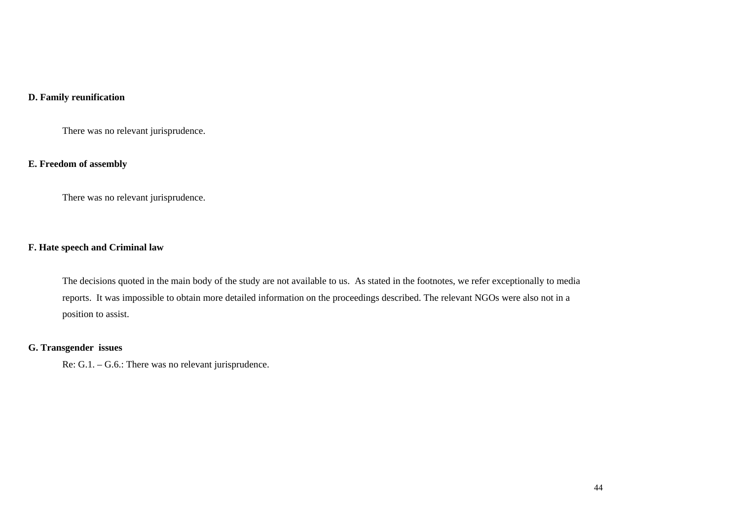**D. Family reunification**

There was no relevant jurisprudence.

**E. Freedom of assembly**

There was no relevant jurisprudence.

**F. Hate speech and Criminal law**

The decisions quoted in the main body of the study are not available to us. As stated in the footnotes, we refer exceptionally to media reports. It was impossible to obtain more detailed information on the proceedings described. The relevant NGOs were also not in a position to assist.

**G. Transgender issues**

Re: G.1. – G.6.: There was no relevant jurisprudence.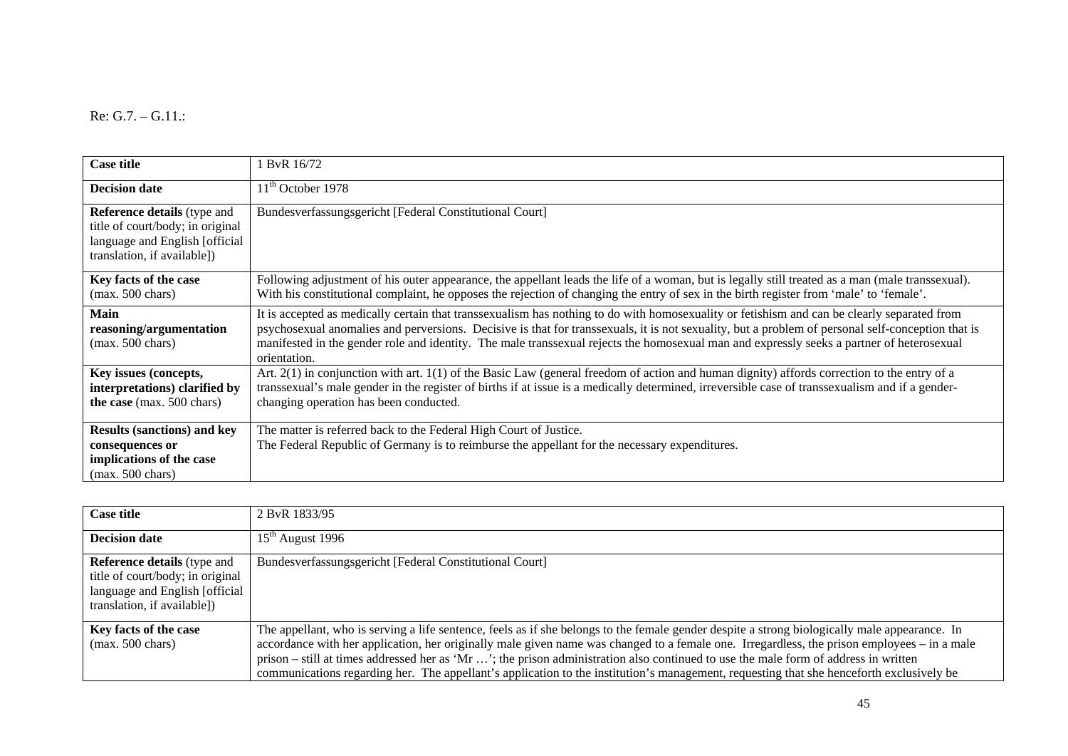Re: G.7. – G.11.:

| Case title | 1 BvR 16/72 |
|---|---|
| Decision date | 11th October 1978 |
| **Reference details** (type and title of court/body; in original language and English [official translation, if available]) | Bundesverfassungsgericht [Federal Constitutional Court] |
| **Key facts of the case** (max. 500 chars) | Following adjustment of his outer appearance, the appellant leads the life of a woman, but is legally still treated as a man (male transsexual). With his constitutional complaint, he opposes the rejection of changing the entry of sex in the birth register from 'male' to 'female'. |
| **Main reasoning/argumentation** (max. 500 chars) | It is accepted as medically certain that transsexualism has nothing to do with homosexuality or fetishism and can be clearly separated from psychosexual anomalies and perversions. Decisive is that for transsexuals, it is not sexuality, but a problem of personal self-conception that is manifested in the gender role and identity. The male transsexual rejects the homosexual man and expressly seeks a partner of heterosexual orientation. |
| **Key issues (concepts, interpretations) clarified by the case** (max. 500 chars) | Art. 2(1) in conjunction with art. 1(1) of the Basic Law (general freedom of action and human dignity) affords correction to the entry of a transsexual's male gender in the register of births if at issue is a medically determined, irreversible case of transsexualism and if a gender-changing operation has been conducted. |
| **Results (sanctions) and key consequences or implications of the case** (max. 500 chars) | The matter is referred back to the Federal High Court of Justice. The Federal Republic of Germany is to reimburse the appellant for the necessary expenditures. |

| Case title | 2 BvR 1833/95 |
|---|---|
| Decision date | 15th August 1996 |
| **Reference details** (type and title of court/body; in original language and English [official translation, if available]) | Bundesverfassungsgericht [Federal Constitutional Court] |
| **Key facts of the case** (max. 500 chars) | The appellant, who is serving a life sentence, feels as if she belongs to the female gender despite a strong biologically male appearance. In accordance with her application, her originally male given name was changed to a female one. Irregardless, the prison employees – in a male prison – still at times addressed her as 'Mr …'; the prison administration also continued to use the male form of address in written communications regarding her. The appellant's application to the institution's management, requesting that she henceforth exclusively be |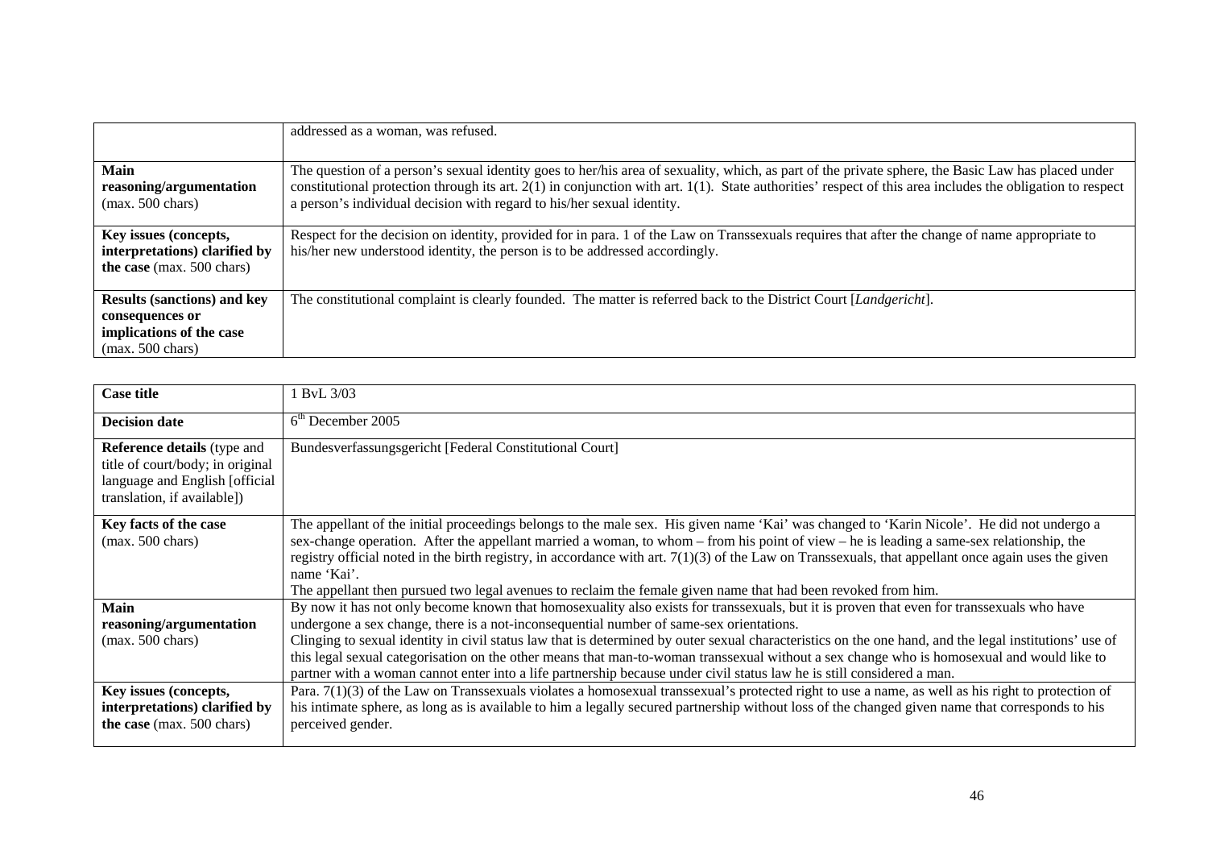| | addressed as a woman, was refused. |
|---|---|
| **Main reasoning/argumentation** (max. 500 chars) | The question of a person's sexual identity goes to her/his area of sexuality, which, as part of the private sphere, the Basic Law has placed under constitutional protection through its art. 2(1) in conjunction with art. 1(1). State authorities' respect of this area includes the obligation to respect a person's individual decision with regard to his/her sexual identity. |
| **Key issues (concepts, interpretations) clarified by the case** (max. 500 chars) | Respect for the decision on identity, provided for in para. 1 of the Law on Transsexuals requires that after the change of name appropriate to his/her new understood identity, the person is to be addressed accordingly. |
| **Results (sanctions) and key consequences or implications of the case** (max. 500 chars) | The constitutional complaint is clearly founded. The matter is referred back to the District Court [*Landgericht*]. |

| **Case title** | 1 BvL 3/03 |
|---|---|
| **Decision date** | 6th December 2005 |
| **Reference details** (type and title of court/body; in original language and English [official translation, if available]) | Bundesverfassungsgericht [Federal Constitutional Court] |
| **Key facts of the case** (max. 500 chars) | The appellant of the initial proceedings belongs to the male sex. His given name 'Kai' was changed to 'Karin Nicole'. He did not undergo a sex-change operation. After the appellant married a woman, to whom – from his point of view – he is leading a same-sex relationship, the registry official noted in the birth registry, in accordance with art. 7(1)(3) of the Law on Transsexuals, that appellant once again uses the given name 'Kai'.<br>The appellant then pursued two legal avenues to reclaim the female given name that had been revoked from him. |
| **Main reasoning/argumentation** (max. 500 chars) | By now it has not only become known that homosexuality also exists for transsexuals, but it is proven that even for transsexuals who have undergone a sex change, there is a not-inconsequential number of same-sex orientations.<br>Clinging to sexual identity in civil status law that is determined by outer sexual characteristics on the one hand, and the legal institutions' use of this legal sexual categorisation on the other means that man-to-woman transsexual without a sex change who is homosexual and would like to partner with a woman cannot enter into a life partnership because under civil status law he is still considered a man. |
| **Key issues (concepts, interpretations) clarified by the case** (max. 500 chars) | Para. 7(1)(3) of the Law on Transsexuals violates a homosexual transsexual's protected right to use a name, as well as his right to protection of his intimate sphere, as long as is available to him a legally secured partnership without loss of the changed given name that corresponds to his perceived gender. |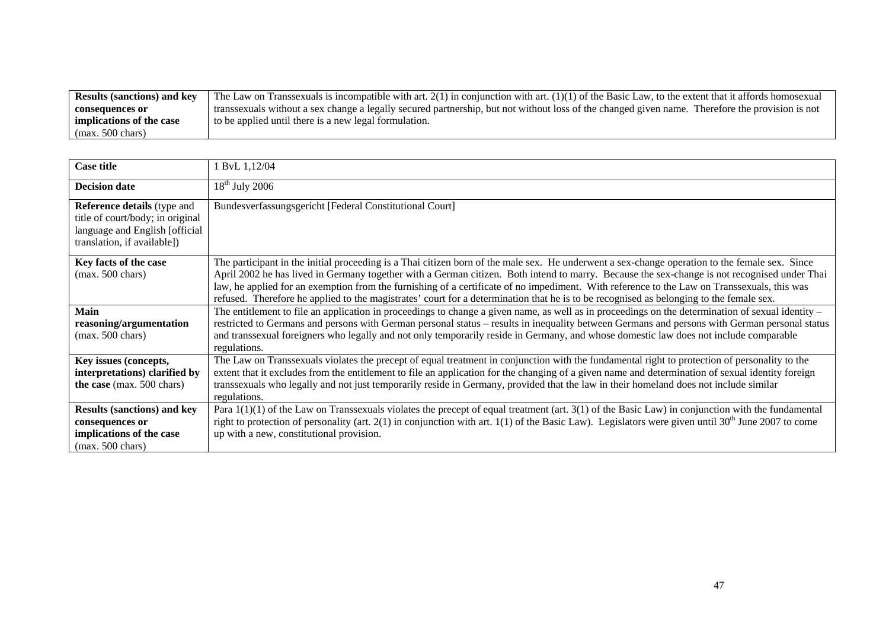| Results (sanctions) and key consequences or implications of the case (max. 500 chars) | The Law on Transsexuals is incompatible with art. 2(1) in conjunction with art. (1)(1) of the Basic Law, to the extent that it affords homosexual transsexuals without a sex change a legally secured partnership, but not without loss of the changed given name. Therefore the provision is not to be applied until there is a new legal formulation. |
|---|---|

| Case title | 1 BvL 1,12/04 |
|---|---|
| Decision date | 18th July 2006 |
| Reference details (type and title of court/body; in original language and English [official translation, if available]) | Bundesverfassungsgericht [Federal Constitutional Court] |
| Key facts of the case (max. 500 chars) | The participant in the initial proceeding is a Thai citizen born of the male sex. He underwent a sex-change operation to the female sex. Since April 2002 he has lived in Germany together with a German citizen. Both intend to marry. Because the sex-change is not recognised under Thai law, he applied for an exemption from the furnishing of a certificate of no impediment. With reference to the Law on Transsexuals, this was refused. Therefore he applied to the magistrates' court for a determination that he is to be recognised as belonging to the female sex. |
| Main reasoning/argumentation (max. 500 chars) | The entitlement to file an application in proceedings to change a given name, as well as in proceedings on the determination of sexual identity – restricted to Germans and persons with German personal status – results in inequality between Germans and persons with German personal status and transsexual foreigners who legally and not only temporarily reside in Germany, and whose domestic law does not include comparable regulations. |
| Key issues (concepts, interpretations) clarified by the case (max. 500 chars) | The Law on Transsexuals violates the precept of equal treatment in conjunction with the fundamental right to protection of personality to the extent that it excludes from the entitlement to file an application for the changing of a given name and determination of sexual identity foreign transsexuals who legally and not just temporarily reside in Germany, provided that the law in their homeland does not include similar regulations. |
| Results (sanctions) and key consequences or implications of the case (max. 500 chars) | Para 1(1)(1) of the Law on Transsexuals violates the precept of equal treatment (art. 3(1) of the Basic Law) in conjunction with the fundamental right to protection of personality (art. 2(1) in conjunction with art. 1(1) of the Basic Law). Legislators were given until 30th June 2007 to come up with a new, constitutional provision. |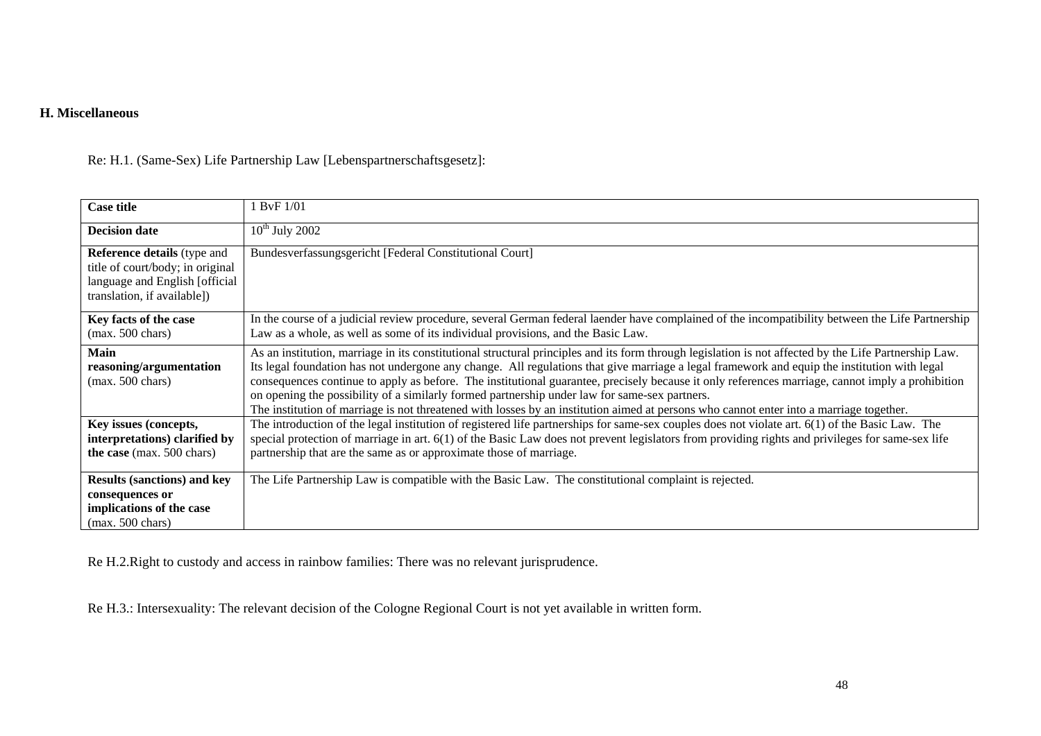## H. Miscellaneous

Re: H.1. (Same-Sex) Life Partnership Law [Lebenspartnerschaftsgesetz]:

| **Case title** | 1 BvF 1/01 |
|---|---|
| **Decision date** | 10th July 2002 |
| **Reference details** (type and title of court/body; in original language and English [official translation, if available]) | Bundesverfassungsgericht [Federal Constitutional Court] |
| **Key facts of the case** (max. 500 chars) | In the course of a judicial review procedure, several German federal laender have complained of the incompatibility between the Life Partnership Law as a whole, as well as some of its individual provisions, and the Basic Law. |
| **Main reasoning/argumentation** (max. 500 chars) | As an institution, marriage in its constitutional structural principles and its form through legislation is not affected by the Life Partnership Law. Its legal foundation has not undergone any change. All regulations that give marriage a legal framework and equip the institution with legal consequences continue to apply as before. The institutional guarantee, precisely because it only references marriage, cannot imply a prohibition on opening the possibility of a similarly formed partnership under law for same-sex partners.<br>The institution of marriage is not threatened with losses by an institution aimed at persons who cannot enter into a marriage together. |
| **Key issues (concepts, interpretations) clarified by the case** (max. 500 chars) | The introduction of the legal institution of registered life partnerships for same-sex couples does not violate art. 6(1) of the Basic Law. The special protection of marriage in art. 6(1) of the Basic Law does not prevent legislators from providing rights and privileges for same-sex life partnership that are the same as or approximate those of marriage. |
| **Results (sanctions) and key consequences or implications of the case** (max. 500 chars) | The Life Partnership Law is compatible with the Basic Law. The constitutional complaint is rejected. |

Re H.2.Right to custody and access in rainbow families: There was no relevant jurisprudence.

Re H.3.: Intersexuality: The relevant decision of the Cologne Regional Court is not yet available in written form.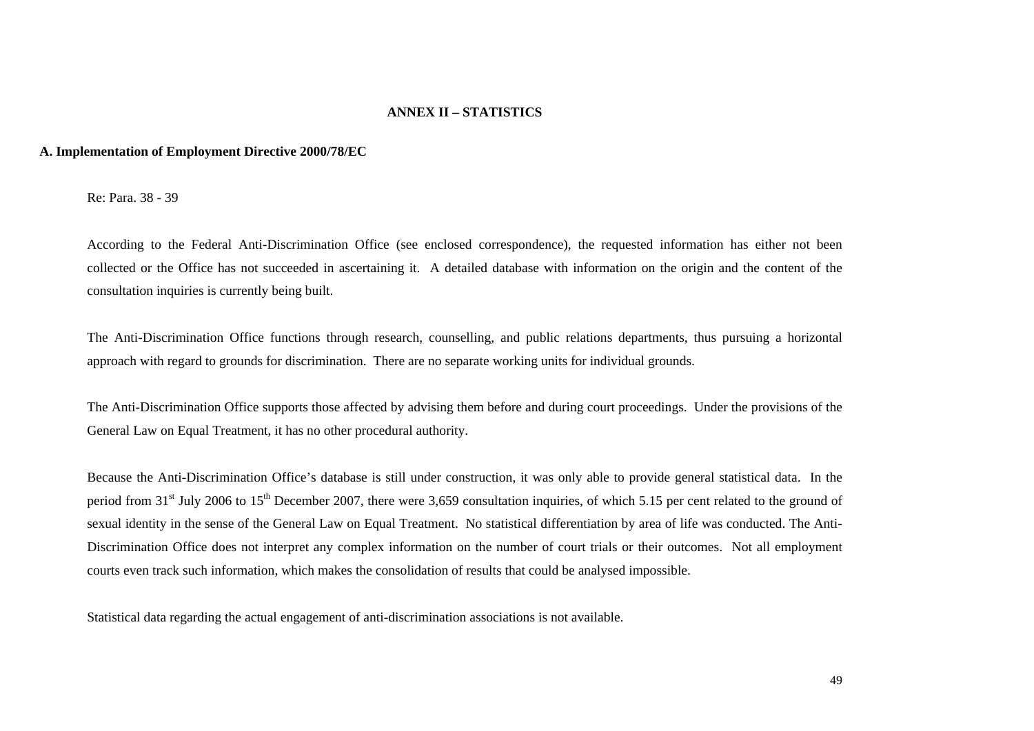## ANNEX II – STATISTICS

### A. Implementation of Employment Directive 2000/78/EC

Re: Para. 38 - 39

According to the Federal Anti-Discrimination Office (see enclosed correspondence), the requested information has either not been collected or the Office has not succeeded in ascertaining it. A detailed database with information on the origin and the content of the consultation inquiries is currently being built.

The Anti-Discrimination Office functions through research, counselling, and public relations departments, thus pursuing a horizontal approach with regard to grounds for discrimination. There are no separate working units for individual grounds.

The Anti-Discrimination Office supports those affected by advising them before and during court proceedings. Under the provisions of the General Law on Equal Treatment, it has no other procedural authority.

Because the Anti-Discrimination Office's database is still under construction, it was only able to provide general statistical data. In the period from 31st July 2006 to 15th December 2007, there were 3,659 consultation inquiries, of which 5.15 per cent related to the ground of sexual identity in the sense of the General Law on Equal Treatment. No statistical differentiation by area of life was conducted. The Anti-Discrimination Office does not interpret any complex information on the number of court trials or their outcomes. Not all employment courts even track such information, which makes the consolidation of results that could be analysed impossible.

Statistical data regarding the actual engagement of anti-discrimination associations is not available.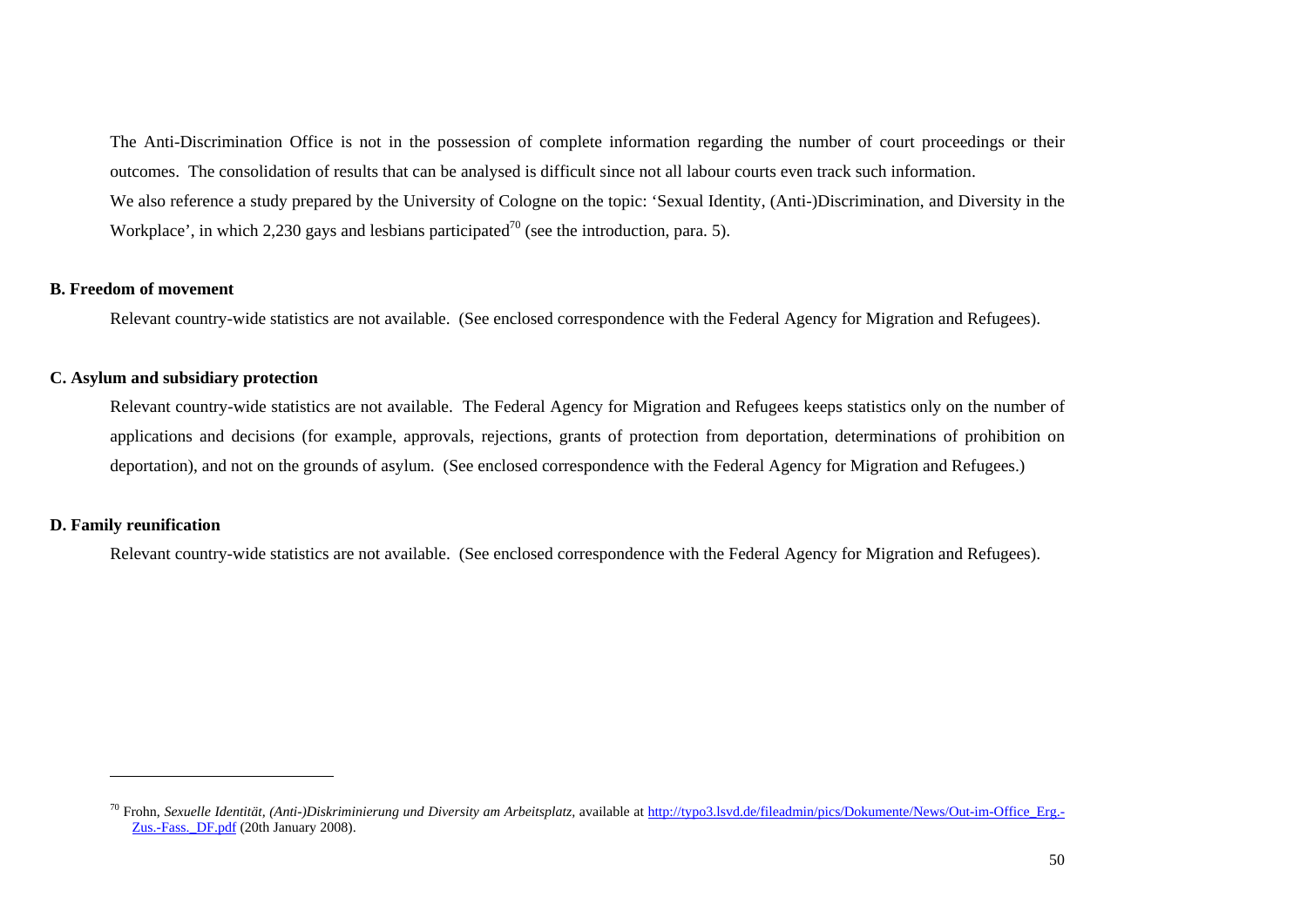The Anti-Discrimination Office is not in the possession of complete information regarding the number of court proceedings or their outcomes. The consolidation of results that can be analysed is difficult since not all labour courts even track such information.

We also reference a study prepared by the University of Cologne on the topic: 'Sexual Identity, (Anti-)Discrimination, and Diversity in the Workplace', in which 2,230 gays and lesbians participated[70] (see the introduction, para. 5).

### B. Freedom of movement

Relevant country-wide statistics are not available. (See enclosed correspondence with the Federal Agency for Migration and Refugees).

### C. Asylum and subsidiary protection

Relevant country-wide statistics are not available. The Federal Agency for Migration and Refugees keeps statistics only on the number of applications and decisions (for example, approvals, rejections, grants of protection from deportation, determinations of prohibition on deportation), and not on the grounds of asylum. (See enclosed correspondence with the Federal Agency for Migration and Refugees.)

### D. Family reunification

Relevant country-wide statistics are not available. (See enclosed correspondence with the Federal Agency for Migration and Refugees).

---

[70] Frohn, *Sexuelle Identität, (Anti-)Diskriminierung und Diversity am Arbeitsplatz*, available at http://typo3.lsvd.de/fileadmin/pics/Dokumente/News/Out-im-Office_Erg.-Zus.-Fass._DF.pdf (20th January 2008).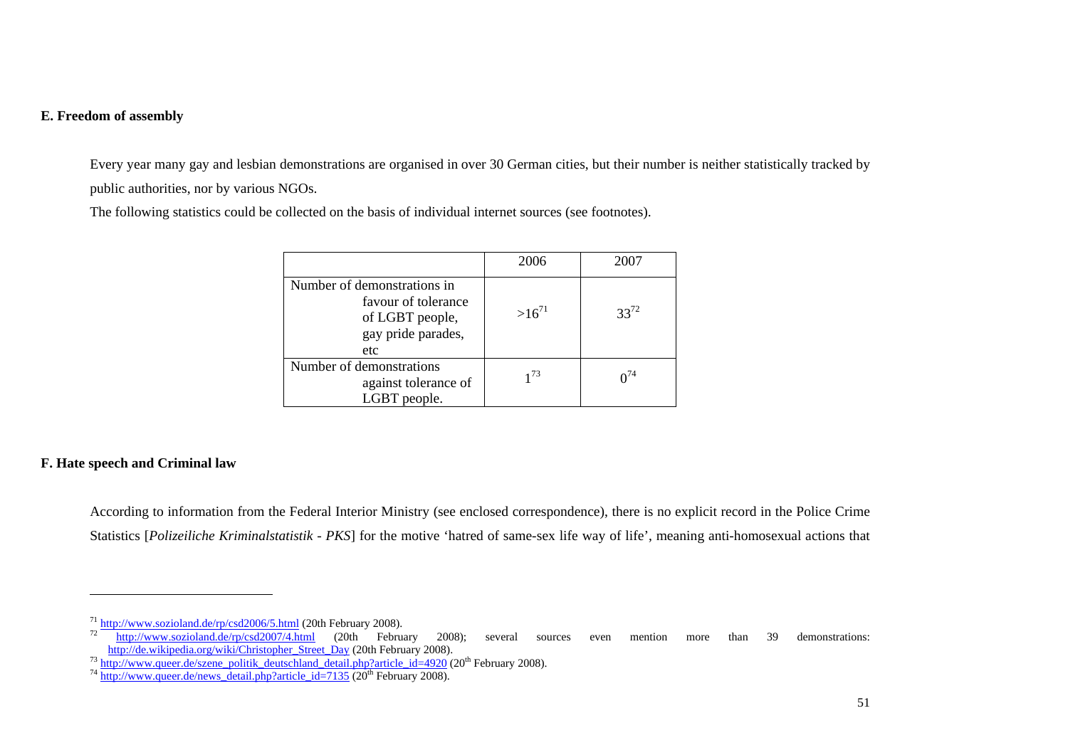### E. Freedom of assembly

Every year many gay and lesbian demonstrations are organised in over 30 German cities, but their number is neither statistically tracked by public authorities, nor by various NGOs.

The following statistics could be collected on the basis of individual internet sources (see footnotes).

| | 2006 | 2007 |
|---|---|---|
| Number of demonstrations in favour of tolerance of LGBT people, gay pride parades, etc | >16[71] | 33[72] |
| Number of demonstrations against tolerance of LGBT people. | 1[73] | 0[74] |

### F. Hate speech and Criminal law

According to information from the Federal Interior Ministry (see enclosed correspondence), there is no explicit record in the Police Crime Statistics [*Polizeiliche Kriminalstatistik - PKS*] for the motive 'hatred of same-sex life way of life', meaning anti-homosexual actions that

---

[71] http://www.sozioland.de/rp/csd2006/5.html (20th February 2008).

[72] http://www.sozioland.de/rp/csd2007/4.html (20th February 2008); several sources even mention more than 39 demonstrations: http://de.wikipedia.org/wiki/Christopher_Street_Day (20th February 2008).

[73] http://www.queer.de/szene_politik_deutschland_detail.php?article_id=4920 (20th February 2008).

[74] http://www.queer.de/news_detail.php?article_id=7135 (20th February 2008).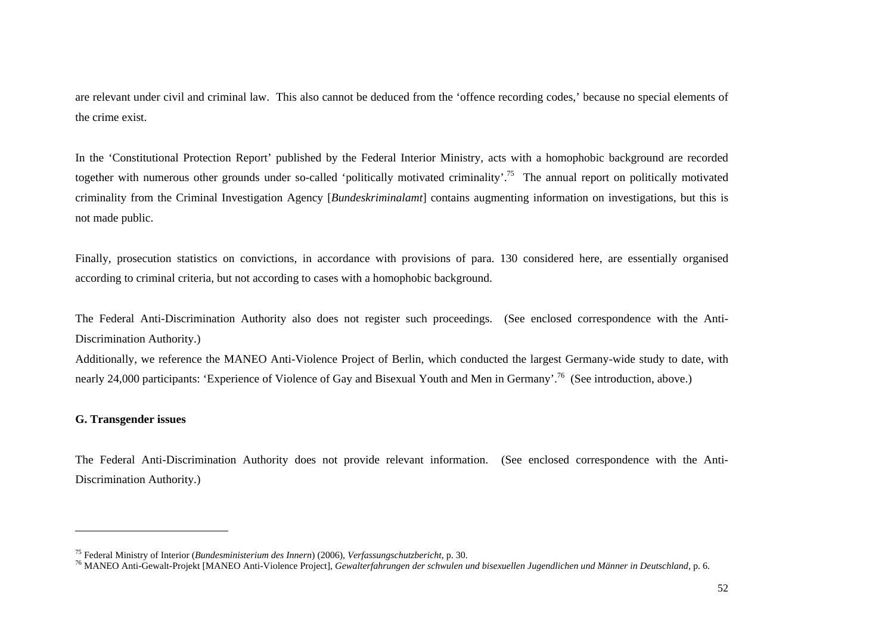are relevant under civil and criminal law. This also cannot be deduced from the 'offence recording codes,' because no special elements of the crime exist.

In the 'Constitutional Protection Report' published by the Federal Interior Ministry, acts with a homophobic background are recorded together with numerous other grounds under so-called 'politically motivated criminality'.[75] The annual report on politically motivated criminality from the Criminal Investigation Agency [*Bundeskriminalamt*] contains augmenting information on investigations, but this is not made public.

Finally, prosecution statistics on convictions, in accordance with provisions of para. 130 considered here, are essentially organised according to criminal criteria, but not according to cases with a homophobic background.

The Federal Anti-Discrimination Authority also does not register such proceedings. (See enclosed correspondence with the Anti-Discrimination Authority.)

Additionally, we reference the MANEO Anti-Violence Project of Berlin, which conducted the largest Germany-wide study to date, with nearly 24,000 participants: 'Experience of Violence of Gay and Bisexual Youth and Men in Germany'.[76] (See introduction, above.)

**G. Transgender issues**

The Federal Anti-Discrimination Authority does not provide relevant information. (See enclosed correspondence with the Anti-Discrimination Authority.)

---

[75] Federal Ministry of Interior (*Bundesministerium des Innern*) (2006), *Verfassungschutzbericht*, p. 30.

[76] MANEO Anti-Gewalt-Projekt [MANEO Anti-Violence Project], *Gewalterfahrungen der schwulen und bisexuellen Jugendlichen und Männer in Deutschland*, p. 6.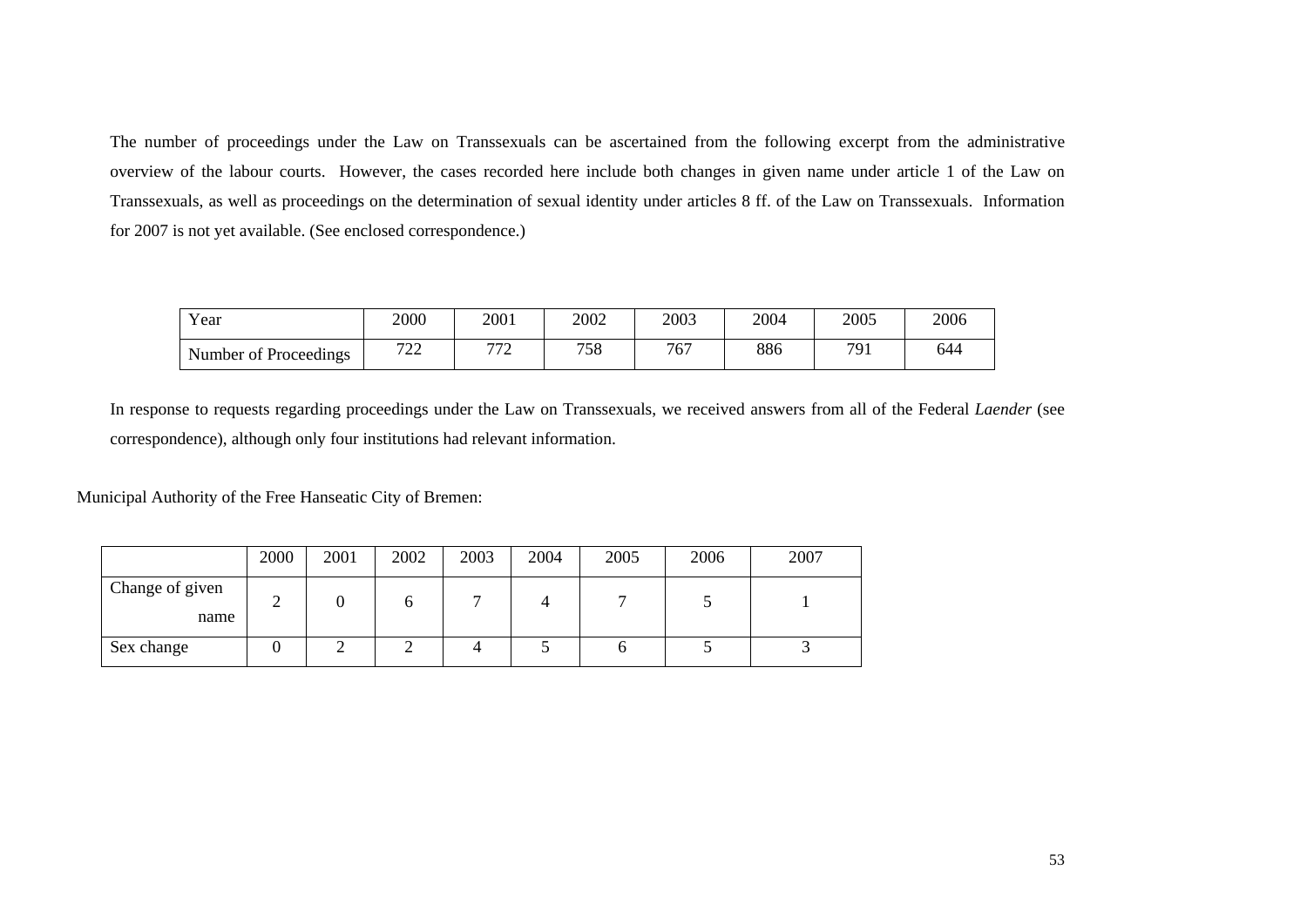The number of proceedings under the Law on Transsexuals can be ascertained from the following excerpt from the administrative overview of the labour courts. However, the cases recorded here include both changes in given name under article 1 of the Law on Transsexuals, as well as proceedings on the determination of sexual identity under articles 8 ff. of the Law on Transsexuals. Information for 2007 is not yet available. (See enclosed correspondence.)

| Year | 2000 | 2001 | 2002 | 2003 | 2004 | 2005 | 2006 |
|---|---|---|---|---|---|---|---|
| Number of Proceedings | 722 | 772 | 758 | 767 | 886 | 791 | 644 |

In response to requests regarding proceedings under the Law on Transsexuals, we received answers from all of the Federal *Laender* (see correspondence), although only four institutions had relevant information.

Municipal Authority of the Free Hanseatic City of Bremen:

| | 2000 | 2001 | 2002 | 2003 | 2004 | 2005 | 2006 | 2007 |
|---|---|---|---|---|---|---|---|---|
| Change of given name | 2 | 0 | 6 | 7 | 4 | 7 | 5 | 1 |
| Sex change | 0 | 2 | 2 | 4 | 5 | 6 | 5 | 3 |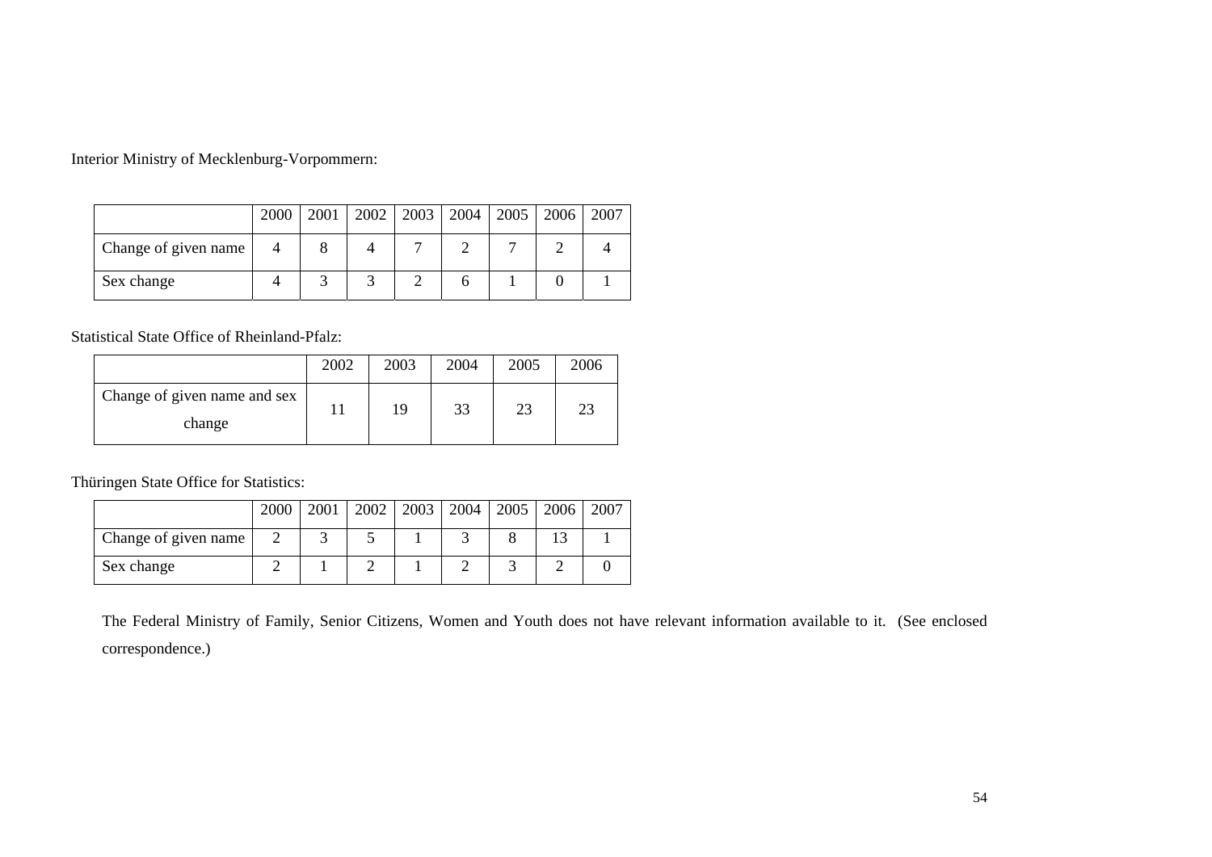Interior Ministry of Mecklenburg-Vorpommern:

| | 2000 | 2001 | 2002 | 2003 | 2004 | 2005 | 2006 | 2007 |
|---|---|---|---|---|---|---|---|---|
| Change of given name | 4 | 8 | 4 | 7 | 2 | 7 | 2 | 4 |
| Sex change | 4 | 3 | 3 | 2 | 6 | 1 | 0 | 1 |

Statistical State Office of Rheinland-Pfalz:

| | 2002 | 2003 | 2004 | 2005 | 2006 |
|---|---|---|---|---|---|
| Change of given name and sex change | 11 | 19 | 33 | 23 | 23 |

Thüringen State Office for Statistics:

| | 2000 | 2001 | 2002 | 2003 | 2004 | 2005 | 2006 | 2007 |
|---|---|---|---|---|---|---|---|---|
| Change of given name | 2 | 3 | 5 | 1 | 3 | 8 | 13 | 1 |
| Sex change | 2 | 1 | 2 | 1 | 2 | 3 | 2 | 0 |

The Federal Ministry of Family, Senior Citizens, Women and Youth does not have relevant information available to it. (See enclosed correspondence.)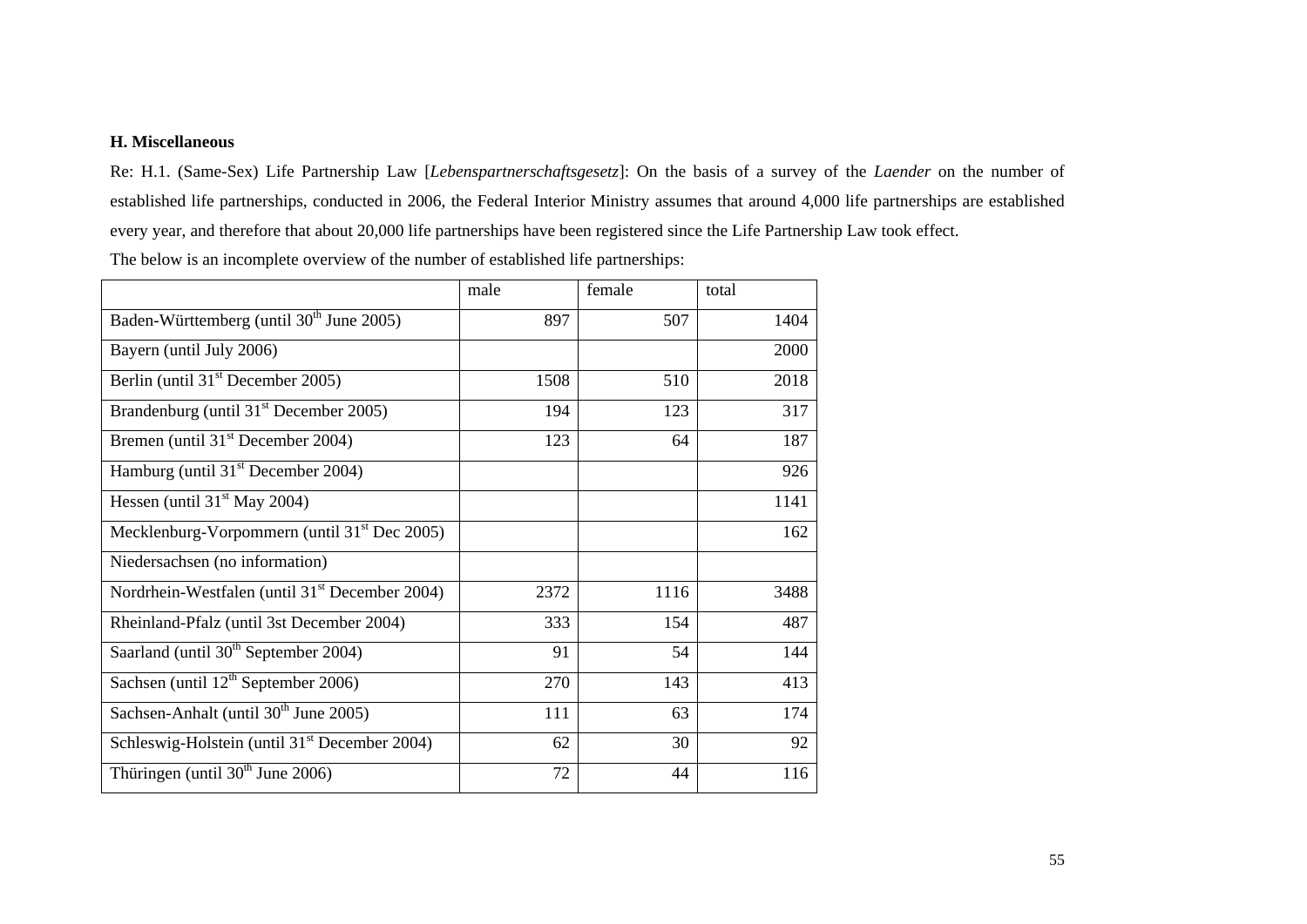**H. Miscellaneous**

Re: H.1. (Same-Sex) Life Partnership Law [*Lebenspartnerschaftsgesetz*]: On the basis of a survey of the *Laender* on the number of established life partnerships, conducted in 2006, the Federal Interior Ministry assumes that around 4,000 life partnerships are established every year, and therefore that about 20,000 life partnerships have been registered since the Life Partnership Law took effect.

The below is an incomplete overview of the number of established life partnerships:

| | male | female | total |
|---|---|---|---|
| Baden-Württemberg (until 30th June 2005) | 897 | 507 | 1404 |
| Bayern (until July 2006) | | | 2000 |
| Berlin (until 31st December 2005) | 1508 | 510 | 2018 |
| Brandenburg (until 31st December 2005) | 194 | 123 | 317 |
| Bremen (until 31st December 2004) | 123 | 64 | 187 |
| Hamburg (until 31st December 2004) | | | 926 |
| Hessen (until 31st May 2004) | | | 1141 |
| Mecklenburg-Vorpommern (until 31st Dec 2005) | | | 162 |
| Niedersachsen (no information) | | | |
| Nordrhein-Westfalen (until 31st December 2004) | 2372 | 1116 | 3488 |
| Rheinland-Pfalz (until 3st December 2004) | 333 | 154 | 487 |
| Saarland (until 30th September 2004) | 91 | 54 | 144 |
| Sachsen (until 12th September 2006) | 270 | 143 | 413 |
| Sachsen-Anhalt (until 30th June 2005) | 111 | 63 | 174 |
| Schleswig-Holstein (until 31st December 2004) | 62 | 30 | 92 |
| Thüringen (until 30th June 2006) | 72 | 44 | 116 |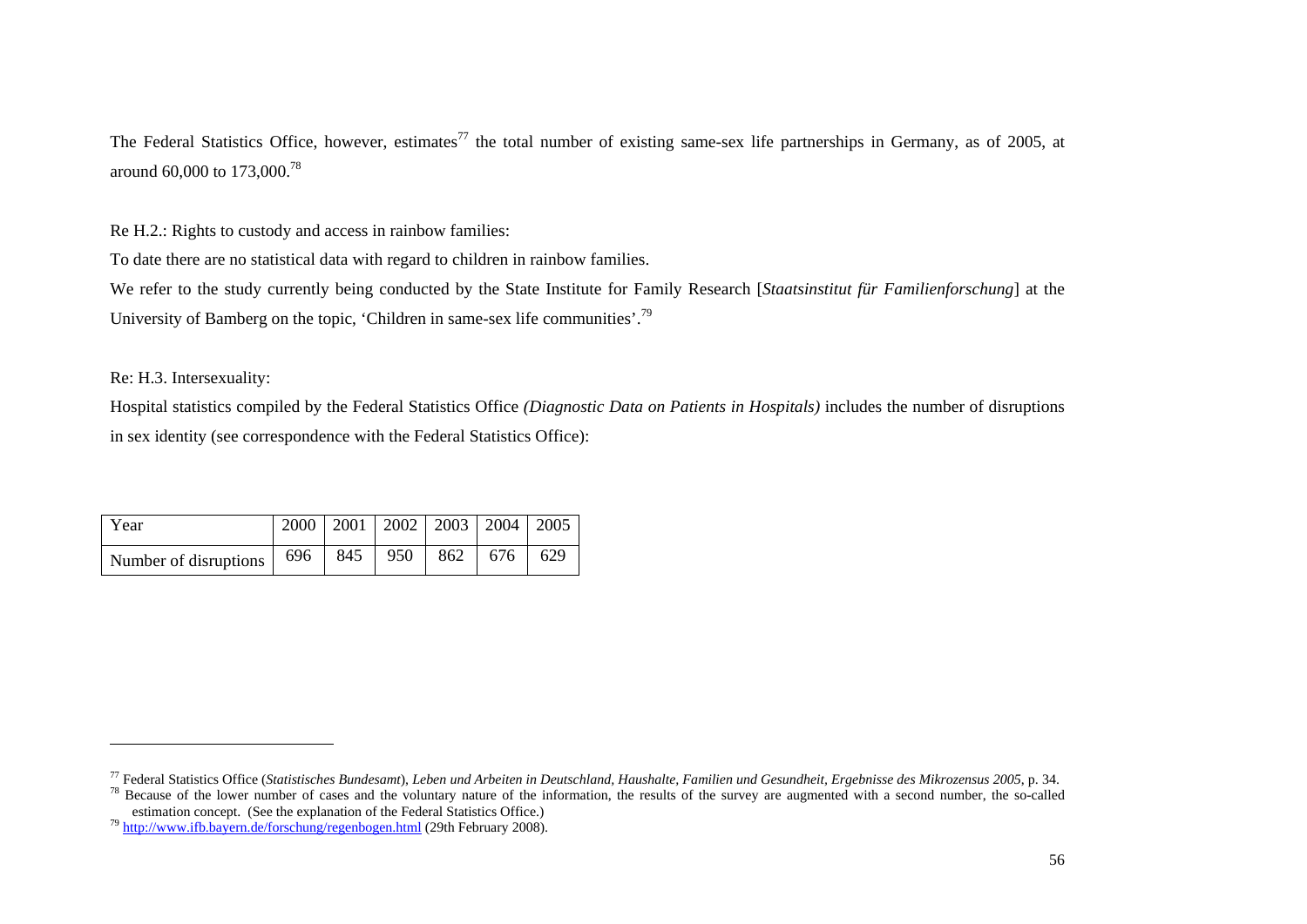The Federal Statistics Office, however, estimates[77] the total number of existing same-sex life partnerships in Germany, as of 2005, at around 60,000 to 173,000.[78]

Re H.2.: Rights to custody and access in rainbow families:

To date there are no statistical data with regard to children in rainbow families.

We refer to the study currently being conducted by the State Institute for Family Research [*Staatsinstitut für Familienforschung*] at the University of Bamberg on the topic, 'Children in same-sex life communities'.[79]

Re: H.3. Intersexuality:

Hospital statistics compiled by the Federal Statistics Office *(Diagnostic Data on Patients in Hospitals)* includes the number of disruptions in sex identity (see correspondence with the Federal Statistics Office):

| Year | 2000 | 2001 | 2002 | 2003 | 2004 | 2005 |
|---|---|---|---|---|---|---|
| Number of disruptions | 696 | 845 | 950 | 862 | 676 | 629 |

---

[77] Federal Statistics Office (*Statistisches Bundesamt*), *Leben und Arbeiten in Deutschland, Haushalte, Familien und Gesundheit, Ergebnisse des Mikrozensus 2005*, p. 34.

[78] Because of the lower number of cases and the voluntary nature of the information, the results of the survey are augmented with a second number, the so-called estimation concept. (See the explanation of the Federal Statistics Office.)

[79] http://www.ifb.bayern.de/forschung/regenbogen.html (29th February 2008).